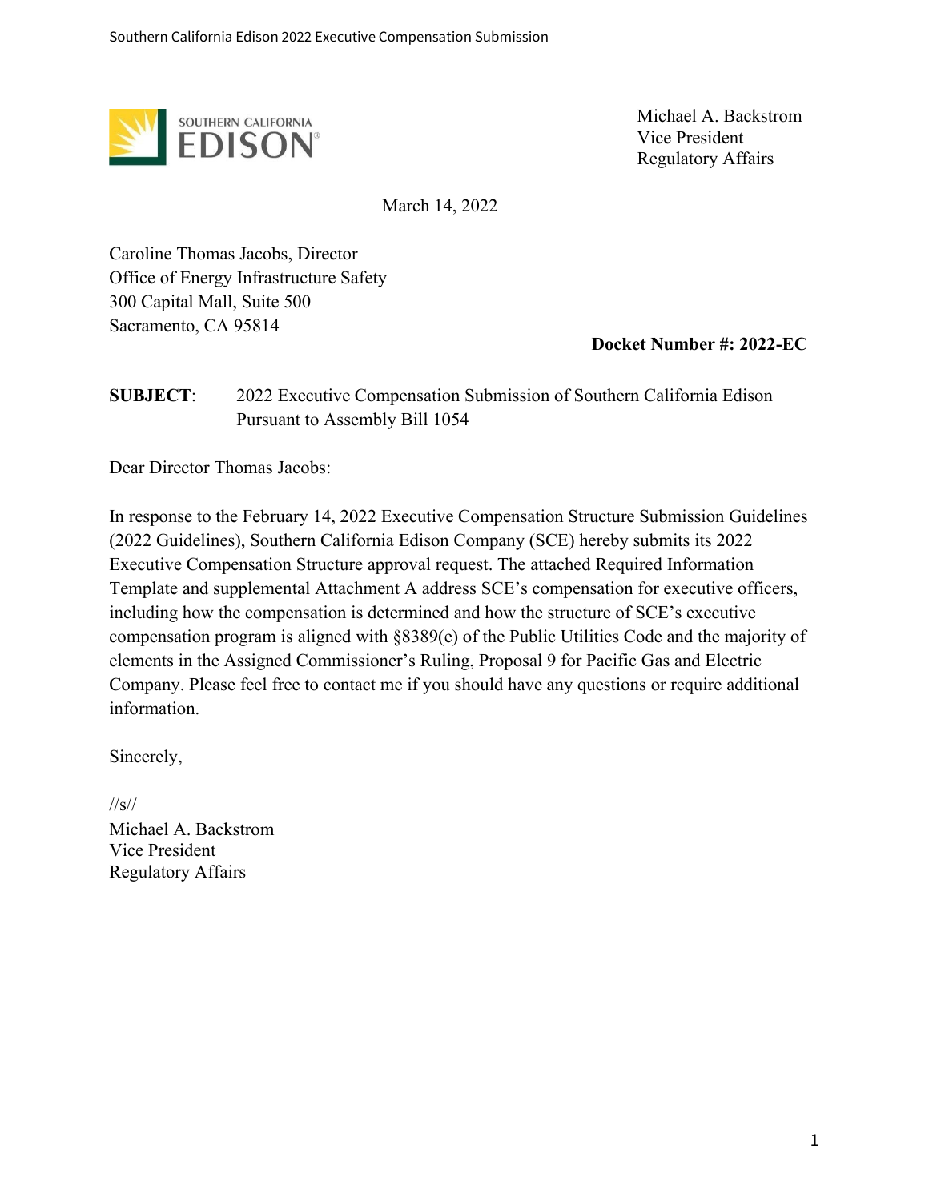Michael A. Backstrom
Vice President
Regulatory Affairs

March 14, 2022

Caroline Thomas Jacobs, Director
Office of Energy Infrastructure Safety
300 Capital Mall, Suite 500
Sacramento, CA 95814

**Docket Number #: 2022-EC**

**SUBJECT**: 2022 Executive Compensation Submission of Southern California Edison Pursuant to Assembly Bill 1054

Dear Director Thomas Jacobs:

In response to the February 14, 2022 Executive Compensation Structure Submission Guidelines (2022 Guidelines), Southern California Edison Company (SCE) hereby submits its 2022 Executive Compensation Structure approval request. The attached Required Information Template and supplemental Attachment A address SCE's compensation for executive officers, including how the compensation is determined and how the structure of SCE's executive compensation program is aligned with §8389(e) of the Public Utilities Code and the majority of elements in the Assigned Commissioner's Ruling, Proposal 9 for Pacific Gas and Electric Company. Please feel free to contact me if you should have any questions or require additional information.

Sincerely,

//s//
Michael A. Backstrom
Vice President
Regulatory Affairs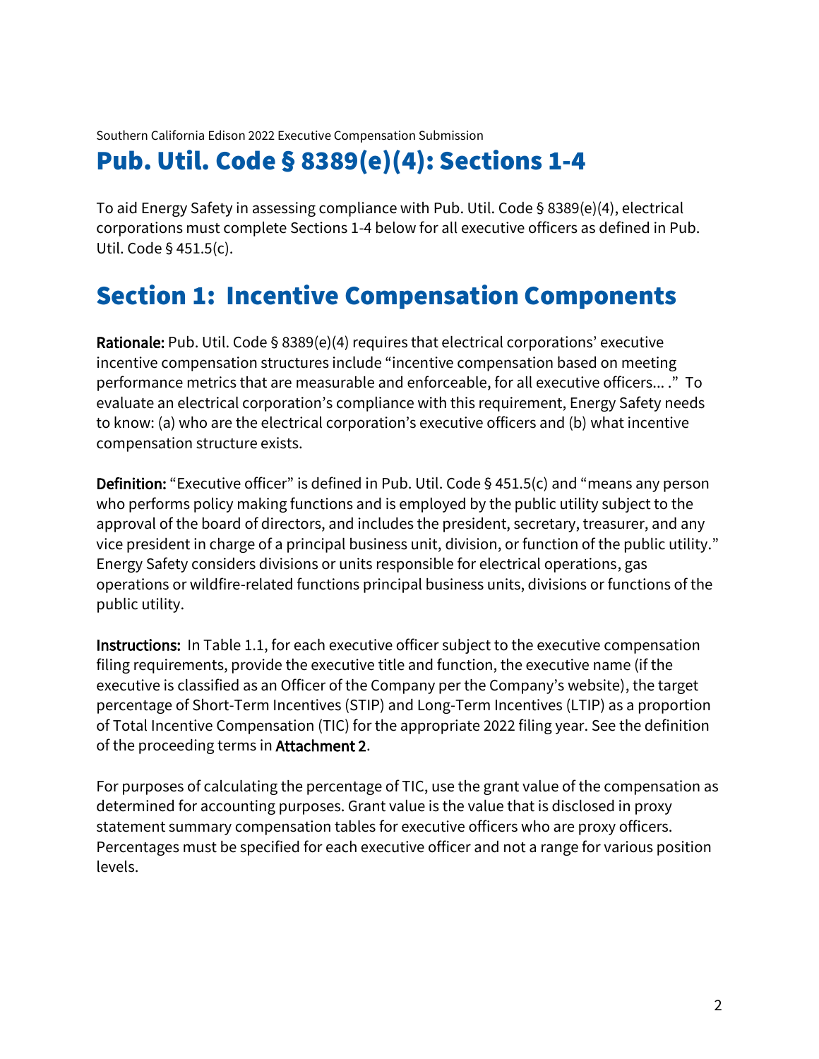Southern California Edison 2022 Executive Compensation Submission

# Pub. Util. Code § 8389(e)(4): Sections 1-4

To aid Energy Safety in assessing compliance with Pub. Util. Code § 8389(e)(4), electrical corporations must complete Sections 1-4 below for all executive officers as defined in Pub. Util. Code § 451.5(c).

# Section 1: Incentive Compensation Components

**Rationale:** Pub. Util. Code § 8389(e)(4) requires that electrical corporations' executive incentive compensation structures include "incentive compensation based on meeting performance metrics that are measurable and enforceable, for all executive officers... ." To evaluate an electrical corporation's compliance with this requirement, Energy Safety needs to know: (a) who are the electrical corporation's executive officers and (b) what incentive compensation structure exists.

**Definition:** "Executive officer" is defined in Pub. Util. Code § 451.5(c) and "means any person who performs policy making functions and is employed by the public utility subject to the approval of the board of directors, and includes the president, secretary, treasurer, and any vice president in charge of a principal business unit, division, or function of the public utility." Energy Safety considers divisions or units responsible for electrical operations, gas operations or wildfire-related functions principal business units, divisions or functions of the public utility.

**Instructions:** In Table 1.1, for each executive officer subject to the executive compensation filing requirements, provide the executive title and function, the executive name (if the executive is classified as an Officer of the Company per the Company's website), the target percentage of Short-Term Incentives (STIP) and Long-Term Incentives (LTIP) as a proportion of Total Incentive Compensation (TIC) for the appropriate 2022 filing year. See the definition of the proceeding terms in **Attachment 2**.

For purposes of calculating the percentage of TIC, use the grant value of the compensation as determined for accounting purposes. Grant value is the value that is disclosed in proxy statement summary compensation tables for executive officers who are proxy officers. Percentages must be specified for each executive officer and not a range for various position levels.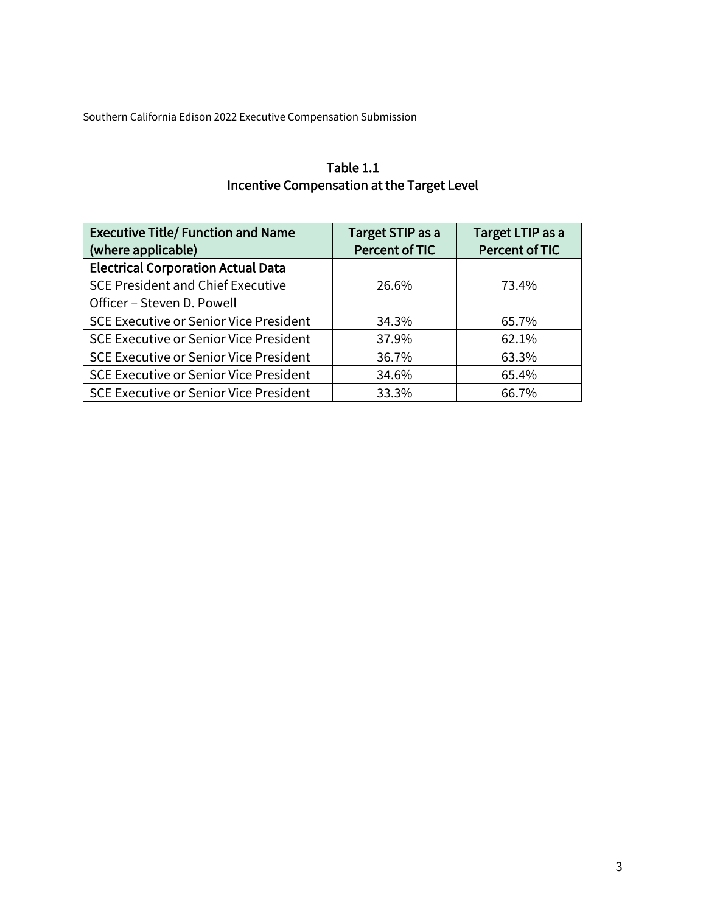## Table 1.1
## Incentive Compensation at the Target Level

| Executive Title/ Function and Name (where applicable) | Target STIP as a Percent of TIC | Target LTIP as a Percent of TIC |
|---|---|---|
| **Electrical Corporation Actual Data** | | |
| SCE President and Chief Executive Officer – Steven D. Powell | 26.6% | 73.4% |
| SCE Executive or Senior Vice President | 34.3% | 65.7% |
| SCE Executive or Senior Vice President | 37.9% | 62.1% |
| SCE Executive or Senior Vice President | 36.7% | 63.3% |
| SCE Executive or Senior Vice President | 34.6% | 65.4% |
| SCE Executive or Senior Vice President | 33.3% | 66.7% |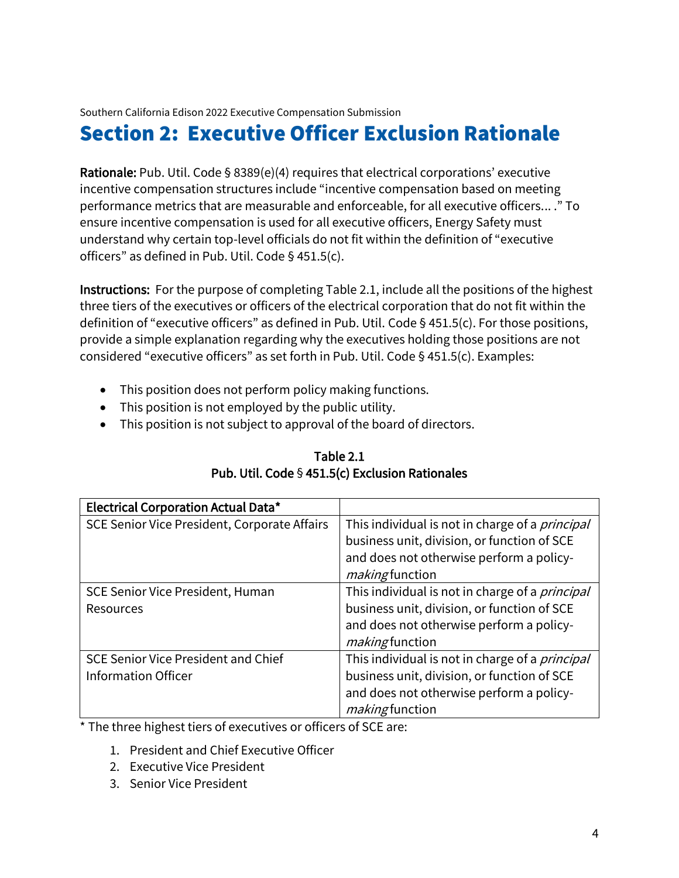Southern California Edison 2022 Executive Compensation Submission

# Section 2: Executive Officer Exclusion Rationale

**Rationale:** Pub. Util. Code § 8389(e)(4) requires that electrical corporations' executive incentive compensation structures include "incentive compensation based on meeting performance metrics that are measurable and enforceable, for all executive officers... ." To ensure incentive compensation is used for all executive officers, Energy Safety must understand why certain top-level officials do not fit within the definition of "executive officers" as defined in Pub. Util. Code § 451.5(c).

**Instructions:** For the purpose of completing Table 2.1, include all the positions of the highest three tiers of the executives or officers of the electrical corporation that do not fit within the definition of "executive officers" as defined in Pub. Util. Code § 451.5(c). For those positions, provide a simple explanation regarding why the executives holding those positions are not considered "executive officers" as set forth in Pub. Util. Code § 451.5(c). Examples:

- This position does not perform policy making functions.
- This position is not employed by the public utility.
- This position is not subject to approval of the board of directors.

**Table 2.1**
**Pub. Util. Code § 451.5(c) Exclusion Rationales**

| Electrical Corporation Actual Data* | |
|---|---|
| SCE Senior Vice President, Corporate Affairs | This individual is not in charge of a *principal* business unit, division, or function of SCE and does not otherwise perform a policy-*making* function |
| SCE Senior Vice President, Human Resources | This individual is not in charge of a *principal* business unit, division, or function of SCE and does not otherwise perform a policy-*making* function |
| SCE Senior Vice President and Chief Information Officer | This individual is not in charge of a *principal* business unit, division, or function of SCE and does not otherwise perform a policy-*making* function |

* The three highest tiers of executives or officers of SCE are:

1. President and Chief Executive Officer
2. Executive Vice President
3. Senior Vice President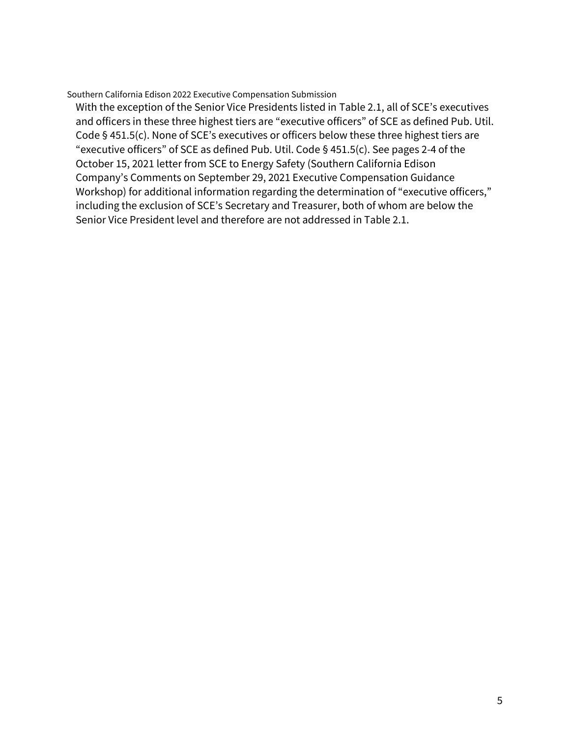With the exception of the Senior Vice Presidents listed in Table 2.1, all of SCE's executives and officers in these three highest tiers are "executive officers" of SCE as defined Pub. Util. Code § 451.5(c). None of SCE's executives or officers below these three highest tiers are "executive officers" of SCE as defined Pub. Util. Code § 451.5(c). See pages 2-4 of the October 15, 2021 letter from SCE to Energy Safety (Southern California Edison Company's Comments on September 29, 2021 Executive Compensation Guidance Workshop) for additional information regarding the determination of "executive officers," including the exclusion of SCE's Secretary and Treasurer, both of whom are below the Senior Vice President level and therefore are not addressed in Table 2.1.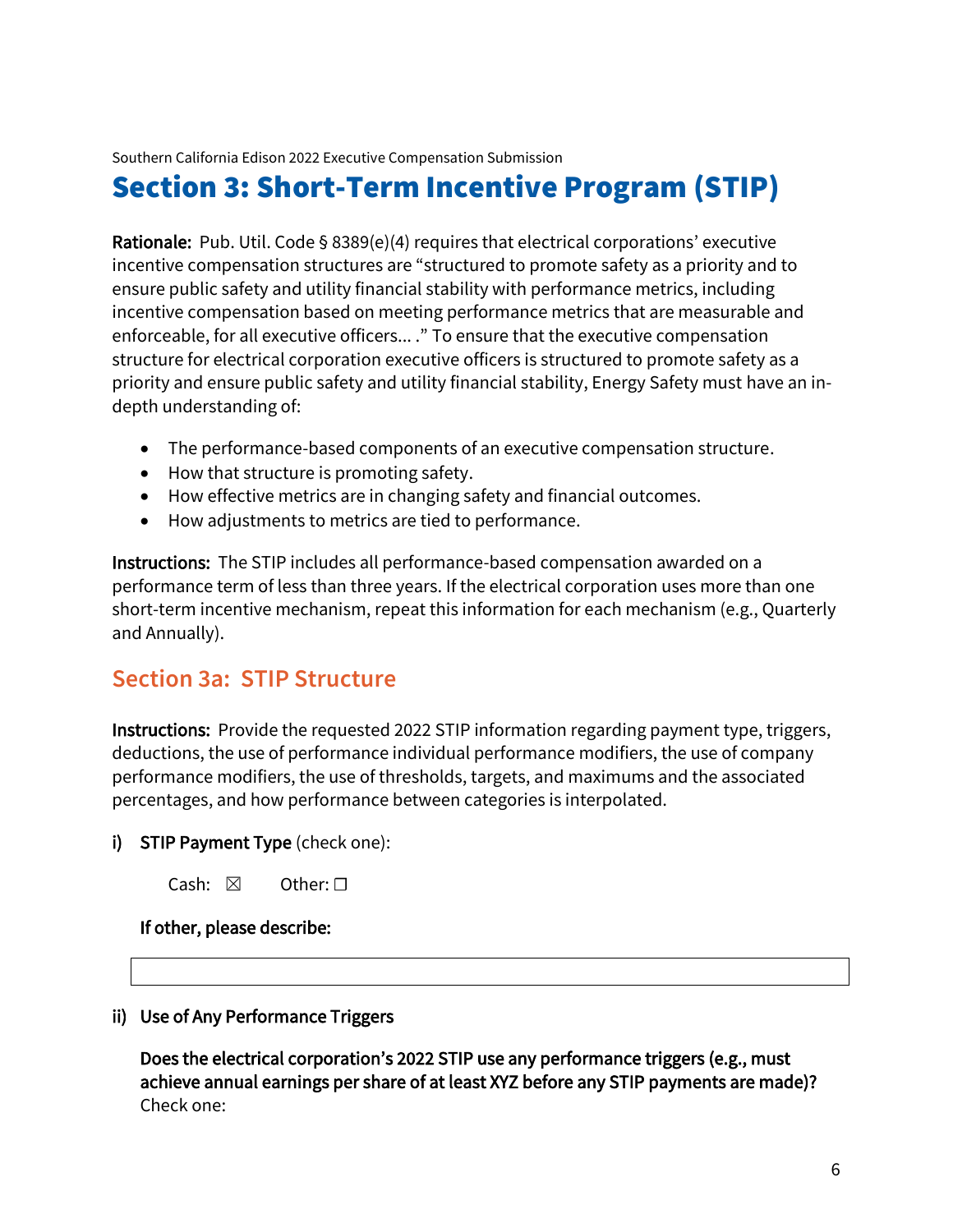# Section 3: Short-Term Incentive Program (STIP)

**Rationale:** Pub. Util. Code § 8389(e)(4) requires that electrical corporations' executive incentive compensation structures are "structured to promote safety as a priority and to ensure public safety and utility financial stability with performance metrics, including incentive compensation based on meeting performance metrics that are measurable and enforceable, for all executive officers... ." To ensure that the executive compensation structure for electrical corporation executive officers is structured to promote safety as a priority and ensure public safety and utility financial stability, Energy Safety must have an in-depth understanding of:

- The performance-based components of an executive compensation structure.
- How that structure is promoting safety.
- How effective metrics are in changing safety and financial outcomes.
- How adjustments to metrics are tied to performance.

**Instructions:** The STIP includes all performance-based compensation awarded on a performance term of less than three years. If the electrical corporation uses more than one short-term incentive mechanism, repeat this information for each mechanism (e.g., Quarterly and Annually).

## Section 3a: STIP Structure

**Instructions:** Provide the requested 2022 STIP information regarding payment type, triggers, deductions, the use of performance individual performance modifiers, the use of company performance modifiers, the use of thresholds, targets, and maximums and the associated percentages, and how performance between categories is interpolated.

**i) STIP Payment Type** (check one):

Cash: ☒ Other: ☐

**If other, please describe:**

**ii) Use of Any Performance Triggers**

**Does the electrical corporation's 2022 STIP use any performance triggers (e.g., must achieve annual earnings per share of at least XYZ before any STIP payments are made)?** Check one: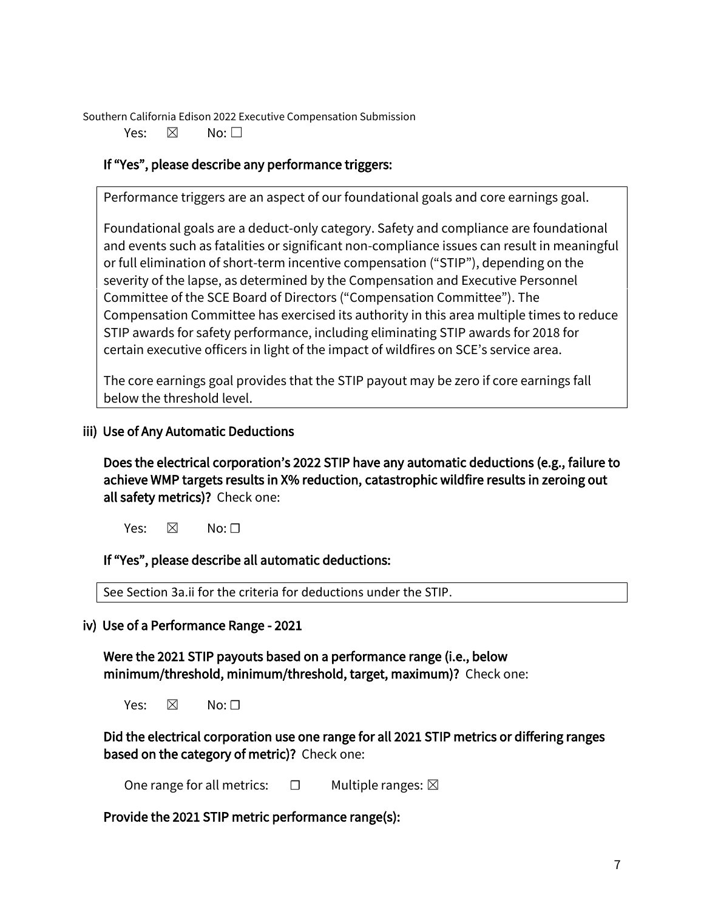Yes: ☒ No: ☐

If "Yes", please describe any performance triggers:

Performance triggers are an aspect of our foundational goals and core earnings goal.

Foundational goals are a deduct-only category. Safety and compliance are foundational and events such as fatalities or significant non-compliance issues can result in meaningful or full elimination of short-term incentive compensation ("STIP"), depending on the severity of the lapse, as determined by the Compensation and Executive Personnel Committee of the SCE Board of Directors ("Compensation Committee"). The Compensation Committee has exercised its authority in this area multiple times to reduce STIP awards for safety performance, including eliminating STIP awards for 2018 for certain executive officers in light of the impact of wildfires on SCE's service area.

The core earnings goal provides that the STIP payout may be zero if core earnings fall below the threshold level.

### iii) Use of Any Automatic Deductions

**Does the electrical corporation's 2022 STIP have any automatic deductions (e.g., failure to achieve WMP targets results in X% reduction, catastrophic wildfire results in zeroing out all safety metrics)?** Check one:

Yes: ☒ No: ☐

**If "Yes", please describe all automatic deductions:**

See Section 3a.ii for the criteria for deductions under the STIP.

### iv) Use of a Performance Range - 2021

**Were the 2021 STIP payouts based on a performance range (i.e., below minimum/threshold, minimum/threshold, target, maximum)?** Check one:

Yes: ☒ No: ☐

**Did the electrical corporation use one range for all 2021 STIP metrics or differing ranges based on the category of metric)?** Check one:

One range for all metrics: ☐ Multiple ranges: ☒

**Provide the 2021 STIP metric performance range(s):**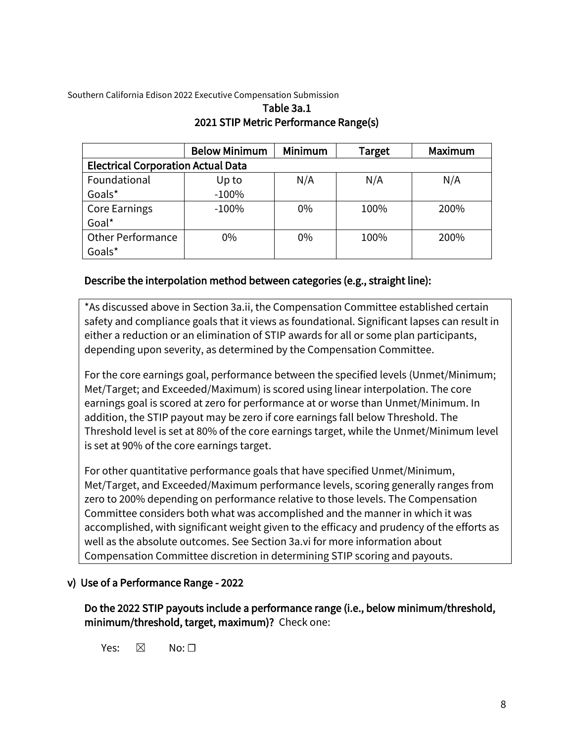Southern California Edison 2022 Executive Compensation Submission

### Table 3a.1
### 2021 STIP Metric Performance Range(s)

| | Below Minimum | Minimum | Target | Maximum |
|---|---|---|---|---|
| **Electrical Corporation Actual Data** | | | | |
| Foundational Goals* | Up to -100% | N/A | N/A | N/A |
| Core Earnings Goal* | -100% | 0% | 100% | 200% |
| Other Performance Goals* | 0% | 0% | 100% | 200% |

**Describe the interpolation method between categories (e.g., straight line):**

*As discussed above in Section 3a.ii, the Compensation Committee established certain safety and compliance goals that it views as foundational. Significant lapses can result in either a reduction or an elimination of STIP awards for all or some plan participants, depending upon severity, as determined by the Compensation Committee.

For the core earnings goal, performance between the specified levels (Unmet/Minimum; Met/Target; and Exceeded/Maximum) is scored using linear interpolation. The core earnings goal is scored at zero for performance at or worse than Unmet/Minimum. In addition, the STIP payout may be zero if core earnings fall below Threshold. The Threshold level is set at 80% of the core earnings target, while the Unmet/Minimum level is set at 90% of the core earnings target.

For other quantitative performance goals that have specified Unmet/Minimum, Met/Target, and Exceeded/Maximum performance levels, scoring generally ranges from zero to 200% depending on performance relative to those levels. The Compensation Committee considers both what was accomplished and the manner in which it was accomplished, with significant weight given to the efficacy and prudency of the efforts as well as the absolute outcomes. See Section 3a.vi for more information about Compensation Committee discretion in determining STIP scoring and payouts.

## v) Use of a Performance Range - 2022

**Do the 2022 STIP payouts include a performance range (i.e., below minimum/threshold, minimum/threshold, target, maximum)?** Check one:

Yes: ☒ No: ☐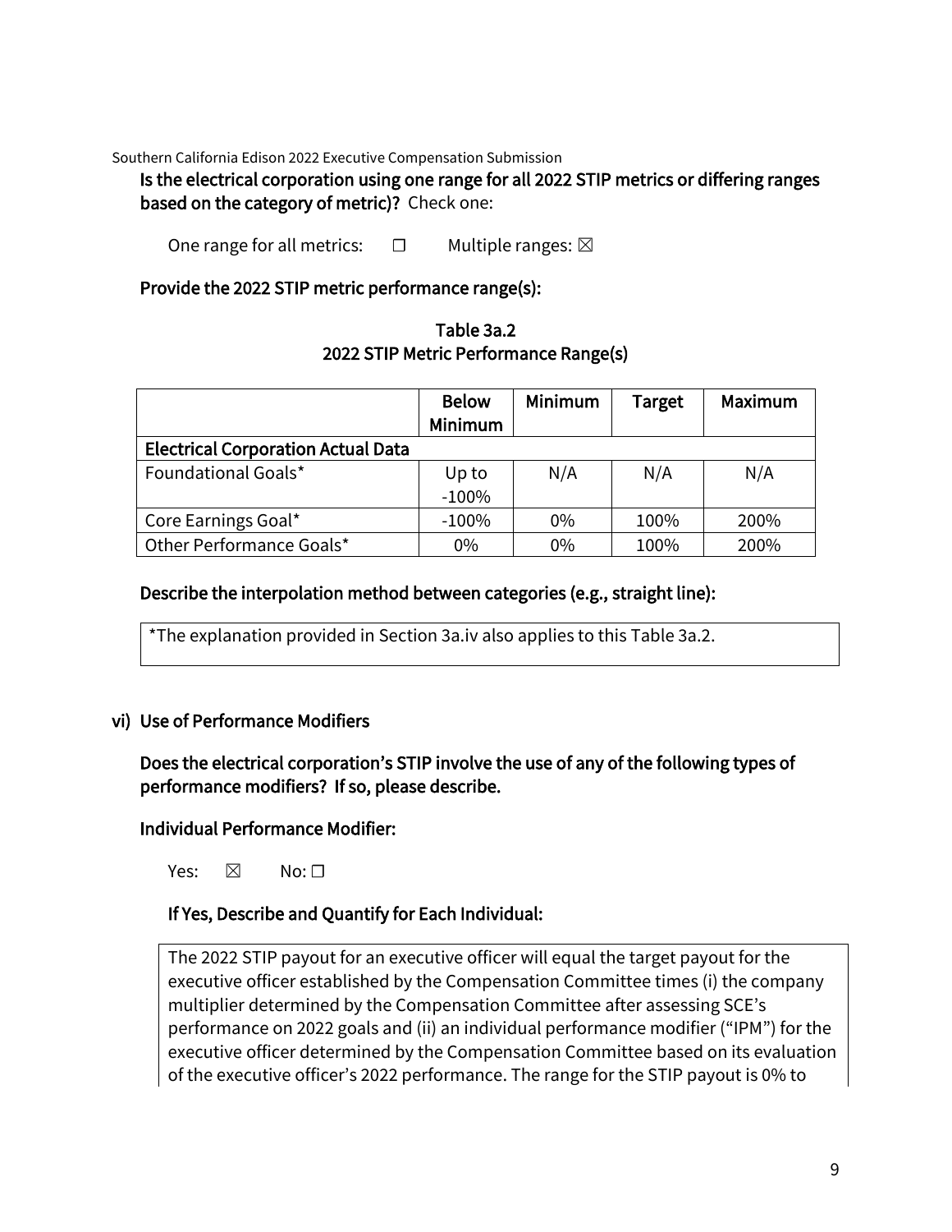**Is the electrical corporation using one range for all 2022 STIP metrics or differing ranges based on the category of metric)?** Check one:

One range for all metrics: ☐ Multiple ranges: ☒

**Provide the 2022 STIP metric performance range(s):**

**Table 3a.2**
**2022 STIP Metric Performance Range(s)**

| | Below Minimum | Minimum | Target | Maximum |
|---|---|---|---|---|
| **Electrical Corporation Actual Data** | | | | |
| Foundational Goals* | Up to -100% | N/A | N/A | N/A |
| Core Earnings Goal* | -100% | 0% | 100% | 200% |
| Other Performance Goals* | 0% | 0% | 100% | 200% |

**Describe the interpolation method between categories (e.g., straight line):**

*The explanation provided in Section 3a.iv also applies to this Table 3a.2.

### vi) Use of Performance Modifiers

**Does the electrical corporation's STIP involve the use of any of the following types of performance modifiers? If so, please describe.**

**Individual Performance Modifier:**

Yes: ☒ No: ☐

**If Yes, Describe and Quantify for Each Individual:**

The 2022 STIP payout for an executive officer will equal the target payout for the executive officer established by the Compensation Committee times (i) the company multiplier determined by the Compensation Committee after assessing SCE's performance on 2022 goals and (ii) an individual performance modifier ("IPM") for the executive officer determined by the Compensation Committee based on its evaluation of the executive officer's 2022 performance. The range for the STIP payout is 0% to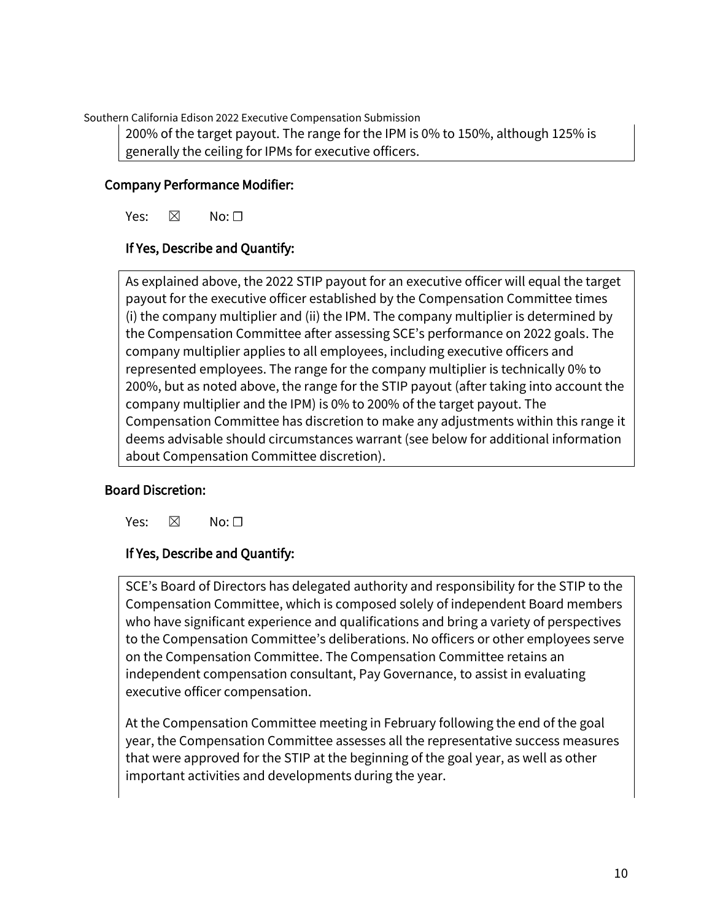200% of the target payout. The range for the IPM is 0% to 150%, although 125% is generally the ceiling for IPMs for executive officers.

### Company Performance Modifier:

Yes: ☒ No: ☐

#### If Yes, Describe and Quantify:

As explained above, the 2022 STIP payout for an executive officer will equal the target payout for the executive officer established by the Compensation Committee times (i) the company multiplier and (ii) the IPM. The company multiplier is determined by the Compensation Committee after assessing SCE's performance on 2022 goals. The company multiplier applies to all employees, including executive officers and represented employees. The range for the company multiplier is technically 0% to 200%, but as noted above, the range for the STIP payout (after taking into account the company multiplier and the IPM) is 0% to 200% of the target payout. The Compensation Committee has discretion to make any adjustments within this range it deems advisable should circumstances warrant (see below for additional information about Compensation Committee discretion).

### Board Discretion:

Yes: ☒ No: ☐

#### If Yes, Describe and Quantify:

SCE's Board of Directors has delegated authority and responsibility for the STIP to the Compensation Committee, which is composed solely of independent Board members who have significant experience and qualifications and bring a variety of perspectives to the Compensation Committee's deliberations. No officers or other employees serve on the Compensation Committee. The Compensation Committee retains an independent compensation consultant, Pay Governance, to assist in evaluating executive officer compensation.

At the Compensation Committee meeting in February following the end of the goal year, the Compensation Committee assesses all the representative success measures that were approved for the STIP at the beginning of the goal year, as well as other important activities and developments during the year.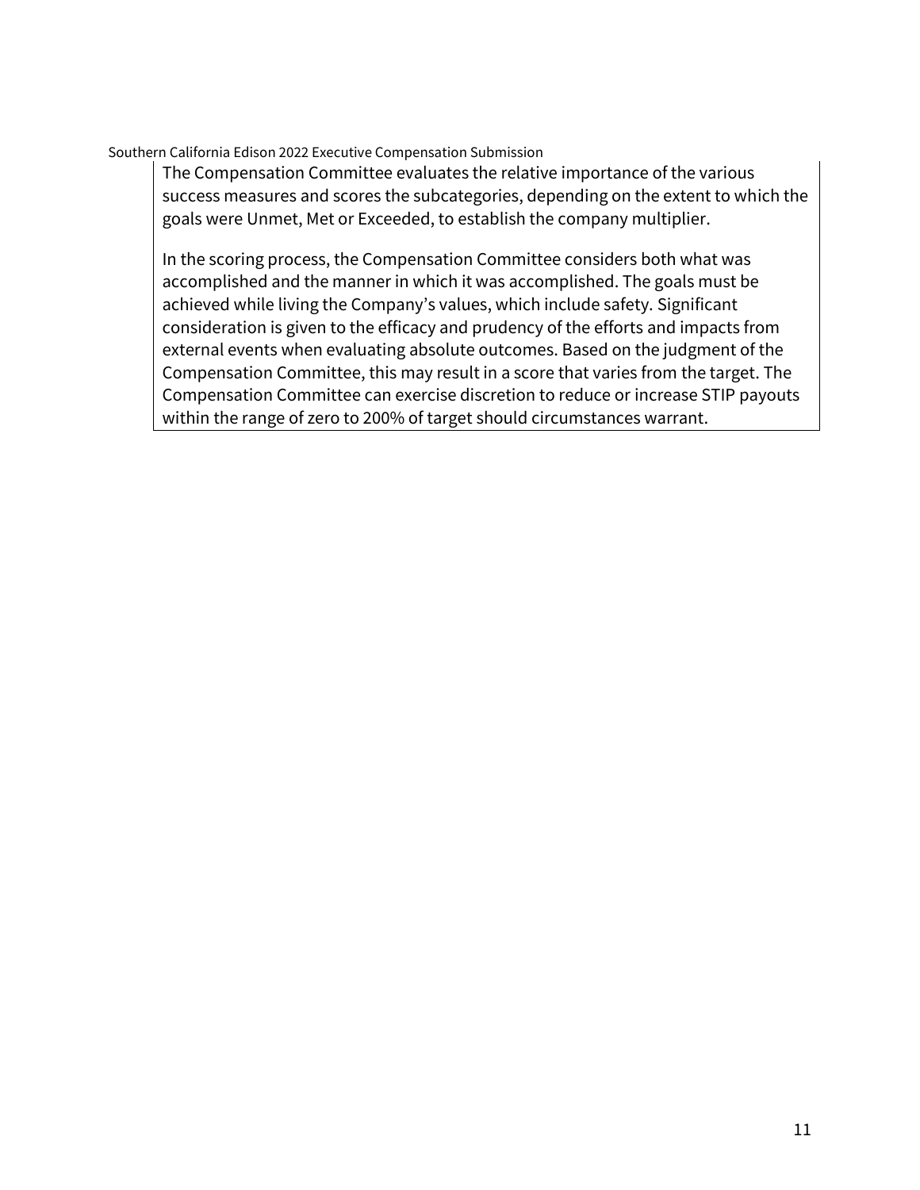The Compensation Committee evaluates the relative importance of the various success measures and scores the subcategories, depending on the extent to which the goals were Unmet, Met or Exceeded, to establish the company multiplier.

In the scoring process, the Compensation Committee considers both what was accomplished and the manner in which it was accomplished. The goals must be achieved while living the Company's values, which include safety. Significant consideration is given to the efficacy and prudency of the efforts and impacts from external events when evaluating absolute outcomes. Based on the judgment of the Compensation Committee, this may result in a score that varies from the target. The Compensation Committee can exercise discretion to reduce or increase STIP payouts within the range of zero to 200% of target should circumstances warrant.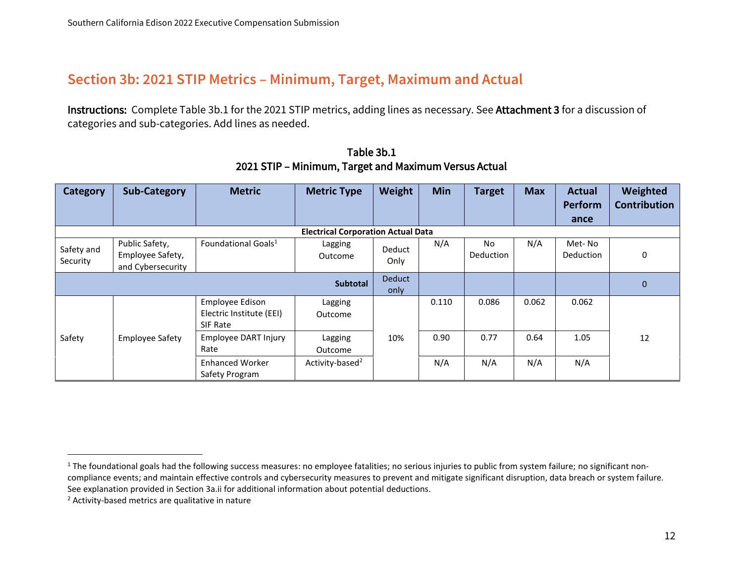## Section 3b: 2021 STIP Metrics – Minimum, Target, Maximum and Actual

**Instructions:** Complete Table 3b.1 for the 2021 STIP metrics, adding lines as necessary. See **Attachment 3** for a discussion of categories and sub-categories. Add lines as needed.

**Table 3b.1**
**2021 STIP – Minimum, Target and Maximum Versus Actual**

| Category | Sub-Category | Metric | Metric Type | Weight | Min | Target | Max | Actual Performance | Weighted Contribution |
|---|---|---|---|---|---|---|---|---|---|
| **Electrical Corporation Actual Data** | | | | | | | | | |
| Safety and Security | Public Safety, Employee Safety, and Cybersecurity | Foundational Goals[1] | Lagging Outcome | Deduct Only | N/A | No Deduction | N/A | Met- No Deduction | 0 |
| | | | **Subtotal** | Deduct only | | | | | 0 |
| Safety | Employee Safety | Employee Edison Electric Institute (EEI) SIF Rate | Lagging Outcome | 10% | 0.110 | 0.086 | 0.062 | 0.062 | 12 |
| | | Employee DART Injury Rate | Lagging Outcome | | 0.90 | 0.77 | 0.64 | 1.05 | |
| | | Enhanced Worker Safety Program | Activity-based[2] | | N/A | N/A | N/A | N/A | |

[1] The foundational goals had the following success measures: no employee fatalities; no serious injuries to public from system failure; no significant non-compliance events; and maintain effective controls and cybersecurity measures to prevent and mitigate significant disruption, data breach or system failure. See explanation provided in Section 3a.ii for additional information about potential deductions.

[2] Activity-based metrics are qualitative in nature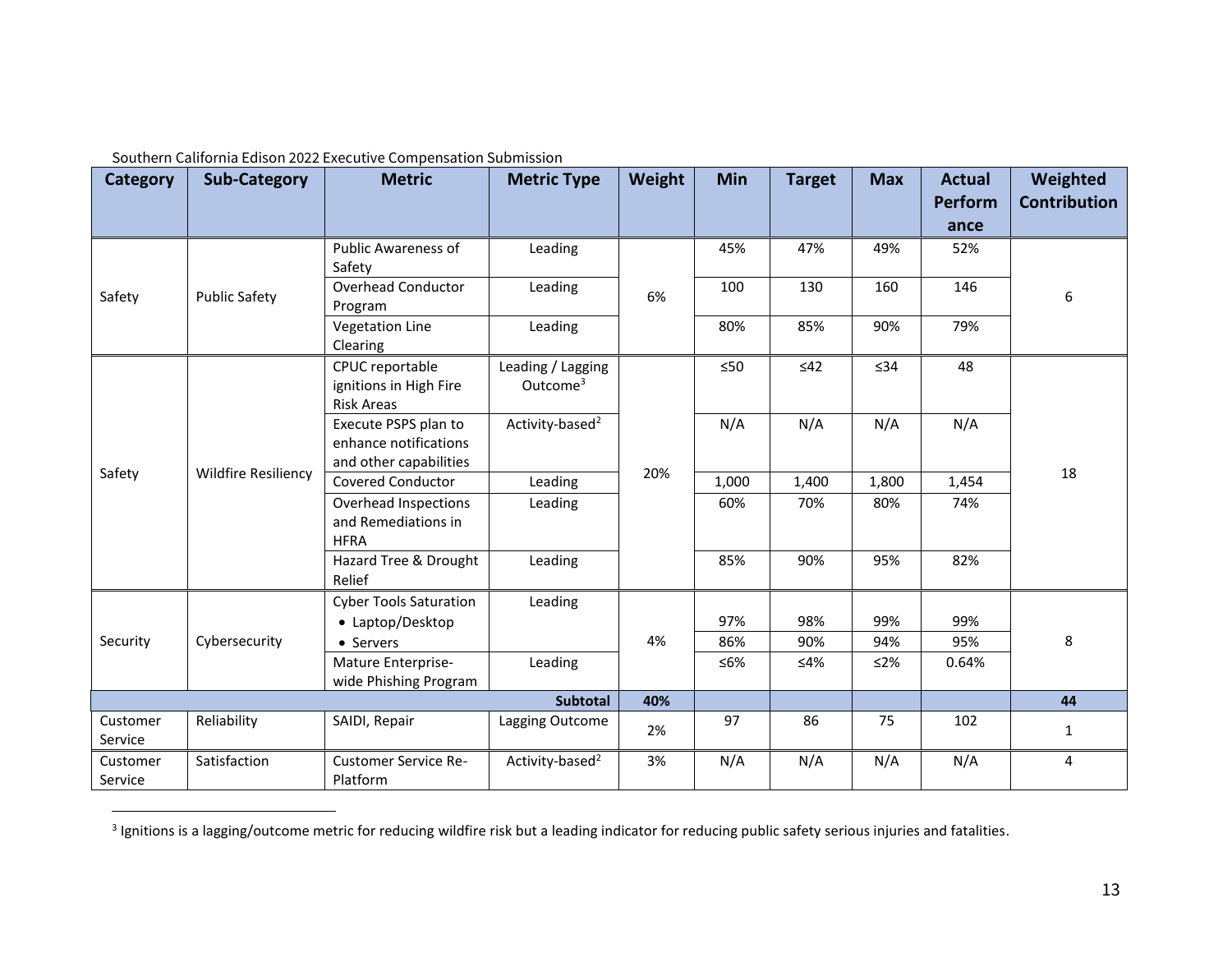Southern California Edison 2022 Executive Compensation Submission

| Category | Sub-Category | Metric | Metric Type | Weight | Min | Target | Max | Actual Performance | Weighted Contribution |
|---|---|---|---|---|---|---|---|---|---|
| Safety | Public Safety | Public Awareness of Safety | Leading | 6% | 45% | 47% | 49% | 52% | 6 |
| | | Overhead Conductor Program | Leading | | 100 | 130 | 160 | 146 | |
| | | Vegetation Line Clearing | Leading | | 80% | 85% | 90% | 79% | |
| Safety | Wildfire Resiliency | CPUC reportable ignitions in High Fire Risk Areas | Leading / Lagging Outcome[3] | 20% | ≤50 | ≤42 | ≤34 | 48 | 18 |
| | | Execute PSPS plan to enhance notifications and other capabilities | Activity-based[2] | | N/A | N/A | N/A | N/A | |
| | | Covered Conductor | Leading | | 1,000 | 1,400 | 1,800 | 1,454 | |
| | | Overhead Inspections and Remediations in HFRA | Leading | | 60% | 70% | 80% | 74% | |
| | | Hazard Tree & Drought Relief | Leading | | 85% | 90% | 95% | 82% | |
| Security | Cybersecurity | Cyber Tools Saturation | Leading | 4% | | | | | 8 |
| | | • Laptop/Desktop | | | 97% | 98% | 99% | 99% | |
| | | • Servers | | | 86% | 90% | 94% | 95% | |
| | | Mature Enterprise-wide Phishing Program | Leading | | ≤6% | ≤4% | ≤2% | 0.64% | |
| | | | **Subtotal** | **40%** | | | | | **44** |
| Customer Service | Reliability | SAIDI, Repair | Lagging Outcome | 2% | 97 | 86 | 75 | 102 | 1 |
| Customer Service | Satisfaction | Customer Service Re-Platform | Activity-based[2] | 3% | N/A | N/A | N/A | N/A | 4 |

[3] Ignitions is a lagging/outcome metric for reducing wildfire risk but a leading indicator for reducing public safety serious injuries and fatalities.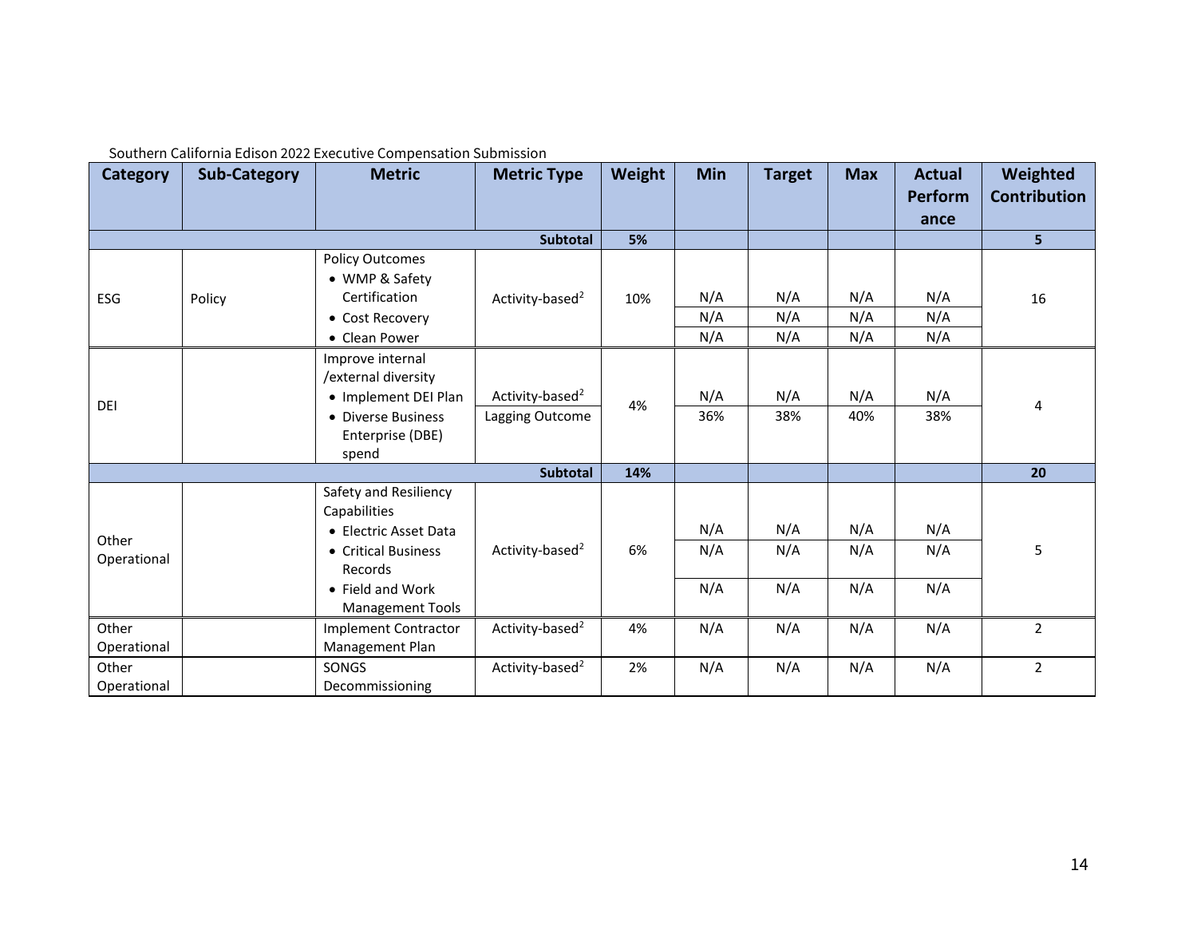Southern California Edison 2022 Executive Compensation Submission

| Category | Sub-Category | Metric | Metric Type | Weight | Min | Target | Max | Actual Performance | Weighted Contribution |
|---|---|---|---|---|---|---|---|---|---|
| | | | Subtotal | 5% | | | | | 5 |
| ESG | Policy | Policy Outcomes<br>• WMP & Safety Certification<br>• Cost Recovery<br>• Clean Power | Activity-based[2] | 10% | N/A<br>N/A<br>N/A | N/A<br>N/A<br>N/A | N/A<br>N/A<br>N/A | N/A<br>N/A<br>N/A | 16 |
| DEI | | Improve internal /external diversity<br>• Implement DEI Plan<br>• Diverse Business Enterprise (DBE) spend | Activity-based[2]<br>Lagging Outcome | 4% | N/A<br>36% | N/A<br>38% | N/A<br>40% | N/A<br>38% | 4 |
| | | | Subtotal | 14% | | | | | 20 |
| Other Operational | | Safety and Resiliency Capabilities<br>• Electric Asset Data<br>• Critical Business Records<br>• Field and Work Management Tools | Activity-based[2] | 6% | N/A<br>N/A<br>N/A | N/A<br>N/A<br>N/A | N/A<br>N/A<br>N/A | N/A<br>N/A<br>N/A | 5 |
| Other Operational | | Implement Contractor Management Plan | Activity-based[2] | 4% | N/A | N/A | N/A | N/A | 2 |
| Other Operational | | SONGS Decommissioning | Activity-based[2] | 2% | N/A | N/A | N/A | N/A | 2 |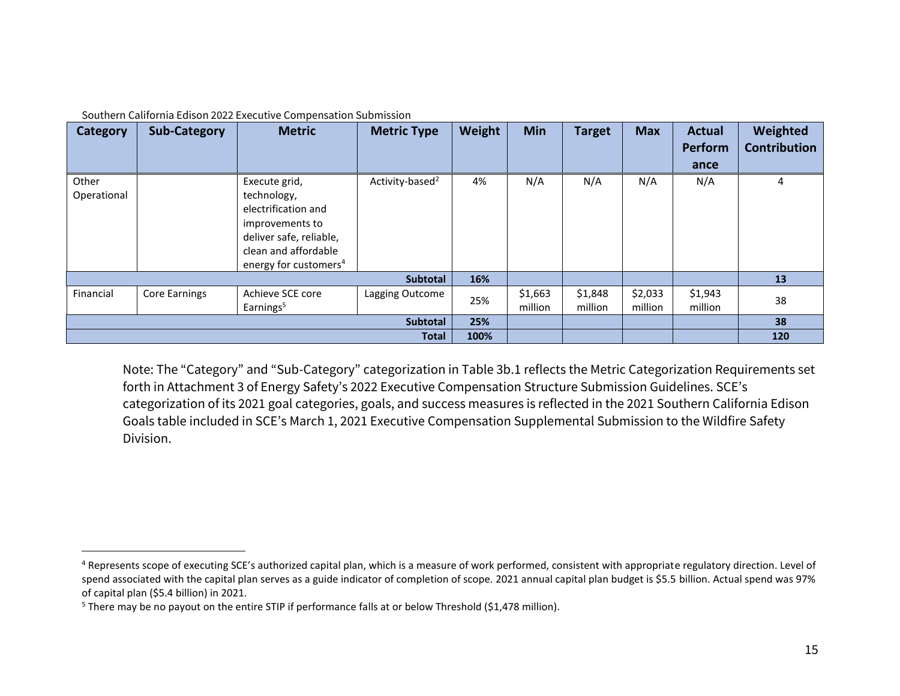Southern California Edison 2022 Executive Compensation Submission

| Category | Sub-Category | Metric | Metric Type | Weight | Min | Target | Max | Actual Performance | Weighted Contribution |
|---|---|---|---|---|---|---|---|---|---|
| Other Operational | | Execute grid, technology, electrification and improvements to deliver safe, reliable, clean and affordable energy for customers[4] | Activity-based[2] | 4% | N/A | N/A | N/A | N/A | 4 |
| | | | **Subtotal** | **16%** | | | | | **13** |
| Financial | Core Earnings | Achieve SCE core Earnings[5] | Lagging Outcome | 25% | $1,663 million | $1,848 million | $2,033 million | $1,943 million | 38 |
| | | | **Subtotal** | **25%** | | | | | **38** |
| | | | **Total** | **100%** | | | | | **120** |

Note: The "Category" and "Sub-Category" categorization in Table 3b.1 reflects the Metric Categorization Requirements set forth in Attachment 3 of Energy Safety's 2022 Executive Compensation Structure Submission Guidelines. SCE's categorization of its 2021 goal categories, goals, and success measures is reflected in the 2021 Southern California Edison Goals table included in SCE's March 1, 2021 Executive Compensation Supplemental Submission to the Wildfire Safety Division.

[4] Represents scope of executing SCE's authorized capital plan, which is a measure of work performed, consistent with appropriate regulatory direction. Level of spend associated with the capital plan serves as a guide indicator of completion of scope. 2021 annual capital plan budget is $5.5 billion. Actual spend was 97% of capital plan ($5.4 billion) in 2021.

[5] There may be no payout on the entire STIP if performance falls at or below Threshold ($1,478 million).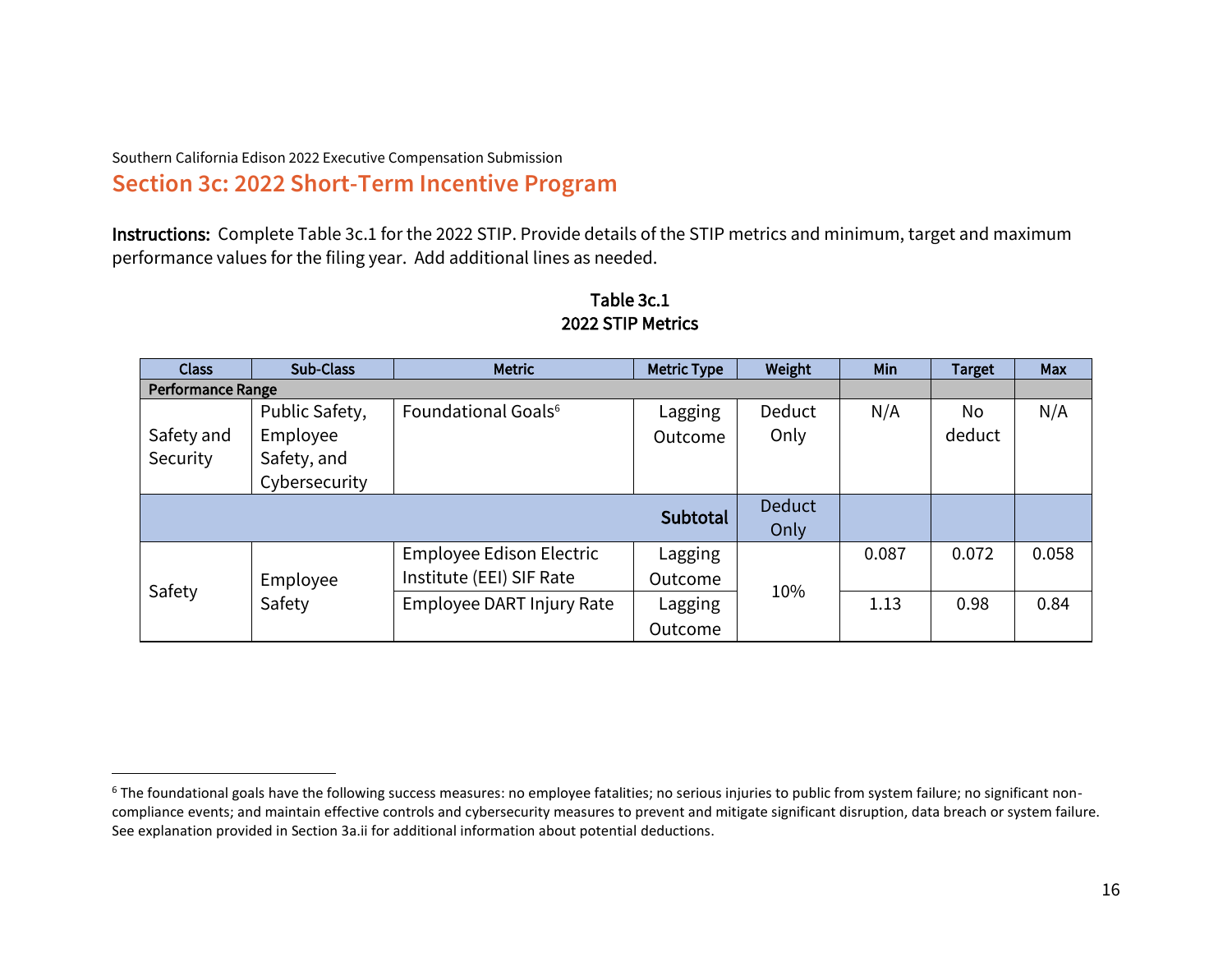Southern California Edison 2022 Executive Compensation Submission

## Section 3c: 2022 Short-Term Incentive Program

**Instructions:** Complete Table 3c.1 for the 2022 STIP. Provide details of the STIP metrics and minimum, target and maximum performance values for the filing year. Add additional lines as needed.

**Table 3c.1**
**2022 STIP Metrics**

| Class | Sub-Class | Metric | Metric Type | Weight | Min | Target | Max |
|---|---|---|---|---|---|---|---|
| **Performance Range** | | | | | | | |
| Safety and Security | Public Safety, Employee Safety, and Cybersecurity | Foundational Goals[6] | Lagging Outcome | Deduct Only | N/A | No deduct | N/A |
| | | | **Subtotal** | Deduct Only | | | |
| Safety | Employee Safety | Employee Edison Electric Institute (EEI) SIF Rate | Lagging Outcome | 10% | 0.087 | 0.072 | 0.058 |
| | | Employee DART Injury Rate | Lagging Outcome | | 1.13 | 0.98 | 0.84 |

[6] The foundational goals have the following success measures: no employee fatalities; no serious injuries to public from system failure; no significant non-compliance events; and maintain effective controls and cybersecurity measures to prevent and mitigate significant disruption, data breach or system failure. See explanation provided in Section 3a.ii for additional information about potential deductions.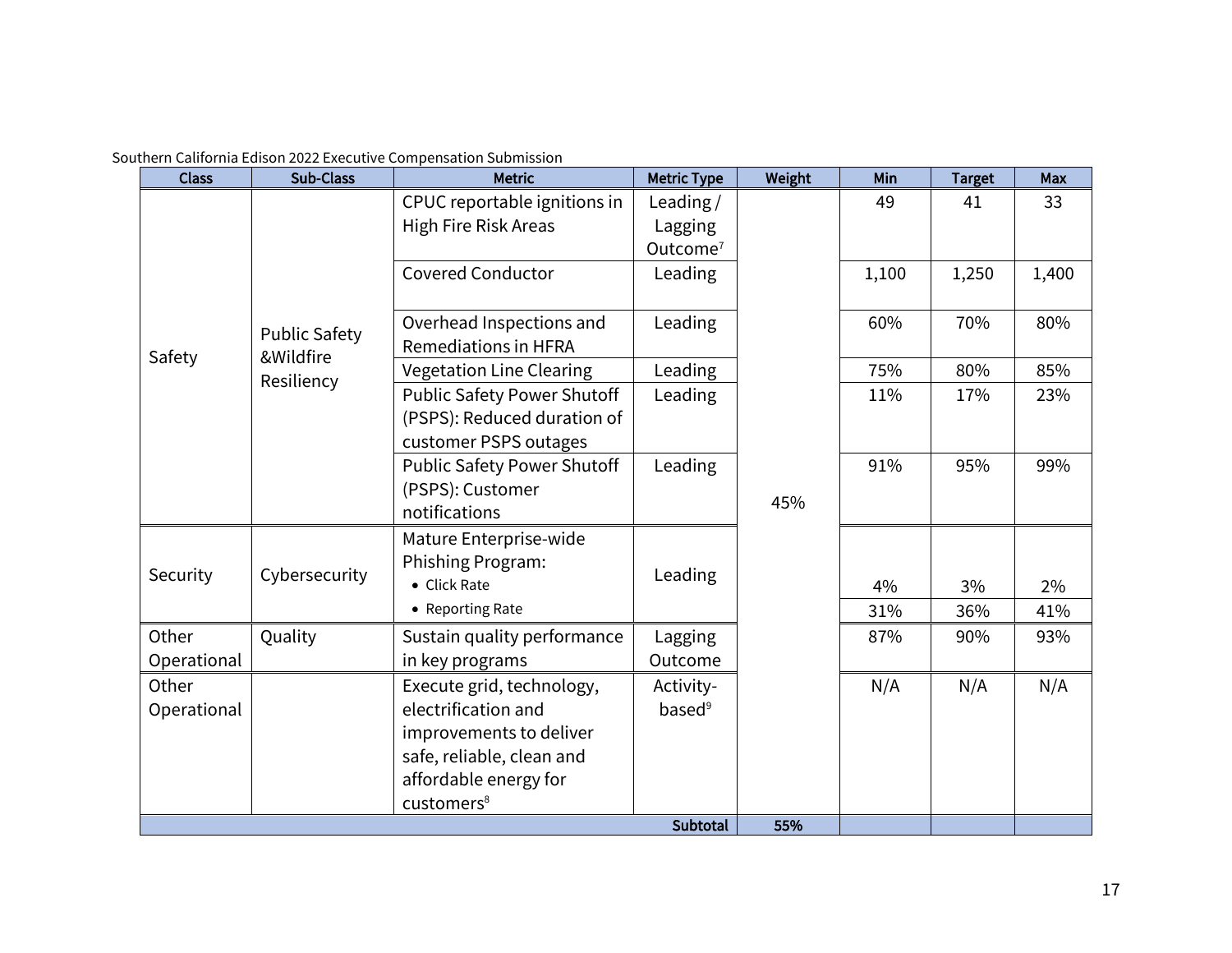Southern California Edison 2022 Executive Compensation Submission

| Class | Sub-Class | Metric | Metric Type | Weight | Min | Target | Max |
|---|---|---|---|---|---|---|---|
| Safety | Public Safety &Wildfire Resiliency | CPUC reportable ignitions in High Fire Risk Areas | Leading / Lagging Outcome[7] | 45% | 49 | 41 | 33 |
| | | Covered Conductor | Leading | | 1,100 | 1,250 | 1,400 |
| | | Overhead Inspections and Remediations in HFRA | Leading | | 60% | 70% | 80% |
| | | Vegetation Line Clearing | Leading | | 75% | 80% | 85% |
| | | Public Safety Power Shutoff (PSPS): Reduced duration of customer PSPS outages | Leading | | 11% | 17% | 23% |
| | | Public Safety Power Shutoff (PSPS): Customer notifications | Leading | | 91% | 95% | 99% |
| Security | Cybersecurity | Mature Enterprise-wide Phishing Program: • Click Rate | Leading | | 4% | 3% | 2% |
| | | • Reporting Rate | | | 31% | 36% | 41% |
| Other Operational | Quality | Sustain quality performance in key programs | Lagging Outcome | | 87% | 90% | 93% |
| Other Operational | | Execute grid, technology, electrification and improvements to deliver safe, reliable, clean and affordable energy for customers[8] | Activity-based[9] | | N/A | N/A | N/A |
| | | | **Subtotal** | **55%** | | | |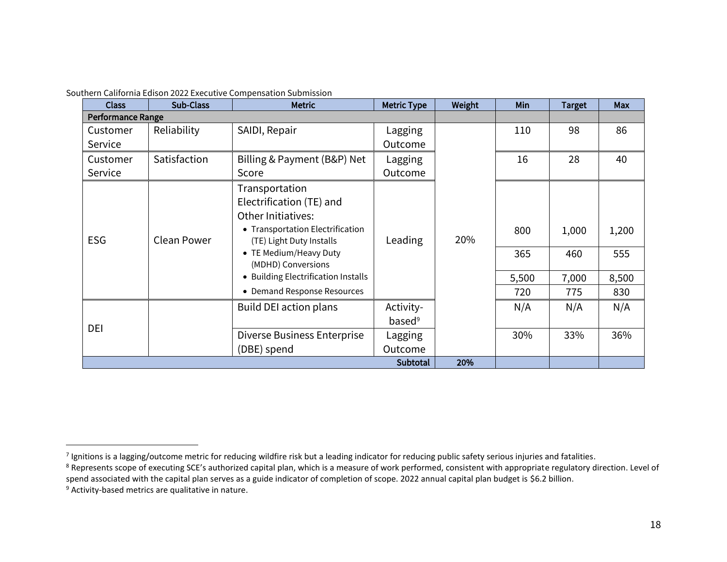Southern California Edison 2022 Executive Compensation Submission

| Class | Sub-Class | Metric | Metric Type | Weight | Min | Target | Max |
|---|---|---|---|---|---|---|---|
| **Performance Range** | | | | | | | |
| Customer Service | Reliability | SAIDI, Repair | Lagging Outcome | 20% | 110 | 98 | 86 |
| Customer Service | Satisfaction | Billing & Payment (B&P) Net Score | Lagging Outcome | | 16 | 28 | 40 |
| ESG | Clean Power | Transportation Electrification (TE) and Other Initiatives: | Leading | | | | |
| | | • Transportation Electrification (TE) Light Duty Installs | | | 800 | 1,000 | 1,200 |
| | | • TE Medium/Heavy Duty (MDHD) Conversions | | | 365 | 460 | 555 |
| | | • Building Electrification Installs | | | 5,500 | 7,000 | 8,500 |
| | | • Demand Response Resources | | | 720 | 775 | 830 |
| DEI | | Build DEI action plans | Activity-based[9] | | N/A | N/A | N/A |
| DEI | | Diverse Business Enterprise (DBE) spend | Lagging Outcome | | 30% | 33% | 36% |
| | | | **Subtotal** | **20%** | | | |

---

[7] Ignitions is a lagging/outcome metric for reducing wildfire risk but a leading indicator for reducing public safety serious injuries and fatalities.

[8] Represents scope of executing SCE's authorized capital plan, which is a measure of work performed, consistent with appropriate regulatory direction. Level of spend associated with the capital plan serves as a guide indicator of completion of scope. 2022 annual capital plan budget is $6.2 billion.

[9] Activity-based metrics are qualitative in nature.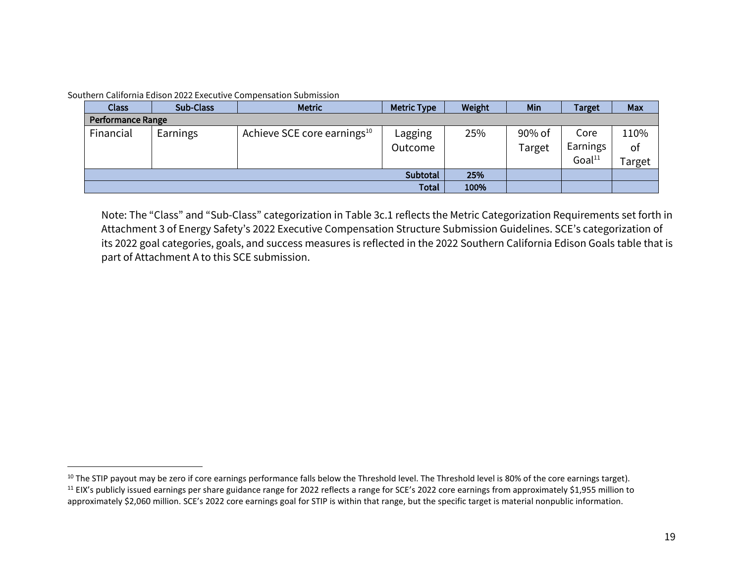Southern California Edison 2022 Executive Compensation Submission

| Class | Sub-Class | Metric | Metric Type | Weight | Min | Target | Max |
|---|---|---|---|---|---|---|---|
| **Performance Range** | | | | | | | |
| Financial | Earnings | Achieve SCE core earnings[10] | Lagging Outcome | 25% | 90% of Target | Core Earnings Goal[11] | 110% of Target |
| | | | **Subtotal** | **25%** | | | |
| | | | **Total** | **100%** | | | |

Note: The "Class" and "Sub-Class" categorization in Table 3c.1 reflects the Metric Categorization Requirements set forth in Attachment 3 of Energy Safety's 2022 Executive Compensation Structure Submission Guidelines. SCE's categorization of its 2022 goal categories, goals, and success measures is reflected in the 2022 Southern California Edison Goals table that is part of Attachment A to this SCE submission.

[10] The STIP payout may be zero if core earnings performance falls below the Threshold level. The Threshold level is 80% of the core earnings target).

[11] EIX's publicly issued earnings per share guidance range for 2022 reflects a range for SCE's 2022 core earnings from approximately $1,955 million to approximately $2,060 million. SCE's 2022 core earnings goal for STIP is within that range, but the specific target is material nonpublic information.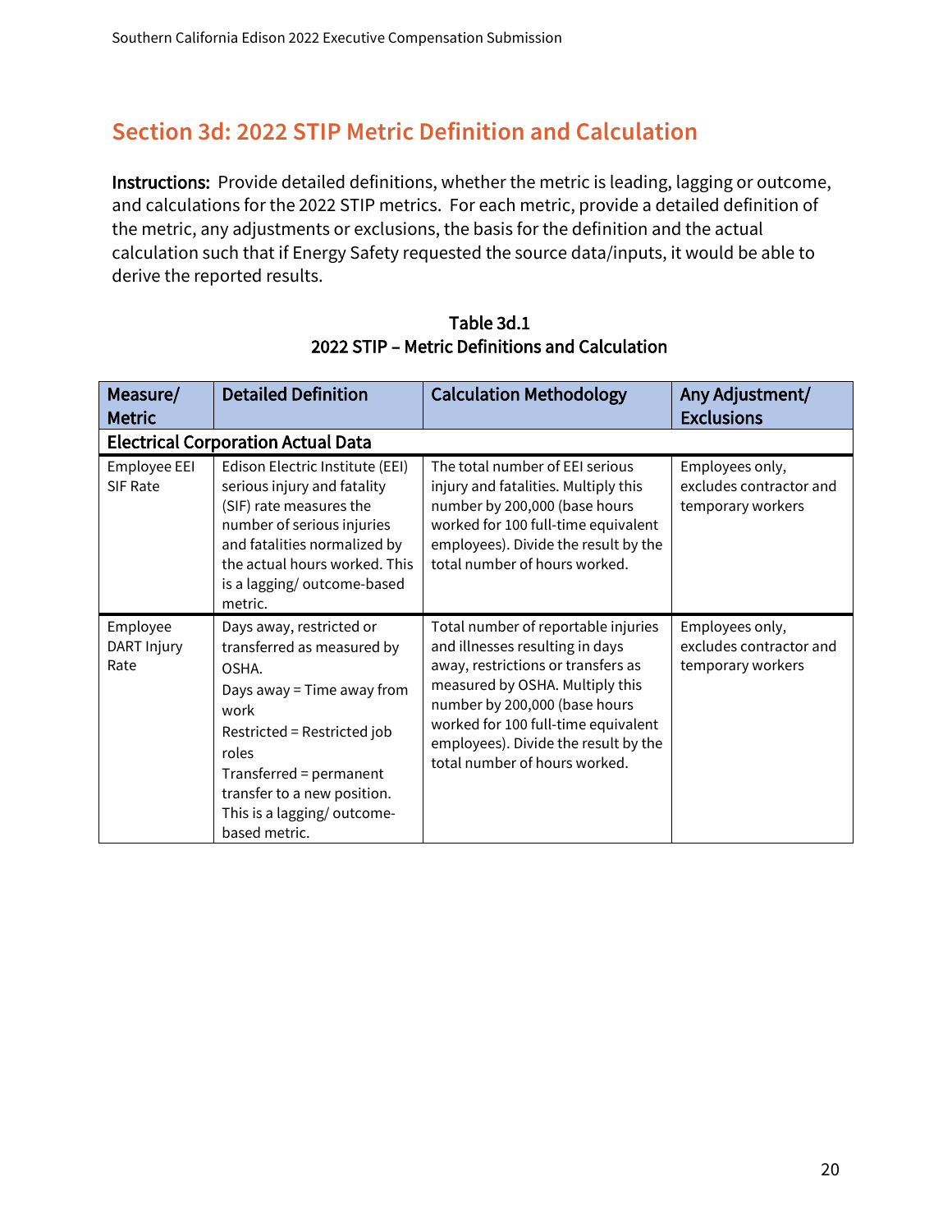## Section 3d: 2022 STIP Metric Definition and Calculation

**Instructions:** Provide detailed definitions, whether the metric is leading, lagging or outcome, and calculations for the 2022 STIP metrics. For each metric, provide a detailed definition of the metric, any adjustments or exclusions, the basis for the definition and the actual calculation such that if Energy Safety requested the source data/inputs, it would be able to derive the reported results.

**Table 3d.1**
**2022 STIP – Metric Definitions and Calculation**

| Measure/ Metric | Detailed Definition | Calculation Methodology | Any Adjustment/ Exclusions |
|---|---|---|---|
| **Electrical Corporation Actual Data** | | | |
| Employee EEI SIF Rate | Edison Electric Institute (EEI) serious injury and fatality (SIF) rate measures the number of serious injuries and fatalities normalized by the actual hours worked. This is a lagging/ outcome-based metric. | The total number of EEI serious injury and fatalities. Multiply this number by 200,000 (base hours worked for 100 full-time equivalent employees). Divide the result by the total number of hours worked. | Employees only, excludes contractor and temporary workers |
| Employee DART Injury Rate | Days away, restricted or transferred as measured by OSHA.<br>Days away = Time away from work<br>Restricted = Restricted job roles<br>Transferred = permanent transfer to a new position.<br>This is a lagging/ outcome-based metric. | Total number of reportable injuries and illnesses resulting in days away, restrictions or transfers as measured by OSHA. Multiply this number by 200,000 (base hours worked for 100 full-time equivalent employees). Divide the result by the total number of hours worked. | Employees only, excludes contractor and temporary workers |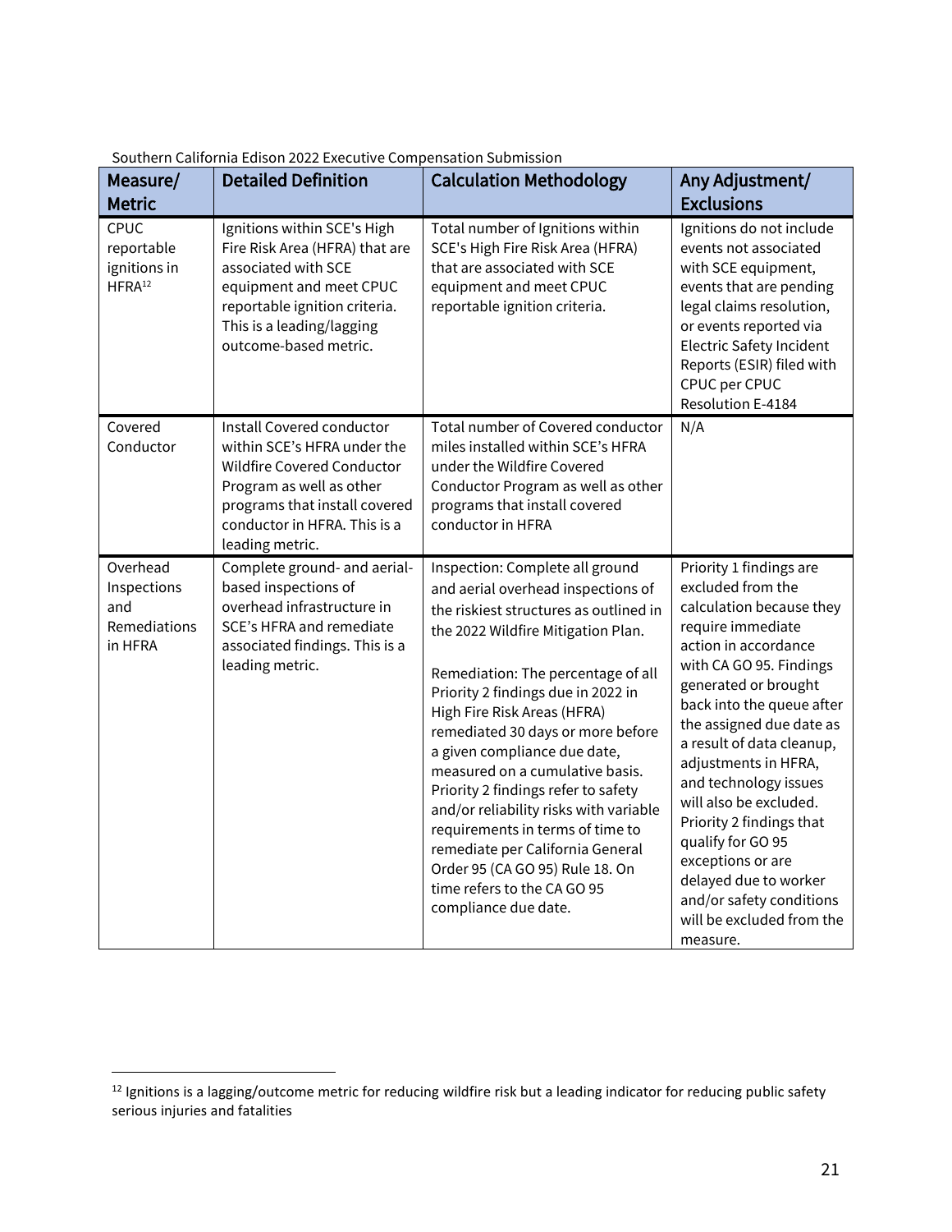Southern California Edison 2022 Executive Compensation Submission

| Measure/ Metric | Detailed Definition | Calculation Methodology | Any Adjustment/ Exclusions |
|---|---|---|---|
| CPUC reportable ignitions in HFRA[12] | Ignitions within SCE's High Fire Risk Area (HFRA) that are associated with SCE equipment and meet CPUC reportable ignition criteria. This is a leading/lagging outcome-based metric. | Total number of Ignitions within SCE's High Fire Risk Area (HFRA) that are associated with SCE equipment and meet CPUC reportable ignition criteria. | Ignitions do not include events not associated with SCE equipment, events that are pending legal claims resolution, or events reported via Electric Safety Incident Reports (ESIR) filed with CPUC per CPUC Resolution E-4184 |
| Covered Conductor | Install Covered conductor within SCE's HFRA under the Wildfire Covered Conductor Program as well as other programs that install covered conductor in HFRA. This is a leading metric. | Total number of Covered conductor miles installed within SCE's HFRA under the Wildfire Covered Conductor Program as well as other programs that install covered conductor in HFRA | N/A |
| Overhead Inspections and Remediations in HFRA | Complete ground- and aerial-based inspections of overhead infrastructure in SCE's HFRA and remediate associated findings. This is a leading metric. | Inspection: Complete all ground and aerial overhead inspections of the riskiest structures as outlined in the 2022 Wildfire Mitigation Plan.<br><br>Remediation: The percentage of all Priority 2 findings due in 2022 in High Fire Risk Areas (HFRA) remediated 30 days or more before a given compliance due date, measured on a cumulative basis. Priority 2 findings refer to safety and/or reliability risks with variable requirements in terms of time to remediate per California General Order 95 (CA GO 95) Rule 18. On time refers to the CA GO 95 compliance due date. | Priority 1 findings are excluded from the calculation because they require immediate action in accordance with CA GO 95. Findings generated or brought back into the queue after the assigned due date as a result of data cleanup, adjustments in HFRA, and technology issues will also be excluded. Priority 2 findings that qualify for GO 95 exceptions or are delayed due to worker and/or safety conditions will be excluded from the measure. |

[12] Ignitions is a lagging/outcome metric for reducing wildfire risk but a leading indicator for reducing public safety serious injuries and fatalities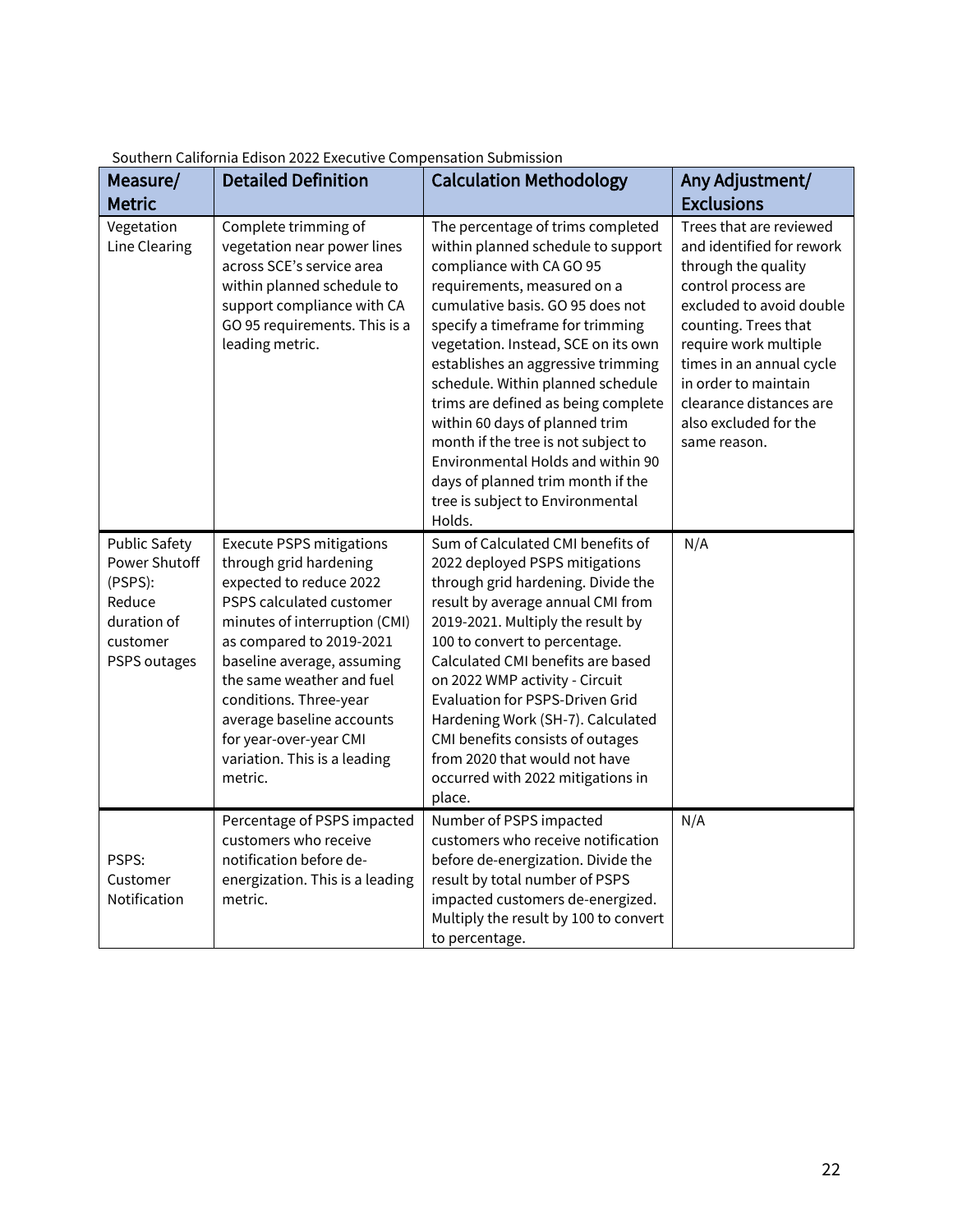Southern California Edison 2022 Executive Compensation Submission

| Measure/ Metric | Detailed Definition | Calculation Methodology | Any Adjustment/ Exclusions |
|---|---|---|---|
| Vegetation Line Clearing | Complete trimming of vegetation near power lines across SCE's service area within planned schedule to support compliance with CA GO 95 requirements. This is a leading metric. | The percentage of trims completed within planned schedule to support compliance with CA GO 95 requirements, measured on a cumulative basis. GO 95 does not specify a timeframe for trimming vegetation. Instead, SCE on its own establishes an aggressive trimming schedule. Within planned schedule trims are defined as being complete within 60 days of planned trim month if the tree is not subject to Environmental Holds and within 90 days of planned trim month if the tree is subject to Environmental Holds. | Trees that are reviewed and identified for rework through the quality control process are excluded to avoid double counting. Trees that require work multiple times in an annual cycle in order to maintain clearance distances are also excluded for the same reason. |
| Public Safety Power Shutoff (PSPS): Reduce duration of customer PSPS outages | Execute PSPS mitigations through grid hardening expected to reduce 2022 PSPS calculated customer minutes of interruption (CMI) as compared to 2019-2021 baseline average, assuming the same weather and fuel conditions. Three-year average baseline accounts for year-over-year CMI variation. This is a leading metric. | Sum of Calculated CMI benefits of 2022 deployed PSPS mitigations through grid hardening. Divide the result by average annual CMI from 2019-2021. Multiply the result by 100 to convert to percentage. Calculated CMI benefits are based on 2022 WMP activity - Circuit Evaluation for PSPS-Driven Grid Hardening Work (SH-7). Calculated CMI benefits consists of outages from 2020 that would not have occurred with 2022 mitigations in place. | N/A |
| PSPS: Customer Notification | Percentage of PSPS impacted customers who receive notification before de-energization. This is a leading metric. | Number of PSPS impacted customers who receive notification before de-energization. Divide the result by total number of PSPS impacted customers de-energized. Multiply the result by 100 to convert to percentage. | N/A |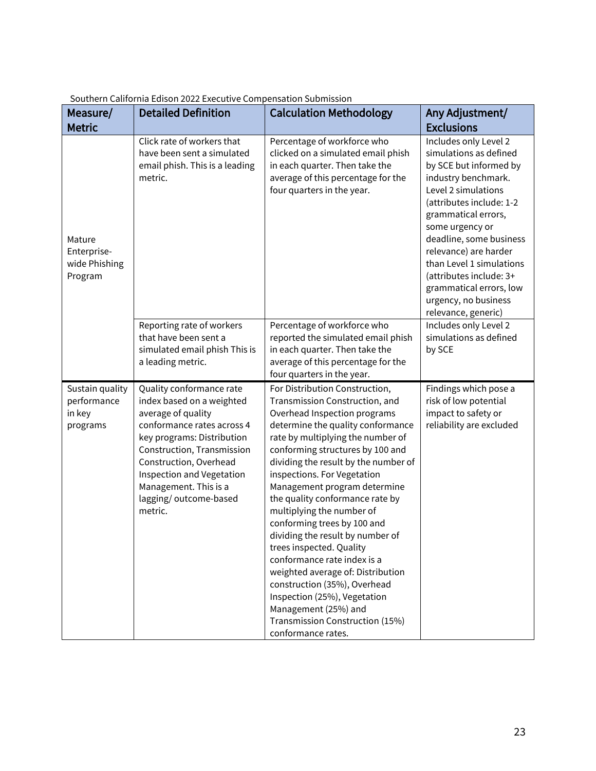Southern California Edison 2022 Executive Compensation Submission

| Measure/ Metric | Detailed Definition | Calculation Methodology | Any Adjustment/ Exclusions |
|---|---|---|---|
| Mature Enterprise-wide Phishing Program | Click rate of workers that have been sent a simulated email phish. This is a leading metric. | Percentage of workforce who clicked on a simulated email phish in each quarter. Then take the average of this percentage for the four quarters in the year. | Includes only Level 2 simulations as defined by SCE but informed by industry benchmark. Level 2 simulations (attributes include: 1-2 grammatical errors, some urgency or deadline, some business relevance) are harder than Level 1 simulations (attributes include: 3+ grammatical errors, low urgency, no business relevance, generic) |
| | Reporting rate of workers that have been sent a simulated email phish This is a leading metric. | Percentage of workforce who reported the simulated email phish in each quarter. Then take the average of this percentage for the four quarters in the year. | Includes only Level 2 simulations as defined by SCE |
| Sustain quality performance in key programs | Quality conformance rate index based on a weighted average of quality conformance rates across 4 key programs: Distribution Construction, Transmission Construction, Overhead Inspection and Vegetation Management. This is a lagging/ outcome-based metric. | For Distribution Construction, Transmission Construction, and Overhead Inspection programs determine the quality conformance rate by multiplying the number of conforming structures by 100 and dividing the result by the number of inspections. For Vegetation Management program determine the quality conformance rate by multiplying the number of conforming trees by 100 and dividing the result by number of trees inspected. Quality conformance rate index is a weighted average of: Distribution construction (35%), Overhead Inspection (25%), Vegetation Management (25%) and Transmission Construction (15%) conformance rates. | Findings which pose a risk of low potential impact to safety or reliability are excluded |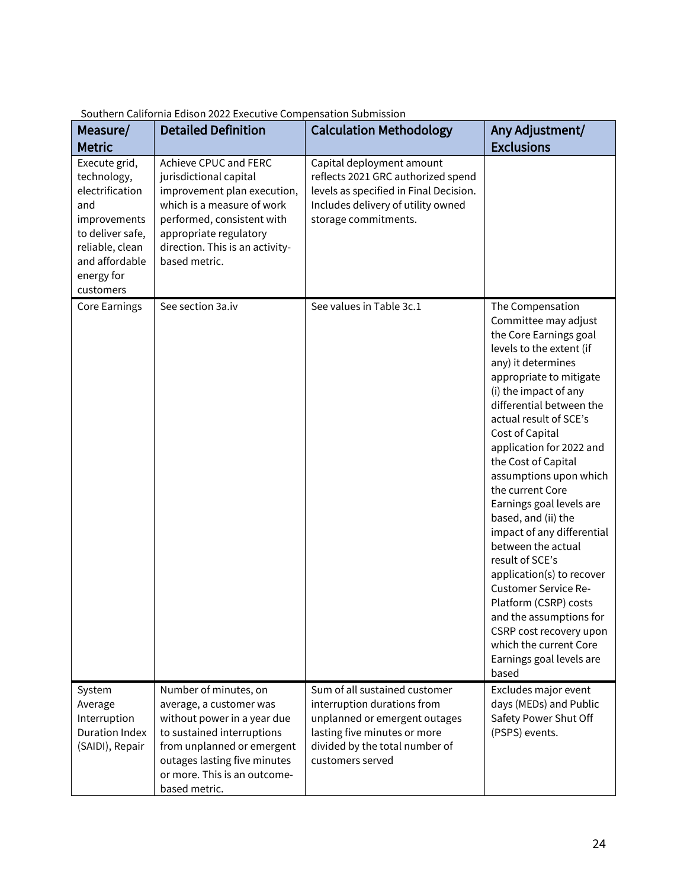Southern California Edison 2022 Executive Compensation Submission

| Measure/ Metric | Detailed Definition | Calculation Methodology | Any Adjustment/ Exclusions |
|---|---|---|---|
| Execute grid, technology, electrification and improvements to deliver safe, reliable, clean and affordable energy for customers | Achieve CPUC and FERC jurisdictional capital improvement plan execution, which is a measure of work performed, consistent with appropriate regulatory direction. This is an activity-based metric. | Capital deployment amount reflects 2021 GRC authorized spend levels as specified in Final Decision. Includes delivery of utility owned storage commitments. | |
| Core Earnings | See section 3a.iv | See values in Table 3c.1 | The Compensation Committee may adjust the Core Earnings goal levels to the extent (if any) it determines appropriate to mitigate (i) the impact of any differential between the actual result of SCE's Cost of Capital application for 2022 and the Cost of Capital assumptions upon which the current Core Earnings goal levels are based, and (ii) the impact of any differential between the actual result of SCE's application(s) to recover Customer Service Re-Platform (CSRP) costs and the assumptions for CSRP cost recovery upon which the current Core Earnings goal levels are based |
| System Average Interruption Duration Index (SAIDI), Repair | Number of minutes, on average, a customer was without power in a year due to sustained interruptions from unplanned or emergent outages lasting five minutes or more. This is an outcome-based metric. | Sum of all sustained customer interruption durations from unplanned or emergent outages lasting five minutes or more divided by the total number of customers served | Excludes major event days (MEDs) and Public Safety Power Shut Off (PSPS) events. |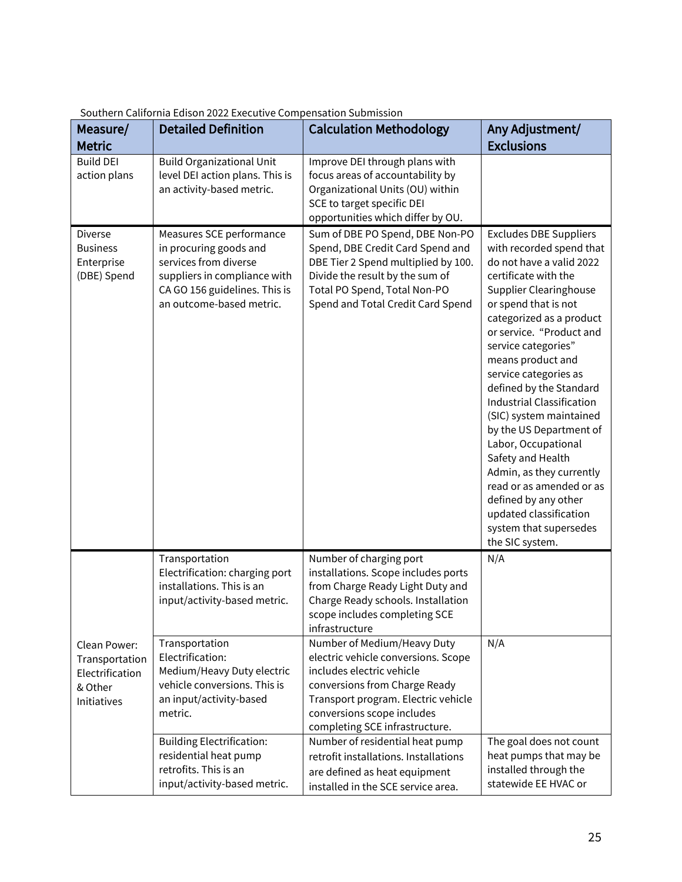Southern California Edison 2022 Executive Compensation Submission

| Measure/ Metric | Detailed Definition | Calculation Methodology | Any Adjustment/ Exclusions |
|---|---|---|---|
| Build DEI action plans | Build Organizational Unit level DEI action plans. This is an activity-based metric. | Improve DEI through plans with focus areas of accountability by Organizational Units (OU) within SCE to target specific DEI opportunities which differ by OU. | |
| Diverse Business Enterprise (DBE) Spend | Measures SCE performance in procuring goods and services from diverse suppliers in compliance with CA GO 156 guidelines. This is an outcome-based metric. | Sum of DBE PO Spend, DBE Non-PO Spend, DBE Credit Card Spend and DBE Tier 2 Spend multiplied by 100. Divide the result by the sum of Total PO Spend, Total Non-PO Spend and Total Credit Card Spend | Excludes DBE Suppliers with recorded spend that do not have a valid 2022 certificate with the Supplier Clearinghouse or spend that is not categorized as a product or service. "Product and service categories" means product and service categories as defined by the Standard Industrial Classification (SIC) system maintained by the US Department of Labor, Occupational Safety and Health Admin, as they currently read or as amended or as defined by any other updated classification system that supersedes the SIC system. |
| Clean Power: Transportation Electrification & Other Initiatives | Transportation Electrification: charging port installations. This is an input/activity-based metric. | Number of charging port installations. Scope includes ports from Charge Ready Light Duty and Charge Ready schools. Installation scope includes completing SCE infrastructure | N/A |
| | Transportation Electrification: Medium/Heavy Duty electric vehicle conversions. This is an input/activity-based metric. | Number of Medium/Heavy Duty electric vehicle conversions. Scope includes electric vehicle conversions from Charge Ready Transport program. Electric vehicle conversions scope includes completing SCE infrastructure. | N/A |
| | Building Electrification: residential heat pump retrofits. This is an input/activity-based metric. | Number of residential heat pump retrofit installations. Installations are defined as heat equipment installed in the SCE service area. | The goal does not count heat pumps that may be installed through the statewide EE HVAC or |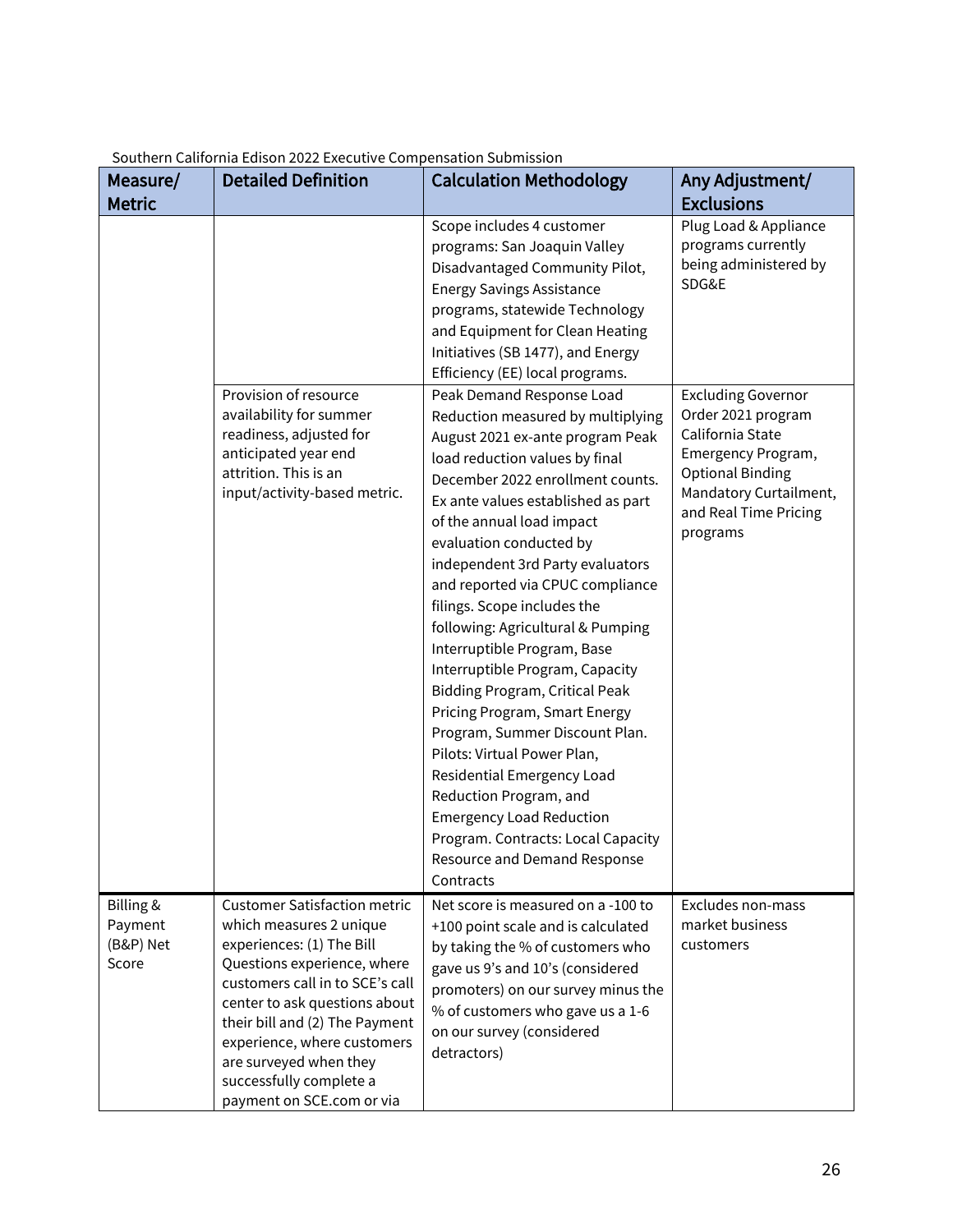Southern California Edison 2022 Executive Compensation Submission

| Measure/ Metric | Detailed Definition | Calculation Methodology | Any Adjustment/ Exclusions |
|---|---|---|---|
| | | Scope includes 4 customer programs: San Joaquin Valley Disadvantaged Community Pilot, Energy Savings Assistance programs, statewide Technology and Equipment for Clean Heating Initiatives (SB 1477), and Energy Efficiency (EE) local programs. | Plug Load & Appliance programs currently being administered by SDG&E |
| | Provision of resource availability for summer readiness, adjusted for anticipated year end attrition. This is an input/activity-based metric. | Peak Demand Response Load Reduction measured by multiplying August 2021 ex-ante program Peak load reduction values by final December 2022 enrollment counts. Ex ante values established as part of the annual load impact evaluation conducted by independent 3rd Party evaluators and reported via CPUC compliance filings. Scope includes the following: Agricultural & Pumping Interruptible Program, Base Interruptible Program, Capacity Bidding Program, Critical Peak Pricing Program, Smart Energy Program, Summer Discount Plan. Pilots: Virtual Power Plan, Residential Emergency Load Reduction Program, and Emergency Load Reduction Program. Contracts: Local Capacity Resource and Demand Response Contracts | Excluding Governor Order 2021 program California State Emergency Program, Optional Binding Mandatory Curtailment, and Real Time Pricing programs |
| Billing & Payment (B&P) Net Score | Customer Satisfaction metric which measures 2 unique experiences: (1) The Bill Questions experience, where customers call in to SCE's call center to ask questions about their bill and (2) The Payment experience, where customers are surveyed when they successfully complete a payment on SCE.com or via | Net score is measured on a -100 to +100 point scale and is calculated by taking the % of customers who gave us 9's and 10's (considered promoters) on our survey minus the % of customers who gave us a 1-6 on our survey (considered detractors) | Excludes non-mass market business customers |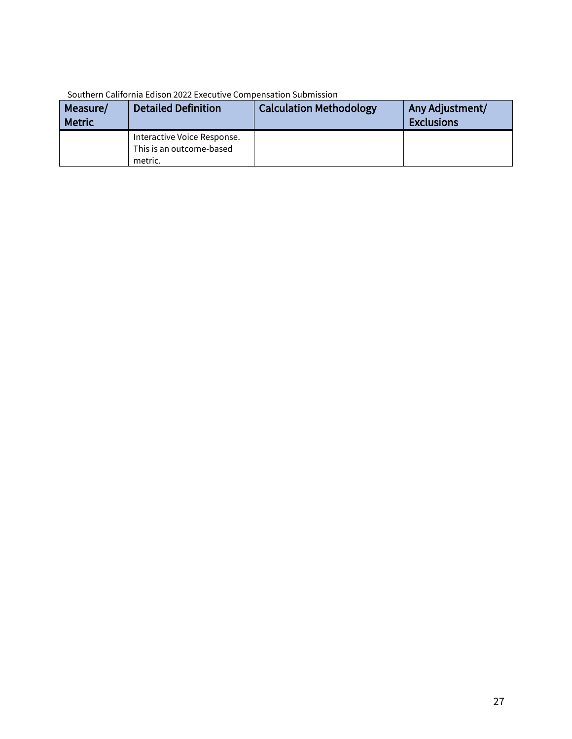| Measure/ Metric | Detailed Definition | Calculation Methodology | Any Adjustment/ Exclusions |
|---|---|---|---|
| | Interactive Voice Response. This is an outcome-based metric. | | |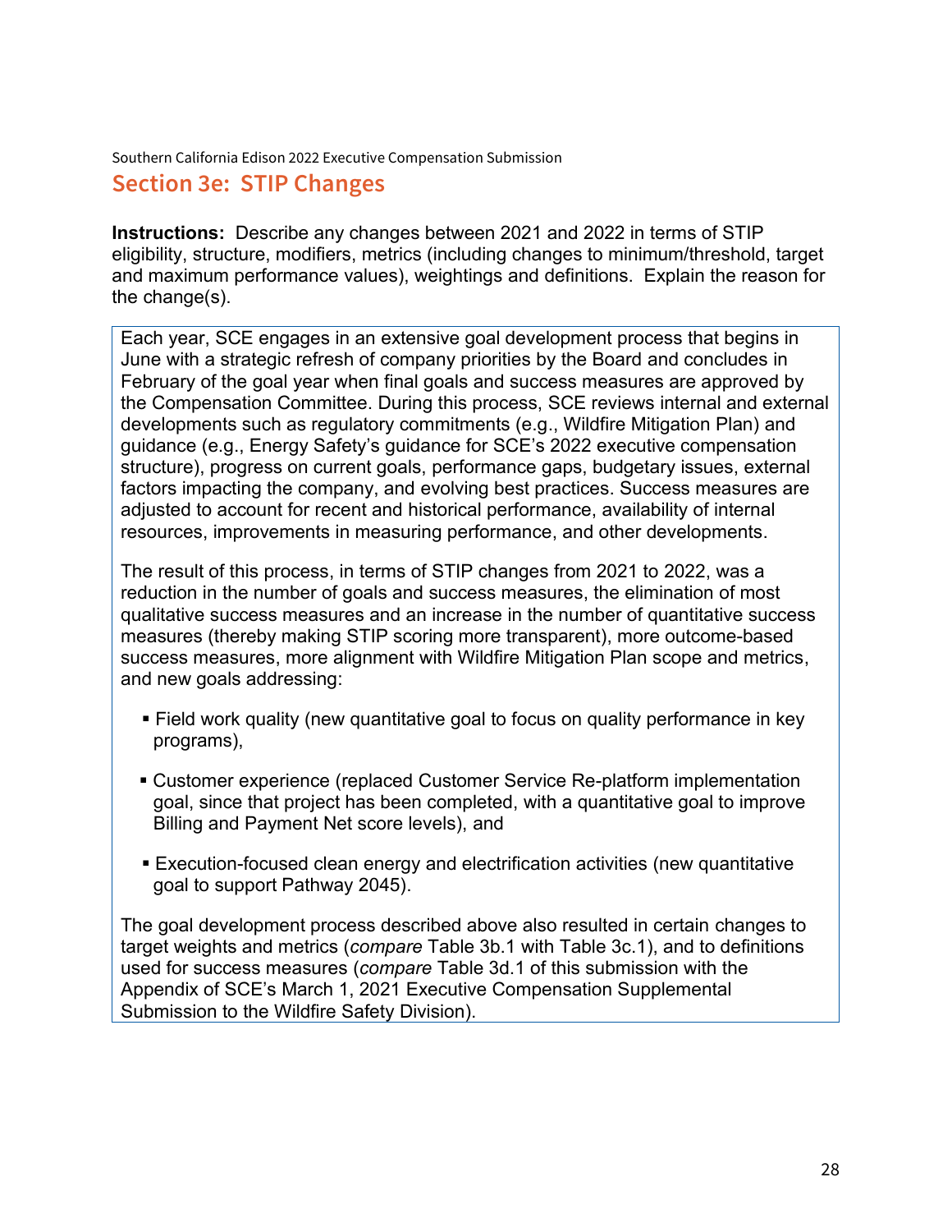## Section 3e: STIP Changes

**Instructions:** Describe any changes between 2021 and 2022 in terms of STIP eligibility, structure, modifiers, metrics (including changes to minimum/threshold, target and maximum performance values), weightings and definitions. Explain the reason for the change(s).

Each year, SCE engages in an extensive goal development process that begins in June with a strategic refresh of company priorities by the Board and concludes in February of the goal year when final goals and success measures are approved by the Compensation Committee. During this process, SCE reviews internal and external developments such as regulatory commitments (e.g., Wildfire Mitigation Plan) and guidance (e.g., Energy Safety's guidance for SCE's 2022 executive compensation structure), progress on current goals, performance gaps, budgetary issues, external factors impacting the company, and evolving best practices. Success measures are adjusted to account for recent and historical performance, availability of internal resources, improvements in measuring performance, and other developments.

The result of this process, in terms of STIP changes from 2021 to 2022, was a reduction in the number of goals and success measures, the elimination of most qualitative success measures and an increase in the number of quantitative success measures (thereby making STIP scoring more transparent), more outcome-based success measures, more alignment with Wildfire Mitigation Plan scope and metrics, and new goals addressing:

- Field work quality (new quantitative goal to focus on quality performance in key programs),
- Customer experience (replaced Customer Service Re-platform implementation goal, since that project has been completed, with a quantitative goal to improve Billing and Payment Net score levels), and
- Execution-focused clean energy and electrification activities (new quantitative goal to support Pathway 2045).

The goal development process described above also resulted in certain changes to target weights and metrics (*compare* Table 3b.1 with Table 3c.1), and to definitions used for success measures (*compare* Table 3d.1 of this submission with the Appendix of SCE's March 1, 2021 Executive Compensation Supplemental Submission to the Wildfire Safety Division).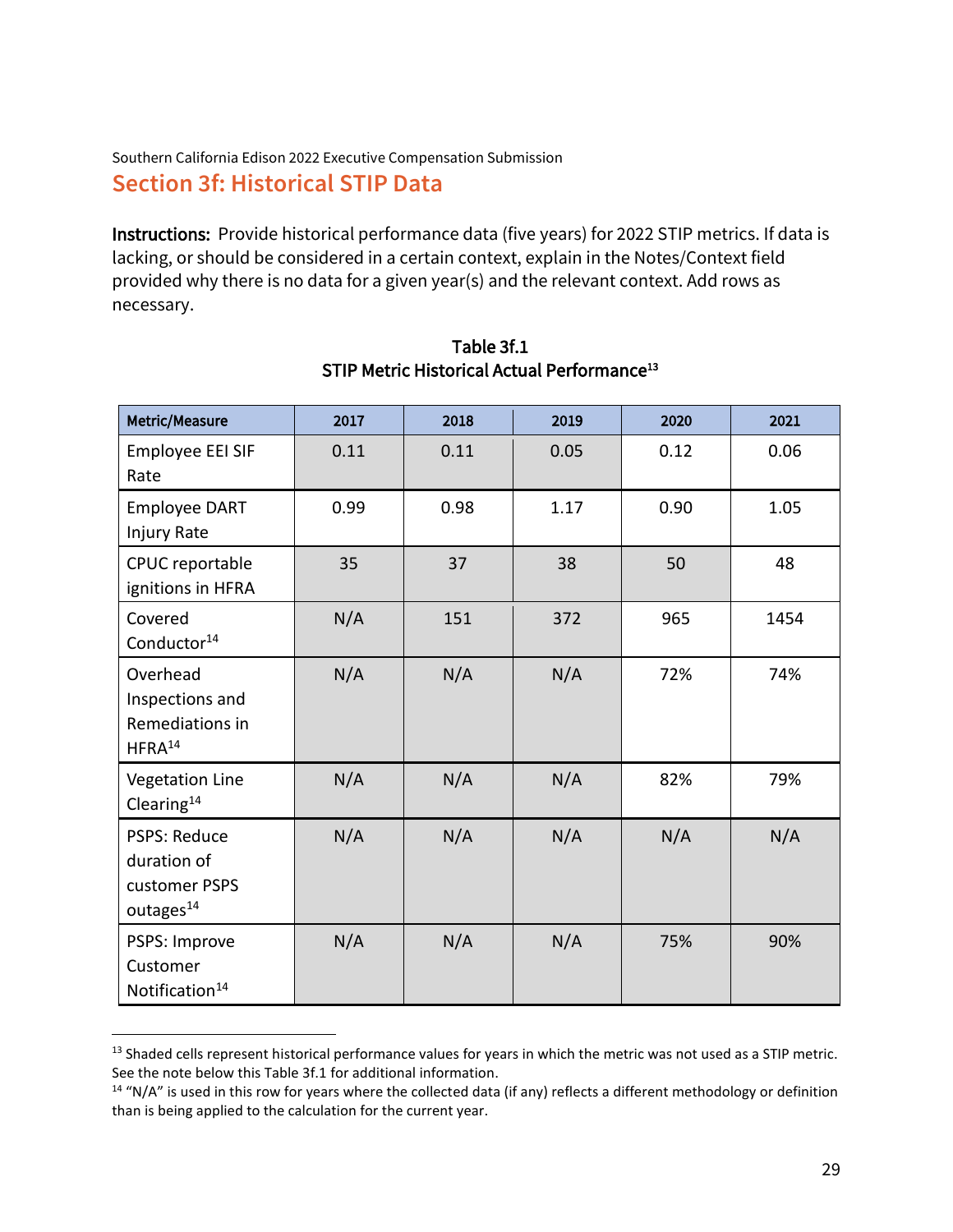Southern California Edison 2022 Executive Compensation Submission

## Section 3f: Historical STIP Data

**Instructions:** Provide historical performance data (five years) for 2022 STIP metrics. If data is lacking, or should be considered in a certain context, explain in the Notes/Context field provided why there is no data for a given year(s) and the relevant context. Add rows as necessary.

**Table 3f.1**
**STIP Metric Historical Actual Performance[13]**

| Metric/Measure | 2017 | 2018 | 2019 | 2020 | 2021 |
|---|---|---|---|---|---|
| Employee EEI SIF Rate | 0.11 | 0.11 | 0.05 | 0.12 | 0.06 |
| Employee DART Injury Rate | 0.99 | 0.98 | 1.17 | 0.90 | 1.05 |
| CPUC reportable ignitions in HFRA | 35 | 37 | 38 | 50 | 48 |
| Covered Conductor[14] | N/A | 151 | 372 | 965 | 1454 |
| Overhead Inspections and Remediations in HFRA[14] | N/A | N/A | N/A | 72% | 74% |
| Vegetation Line Clearing[14] | N/A | N/A | N/A | 82% | 79% |
| PSPS: Reduce duration of customer PSPS outages[14] | N/A | N/A | N/A | N/A | N/A |
| PSPS: Improve Customer Notification[14] | N/A | N/A | N/A | 75% | 90% |

[13] Shaded cells represent historical performance values for years in which the metric was not used as a STIP metric. See the note below this Table 3f.1 for additional information.

[14] "N/A" is used in this row for years where the collected data (if any) reflects a different methodology or definition than is being applied to the calculation for the current year.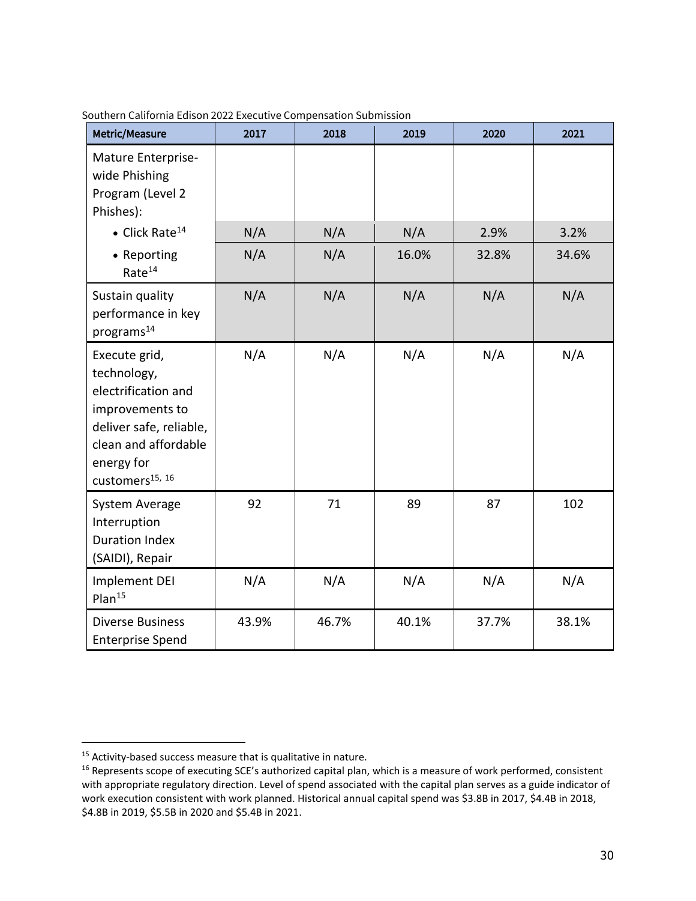Southern California Edison 2022 Executive Compensation Submission

| Metric/Measure | 2017 | 2018 | 2019 | 2020 | 2021 |
|---|---|---|---|---|---|
| Mature Enterprise-wide Phishing Program (Level 2 Phishes): | | | | | |
| • Click Rate[14] | N/A | N/A | N/A | 2.9% | 3.2% |
| • Reporting Rate[14] | N/A | N/A | 16.0% | 32.8% | 34.6% |
| Sustain quality performance in key programs[14] | N/A | N/A | N/A | N/A | N/A |
| Execute grid, technology, electrification and improvements to deliver safe, reliable, clean and affordable energy for customers[15, 16] | N/A | N/A | N/A | N/A | N/A |
| System Average Interruption Duration Index (SAIDI), Repair | 92 | 71 | 89 | 87 | 102 |
| Implement DEI Plan[15] | N/A | N/A | N/A | N/A | N/A |
| Diverse Business Enterprise Spend | 43.9% | 46.7% | 40.1% | 37.7% | 38.1% |

[15] Activity-based success measure that is qualitative in nature.

[16] Represents scope of executing SCE's authorized capital plan, which is a measure of work performed, consistent with appropriate regulatory direction. Level of spend associated with the capital plan serves as a guide indicator of work execution consistent with work planned. Historical annual capital spend was $3.8B in 2017, $4.4B in 2018, $4.8B in 2019, $5.5B in 2020 and $5.4B in 2021.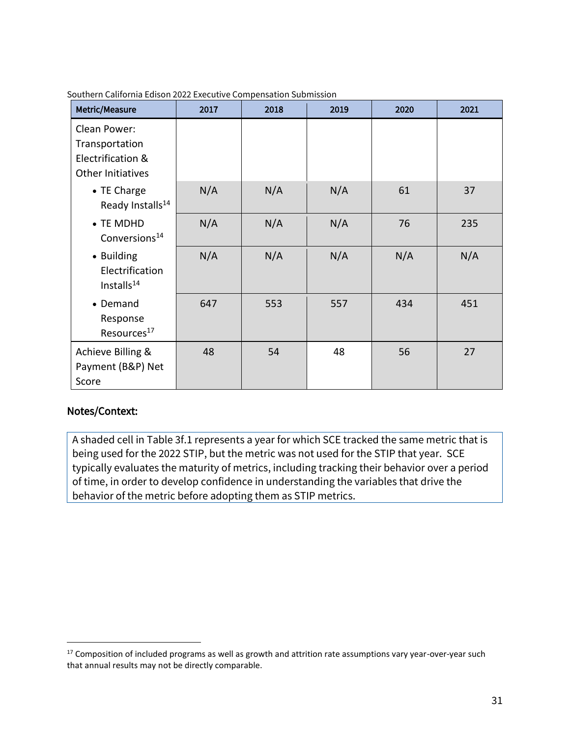Southern California Edison 2022 Executive Compensation Submission

| Metric/Measure | 2017 | 2018 | 2019 | 2020 | 2021 |
|---|---|---|---|---|---|
| Clean Power: Transportation Electrification & Other Initiatives | | | | | |
| • TE Charge Ready Installs[14] | N/A | N/A | N/A | 61 | 37 |
| • TE MDHD Conversions[14] | N/A | N/A | N/A | 76 | 235 |
| • Building Electrification Installs[14] | N/A | N/A | N/A | N/A | N/A |
| • Demand Response Resources[17] | 647 | 553 | 557 | 434 | 451 |
| Achieve Billing & Payment (B&P) Net Score | 48 | 54 | 48 | 56 | 27 |

### Notes/Context:

A shaded cell in Table 3f.1 represents a year for which SCE tracked the same metric that is being used for the 2022 STIP, but the metric was not used for the STIP that year. SCE typically evaluates the maturity of metrics, including tracking their behavior over a period of time, in order to develop confidence in understanding the variables that drive the behavior of the metric before adopting them as STIP metrics.

[17] Composition of included programs as well as growth and attrition rate assumptions vary year-over-year such that annual results may not be directly comparable.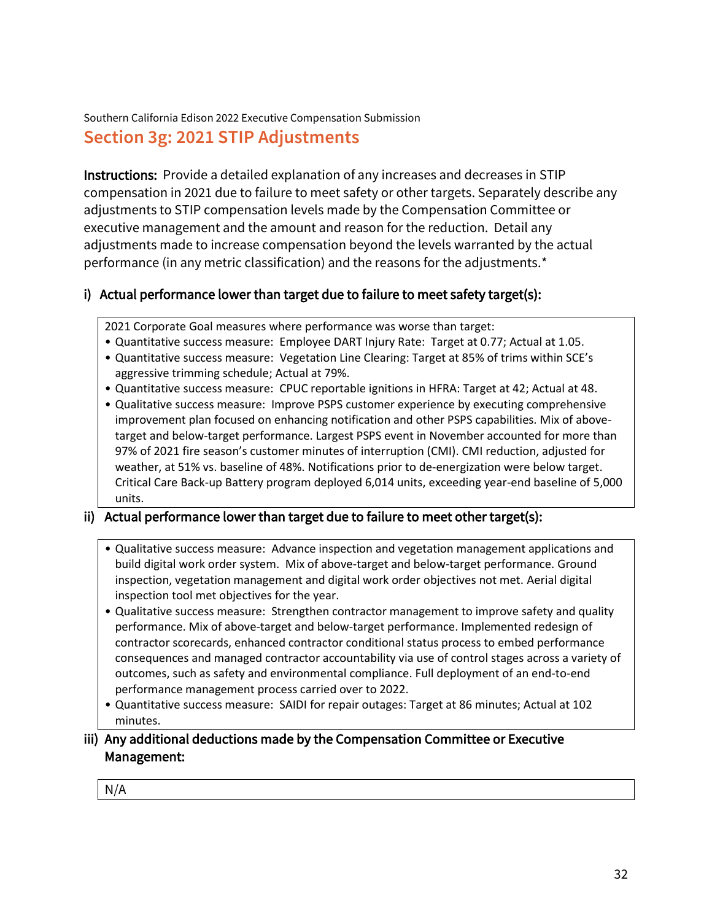Southern California Edison 2022 Executive Compensation Submission

## Section 3g: 2021 STIP Adjustments

**Instructions:** Provide a detailed explanation of any increases and decreases in STIP compensation in 2021 due to failure to meet safety or other targets. Separately describe any adjustments to STIP compensation levels made by the Compensation Committee or executive management and the amount and reason for the reduction. Detail any adjustments made to increase compensation beyond the levels warranted by the actual performance (in any metric classification) and the reasons for the adjustments.*

### i) Actual performance lower than target due to failure to meet safety target(s):

2021 Corporate Goal measures where performance was worse than target:

- Quantitative success measure: Employee DART Injury Rate: Target at 0.77; Actual at 1.05.
- Quantitative success measure: Vegetation Line Clearing: Target at 85% of trims within SCE's aggressive trimming schedule; Actual at 79%.
- Quantitative success measure: CPUC reportable ignitions in HFRA: Target at 42; Actual at 48.
- Qualitative success measure: Improve PSPS customer experience by executing comprehensive improvement plan focused on enhancing notification and other PSPS capabilities. Mix of above-target and below-target performance. Largest PSPS event in November accounted for more than 97% of 2021 fire season's customer minutes of interruption (CMI). CMI reduction, adjusted for weather, at 51% vs. baseline of 48%. Notifications prior to de-energization were below target. Critical Care Back-up Battery program deployed 6,014 units, exceeding year-end baseline of 5,000 units.

### ii) Actual performance lower than target due to failure to meet other target(s):

- Qualitative success measure: Advance inspection and vegetation management applications and build digital work order system. Mix of above-target and below-target performance. Ground inspection, vegetation management and digital work order objectives not met. Aerial digital inspection tool met objectives for the year.
- Qualitative success measure: Strengthen contractor management to improve safety and quality performance. Mix of above-target and below-target performance. Implemented redesign of contractor scorecards, enhanced contractor conditional status process to embed performance consequences and managed contractor accountability via use of control stages across a variety of outcomes, such as safety and environmental compliance. Full deployment of an end-to-end performance management process carried over to 2022.
- Quantitative success measure: SAIDI for repair outages: Target at 86 minutes; Actual at 102 minutes.

### iii) Any additional deductions made by the Compensation Committee or Executive Management:

N/A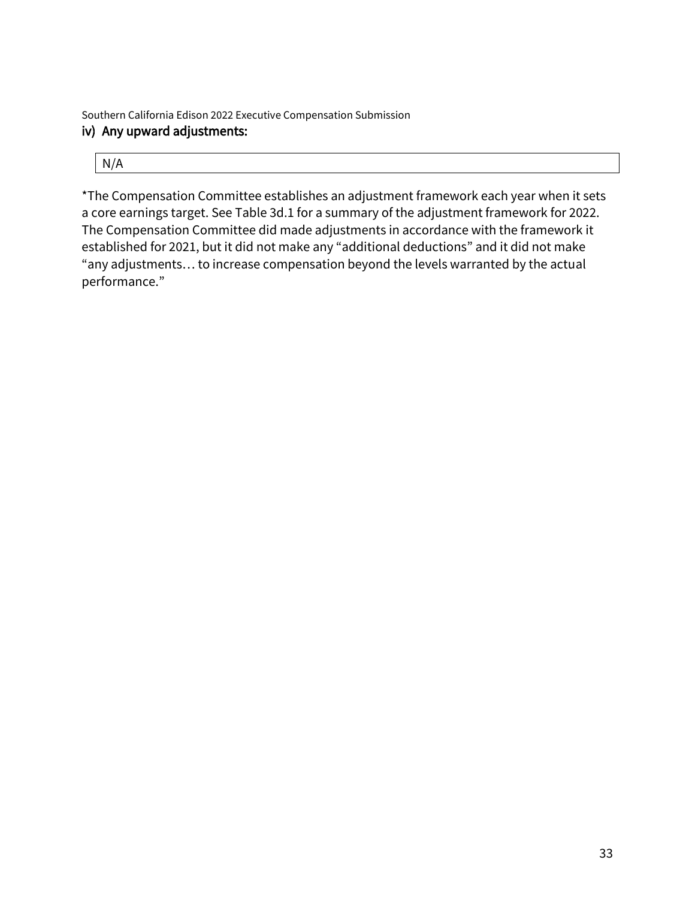### iv) Any upward adjustments:

| N/A |
| --- |

*The Compensation Committee establishes an adjustment framework each year when it sets a core earnings target. See Table 3d.1 for a summary of the adjustment framework for 2022. The Compensation Committee did made adjustments in accordance with the framework it established for 2021, but it did not make any "additional deductions" and it did not make "any adjustments… to increase compensation beyond the levels warranted by the actual performance."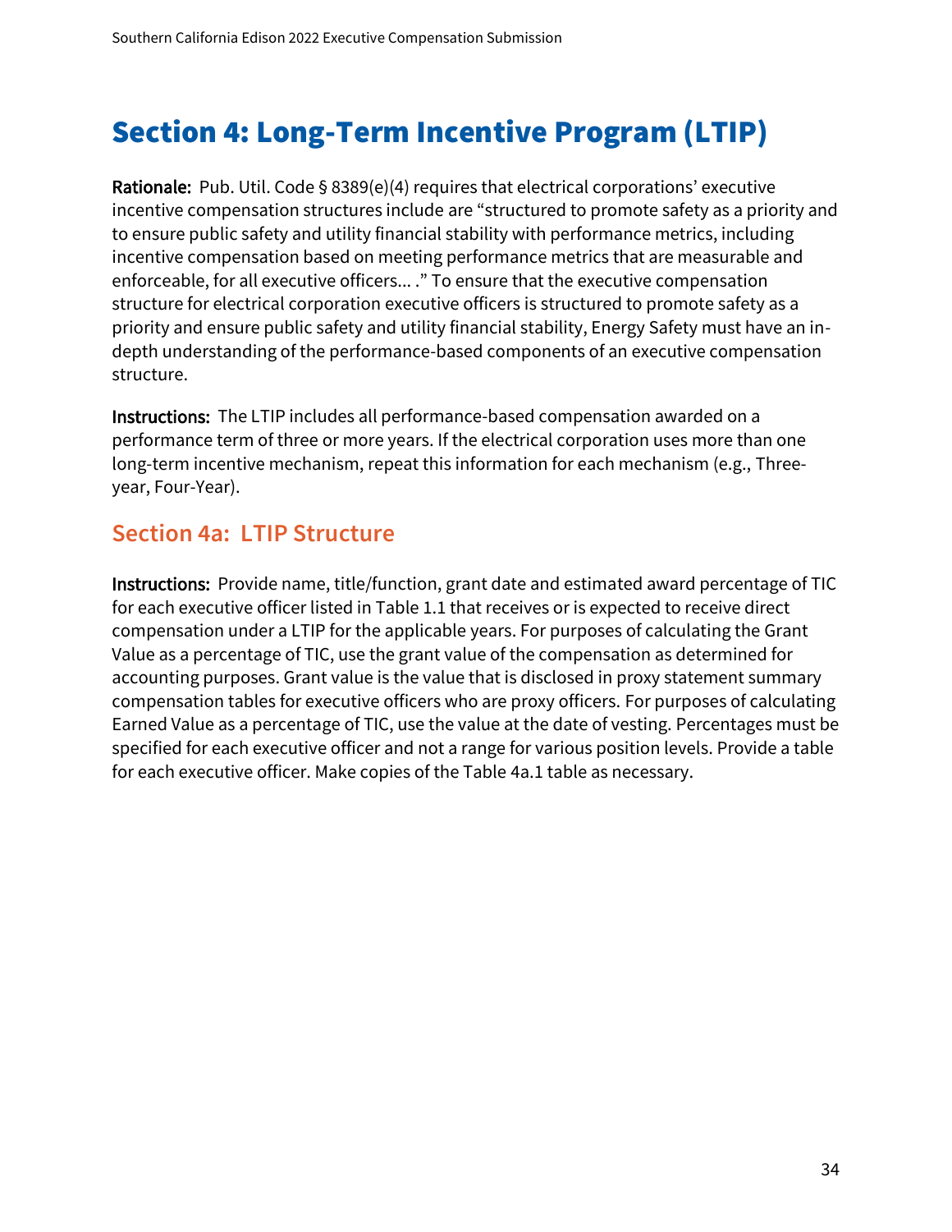# Section 4: Long-Term Incentive Program (LTIP)

**Rationale:** Pub. Util. Code § 8389(e)(4) requires that electrical corporations' executive incentive compensation structures include are "structured to promote safety as a priority and to ensure public safety and utility financial stability with performance metrics, including incentive compensation based on meeting performance metrics that are measurable and enforceable, for all executive officers... ." To ensure that the executive compensation structure for electrical corporation executive officers is structured to promote safety as a priority and ensure public safety and utility financial stability, Energy Safety must have an in-depth understanding of the performance-based components of an executive compensation structure.

**Instructions:** The LTIP includes all performance-based compensation awarded on a performance term of three or more years. If the electrical corporation uses more than one long-term incentive mechanism, repeat this information for each mechanism (e.g., Three-year, Four-Year).

## Section 4a: LTIP Structure

**Instructions:** Provide name, title/function, grant date and estimated award percentage of TIC for each executive officer listed in Table 1.1 that receives or is expected to receive direct compensation under a LTIP for the applicable years. For purposes of calculating the Grant Value as a percentage of TIC, use the grant value of the compensation as determined for accounting purposes. Grant value is the value that is disclosed in proxy statement summary compensation tables for executive officers who are proxy officers. For purposes of calculating Earned Value as a percentage of TIC, use the value at the date of vesting. Percentages must be specified for each executive officer and not a range for various position levels. Provide a table for each executive officer. Make copies of the Table 4a.1 table as necessary.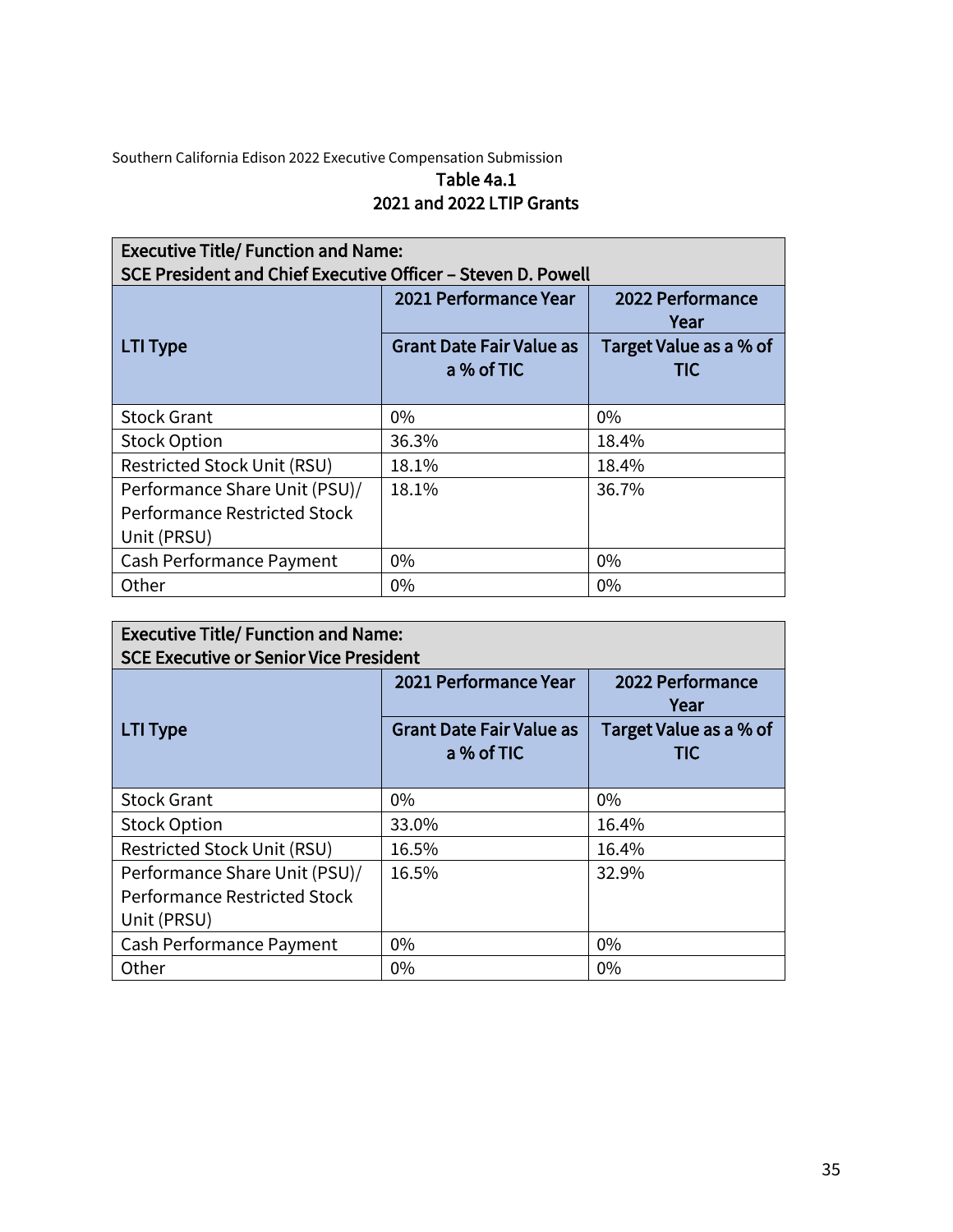Southern California Edison 2022 Executive Compensation Submission

## Table 4a.1
## 2021 and 2022 LTIP Grants

| Executive Title/ Function and Name: SCE President and Chief Executive Officer – Steven D. Powell | | |
|---|---|---|
| LTI Type | 2021 Performance Year | 2022 Performance Year |
| | Grant Date Fair Value as a % of TIC | Target Value as a % of TIC |
| Stock Grant | 0% | 0% |
| Stock Option | 36.3% | 18.4% |
| Restricted Stock Unit (RSU) | 18.1% | 18.4% |
| Performance Share Unit (PSU)/ Performance Restricted Stock Unit (PRSU) | 18.1% | 36.7% |
| Cash Performance Payment | 0% | 0% |
| Other | 0% | 0% |

| Executive Title/ Function and Name: SCE Executive or Senior Vice President | | |
|---|---|---|
| LTI Type | 2021 Performance Year | 2022 Performance Year |
| | Grant Date Fair Value as a % of TIC | Target Value as a % of TIC |
| Stock Grant | 0% | 0% |
| Stock Option | 33.0% | 16.4% |
| Restricted Stock Unit (RSU) | 16.5% | 16.4% |
| Performance Share Unit (PSU)/ Performance Restricted Stock Unit (PRSU) | 16.5% | 32.9% |
| Cash Performance Payment | 0% | 0% |
| Other | 0% | 0% |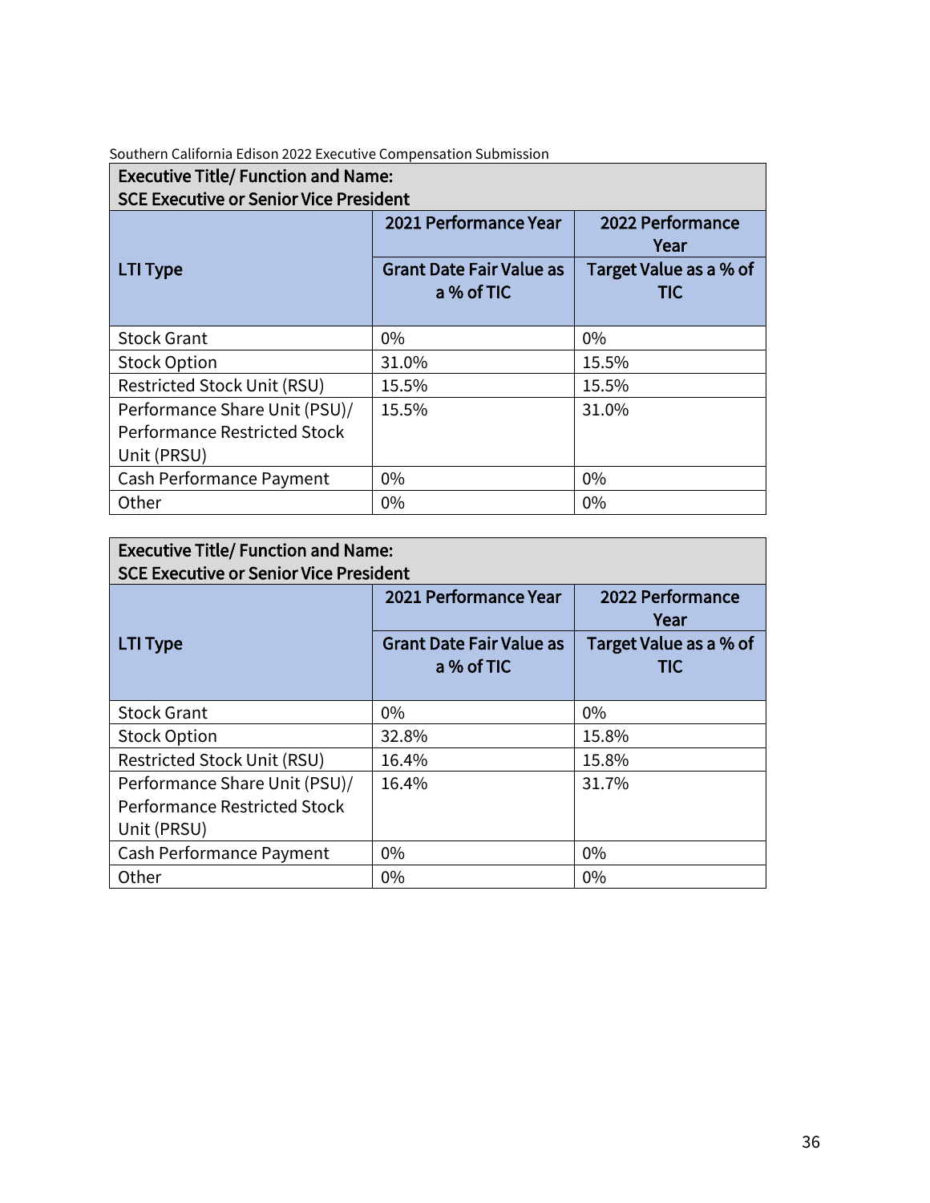Southern California Edison 2022 Executive Compensation Submission

| Executive Title/ Function and Name: SCE Executive or Senior Vice President | | |
|---|---|---|
| LTI Type | 2021 Performance Year | 2022 Performance Year |
| | Grant Date Fair Value as a % of TIC | Target Value as a % of TIC |
| Stock Grant | 0% | 0% |
| Stock Option | 31.0% | 15.5% |
| Restricted Stock Unit (RSU) | 15.5% | 15.5% |
| Performance Share Unit (PSU)/ Performance Restricted Stock Unit (PRSU) | 15.5% | 31.0% |
| Cash Performance Payment | 0% | 0% |
| Other | 0% | 0% |

| Executive Title/ Function and Name: SCE Executive or Senior Vice President | | |
|---|---|---|
| LTI Type | 2021 Performance Year | 2022 Performance Year |
| | Grant Date Fair Value as a % of TIC | Target Value as a % of TIC |
| Stock Grant | 0% | 0% |
| Stock Option | 32.8% | 15.8% |
| Restricted Stock Unit (RSU) | 16.4% | 15.8% |
| Performance Share Unit (PSU)/ Performance Restricted Stock Unit (PRSU) | 16.4% | 31.7% |
| Cash Performance Payment | 0% | 0% |
| Other | 0% | 0% |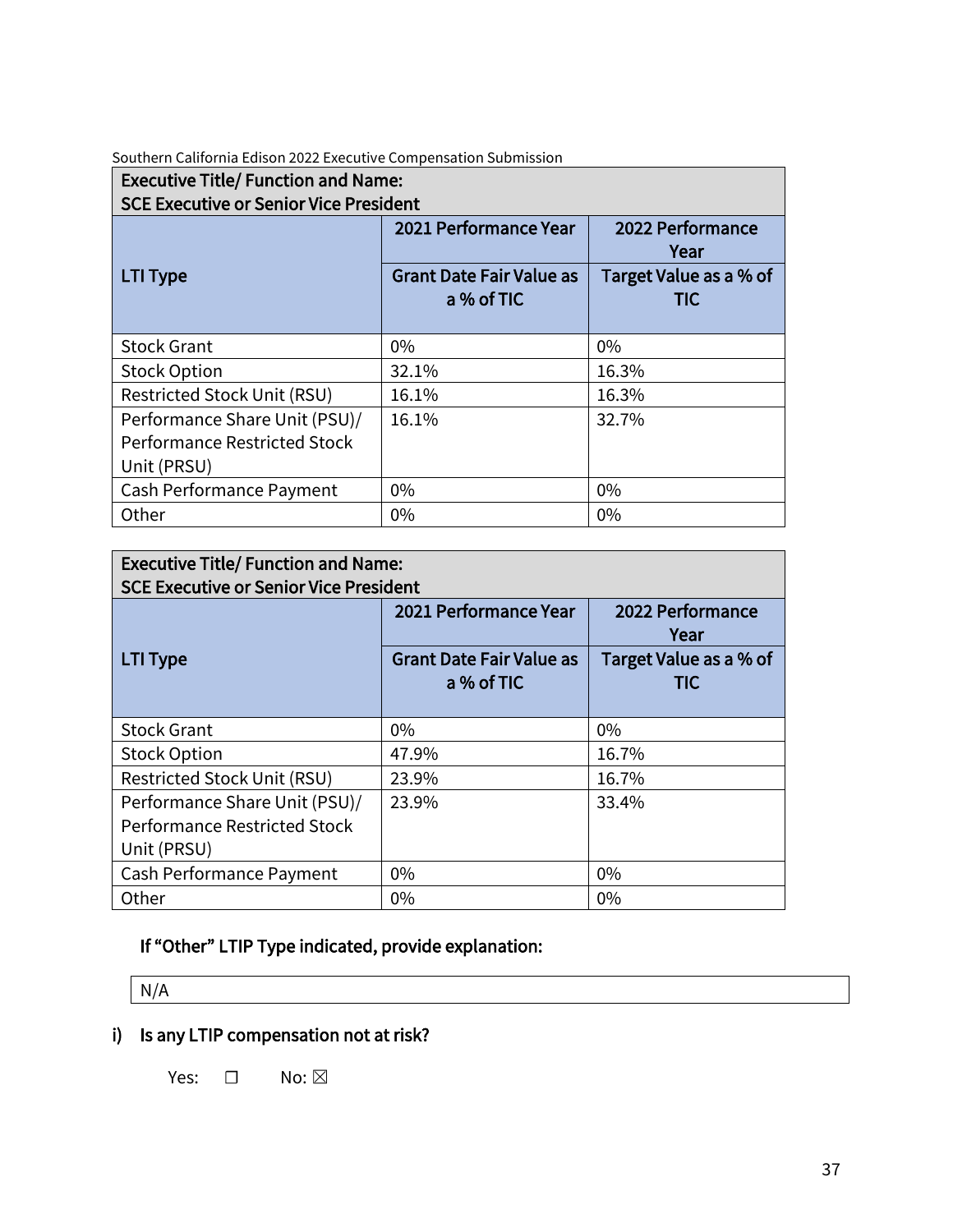Southern California Edison 2022 Executive Compensation Submission

| Executive Title/ Function and Name: SCE Executive or Senior Vice President | | |
|---|---|---|
| LTI Type | 2021 Performance Year | 2022 Performance Year |
| | Grant Date Fair Value as a % of TIC | Target Value as a % of TIC |
| Stock Grant | 0% | 0% |
| Stock Option | 32.1% | 16.3% |
| Restricted Stock Unit (RSU) | 16.1% | 16.3% |
| Performance Share Unit (PSU)/ Performance Restricted Stock Unit (PRSU) | 16.1% | 32.7% |
| Cash Performance Payment | 0% | 0% |
| Other | 0% | 0% |

| Executive Title/ Function and Name: SCE Executive or Senior Vice President | | |
|---|---|---|
| LTI Type | 2021 Performance Year | 2022 Performance Year |
| | Grant Date Fair Value as a % of TIC | Target Value as a % of TIC |
| Stock Grant | 0% | 0% |
| Stock Option | 47.9% | 16.7% |
| Restricted Stock Unit (RSU) | 23.9% | 16.7% |
| Performance Share Unit (PSU)/ Performance Restricted Stock Unit (PRSU) | 23.9% | 33.4% |
| Cash Performance Payment | 0% | 0% |
| Other | 0% | 0% |

**If "Other" LTIP Type indicated, provide explanation:**

N/A

**i) Is any LTIP compensation not at risk?**

Yes: ☐ No: ☒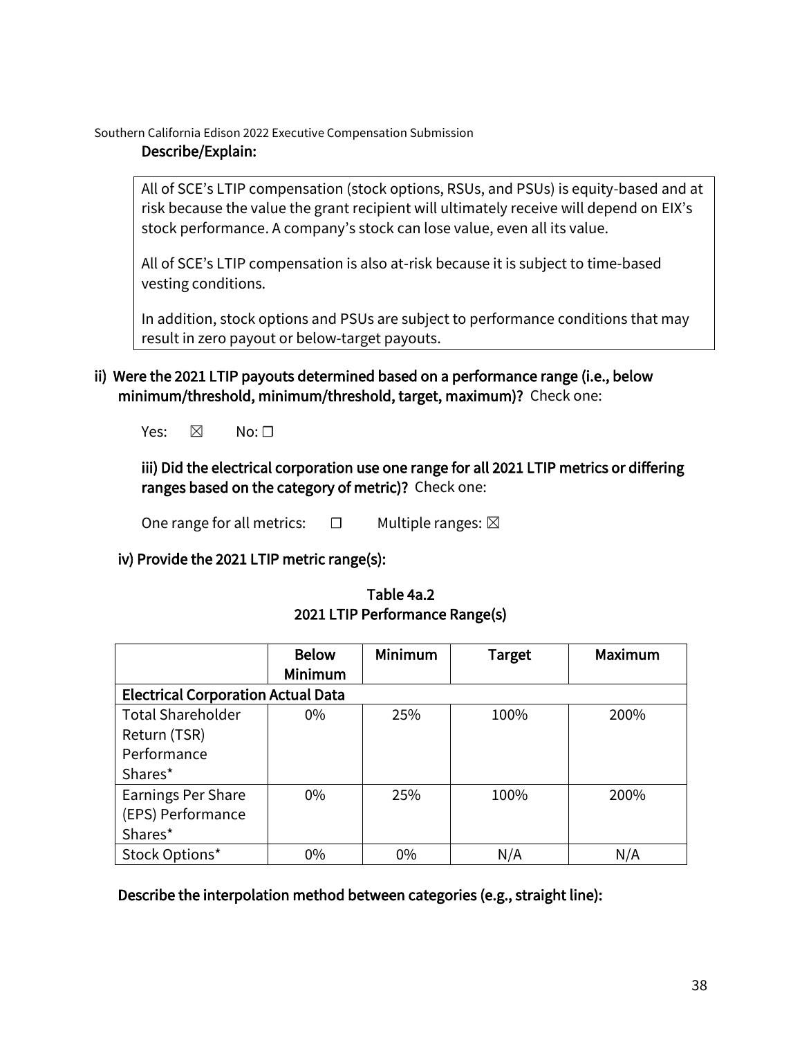**Describe/Explain:**

All of SCE's LTIP compensation (stock options, RSUs, and PSUs) is equity-based and at risk because the value the grant recipient will ultimately receive will depend on EIX's stock performance. A company's stock can lose value, even all its value.

All of SCE's LTIP compensation is also at-risk because it is subject to time-based vesting conditions.

In addition, stock options and PSUs are subject to performance conditions that may result in zero payout or below-target payouts.

**ii) Were the 2021 LTIP payouts determined based on a performance range (i.e., below minimum/threshold, minimum/threshold, target, maximum)?** Check one:

Yes: ☒ No: ☐

**iii) Did the electrical corporation use one range for all 2021 LTIP metrics or differing ranges based on the category of metric)?** Check one:

One range for all metrics: ☐ Multiple ranges: ☒

**iv) Provide the 2021 LTIP metric range(s):**

**Table 4a.2**
**2021 LTIP Performance Range(s)**

| | Below Minimum | Minimum | Target | Maximum |
|---|---|---|---|---|
| **Electrical Corporation Actual Data** | | | | |
| Total Shareholder Return (TSR) Performance Shares* | 0% | 25% | 100% | 200% |
| Earnings Per Share (EPS) Performance Shares* | 0% | 25% | 100% | 200% |
| Stock Options* | 0% | 0% | N/A | N/A |

**Describe the interpolation method between categories (e.g., straight line):**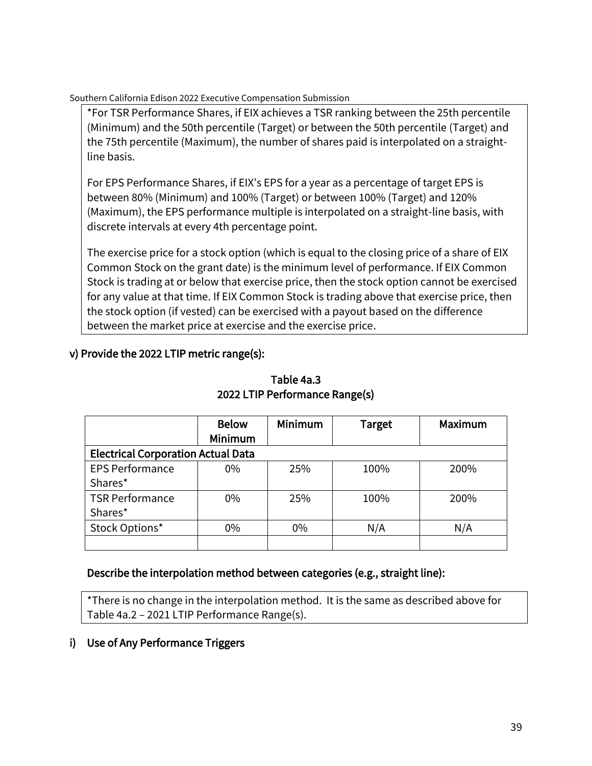*For TSR Performance Shares, if EIX achieves a TSR ranking between the 25th percentile (Minimum) and the 50th percentile (Target) or between the 50th percentile (Target) and the 75th percentile (Maximum), the number of shares paid is interpolated on a straight-line basis.

For EPS Performance Shares, if EIX's EPS for a year as a percentage of target EPS is between 80% (Minimum) and 100% (Target) or between 100% (Target) and 120% (Maximum), the EPS performance multiple is interpolated on a straight-line basis, with discrete intervals at every 4th percentage point.

The exercise price for a stock option (which is equal to the closing price of a share of EIX Common Stock on the grant date) is the minimum level of performance. If EIX Common Stock is trading at or below that exercise price, then the stock option cannot be exercised for any value at that time. If EIX Common Stock is trading above that exercise price, then the stock option (if vested) can be exercised with a payout based on the difference between the market price at exercise and the exercise price.

### v) Provide the 2022 LTIP metric range(s):

**Table 4a.3**
**2022 LTIP Performance Range(s)**

| | Below Minimum | Minimum | Target | Maximum |
|---|---|---|---|---|
| **Electrical Corporation Actual Data** | | | | |
| EPS Performance Shares* | 0% | 25% | 100% | 200% |
| TSR Performance Shares* | 0% | 25% | 100% | 200% |
| Stock Options* | 0% | 0% | N/A | N/A |
| | | | | |

### Describe the interpolation method between categories (e.g., straight line):

*There is no change in the interpolation method. It is the same as described above for Table 4a.2 – 2021 LTIP Performance Range(s).

## i) Use of Any Performance Triggers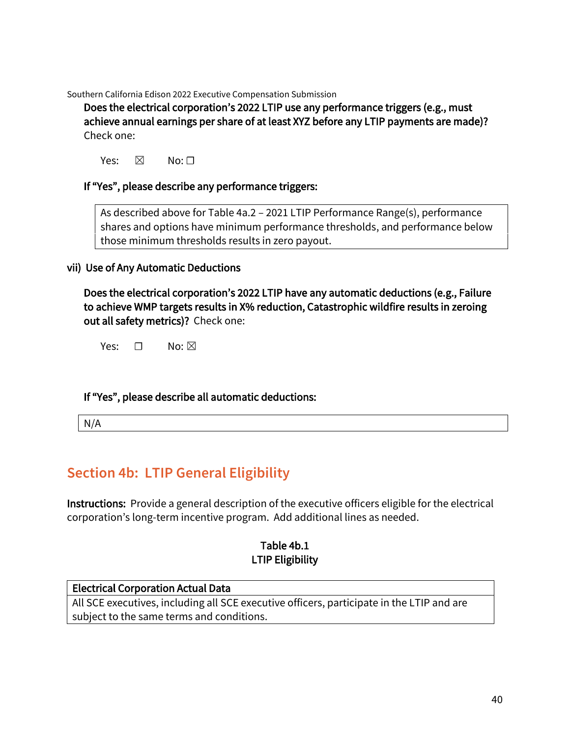**Does the electrical corporation's 2022 LTIP use any performance triggers (e.g., must achieve annual earnings per share of at least XYZ before any LTIP payments are made)?** Check one:

Yes: ☒ No: ☐

**If "Yes", please describe any performance triggers:**

| As described above for Table 4a.2 – 2021 LTIP Performance Range(s), performance shares and options have minimum performance thresholds, and performance below those minimum thresholds results in zero payout. |
|---|

**vii) Use of Any Automatic Deductions**

**Does the electrical corporation's 2022 LTIP have any automatic deductions (e.g., Failure to achieve WMP targets results in X% reduction, Catastrophic wildfire results in zeroing out all safety metrics)?** Check one:

Yes: ☐ No: ☒

**If "Yes", please describe all automatic deductions:**

| N/A |
|---|

## Section 4b: LTIP General Eligibility

**Instructions:** Provide a general description of the executive officers eligible for the electrical corporation's long-term incentive program. Add additional lines as needed.

**Table 4b.1**
**LTIP Eligibility**

| Electrical Corporation Actual Data |
|---|
| All SCE executives, including all SCE executive officers, participate in the LTIP and are subject to the same terms and conditions. |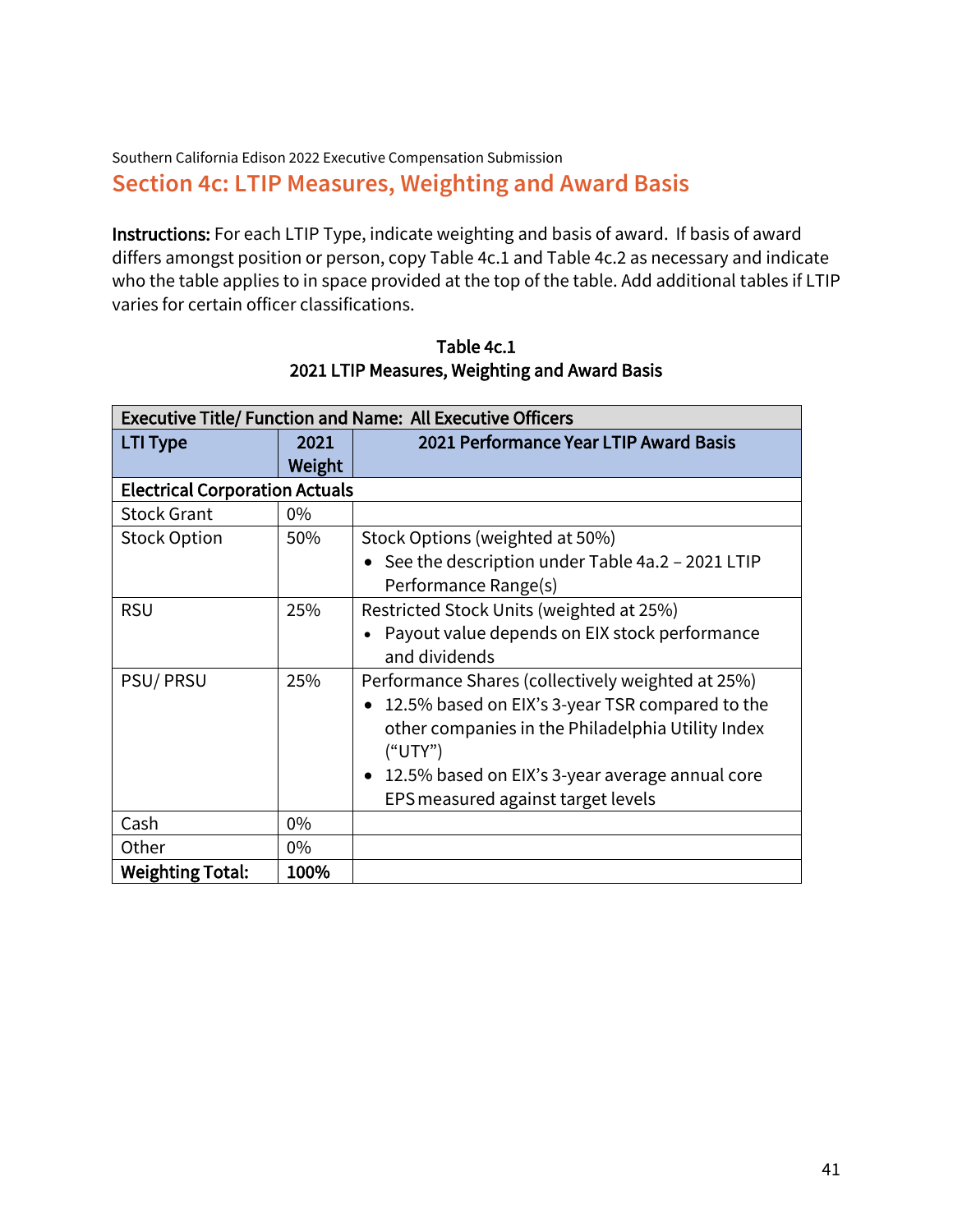Southern California Edison 2022 Executive Compensation Submission

# Section 4c: LTIP Measures, Weighting and Award Basis

**Instructions:** For each LTIP Type, indicate weighting and basis of award. If basis of award differs amongst position or person, copy Table 4c.1 and Table 4c.2 as necessary and indicate who the table applies to in space provided at the top of the table. Add additional tables if LTIP varies for certain officer classifications.

**Table 4c.1**
**2021 LTIP Measures, Weighting and Award Basis**

| **Executive Title/ Function and Name: All Executive Officers** | | |
|---|---|---|
| **LTI Type** | **2021 Weight** | **2021 Performance Year LTIP Award Basis** |
| **Electrical Corporation Actuals** | | |
| Stock Grant | 0% | |
| Stock Option | 50% | Stock Options (weighted at 50%)<br>• See the description under Table 4a.2 – 2021 LTIP Performance Range(s) |
| RSU | 25% | Restricted Stock Units (weighted at 25%)<br>• Payout value depends on EIX stock performance and dividends |
| PSU/ PRSU | 25% | Performance Shares (collectively weighted at 25%)<br>• 12.5% based on EIX's 3-year TSR compared to the other companies in the Philadelphia Utility Index ("UTY")<br>• 12.5% based on EIX's 3-year average annual core EPS measured against target levels |
| Cash | 0% | |
| Other | 0% | |
| **Weighting Total:** | **100%** | |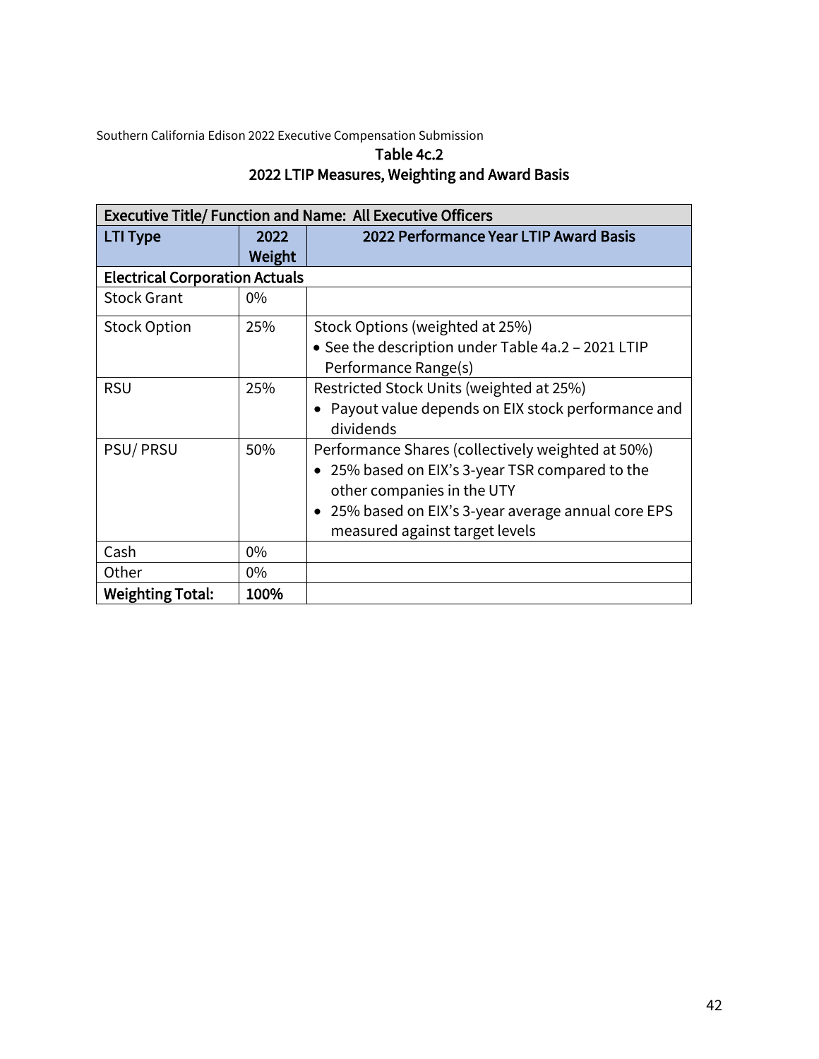Southern California Edison 2022 Executive Compensation Submission

## Table 4c.2
## 2022 LTIP Measures, Weighting and Award Basis

| **Executive Title/ Function and Name: All Executive Officers** | | |
|---|---|---|
| **LTI Type** | **2022 Weight** | **2022 Performance Year LTIP Award Basis** |
| **Electrical Corporation Actuals** | | |
| Stock Grant | 0% | |
| Stock Option | 25% | Stock Options (weighted at 25%)<br>• See the description under Table 4a.2 – 2021 LTIP Performance Range(s) |
| RSU | 25% | Restricted Stock Units (weighted at 25%)<br>• Payout value depends on EIX stock performance and dividends |
| PSU/ PRSU | 50% | Performance Shares (collectively weighted at 50%)<br>• 25% based on EIX's 3-year TSR compared to the other companies in the UTY<br>• 25% based on EIX's 3-year average annual core EPS measured against target levels |
| Cash | 0% | |
| Other | 0% | |
| **Weighting Total:** | **100%** | |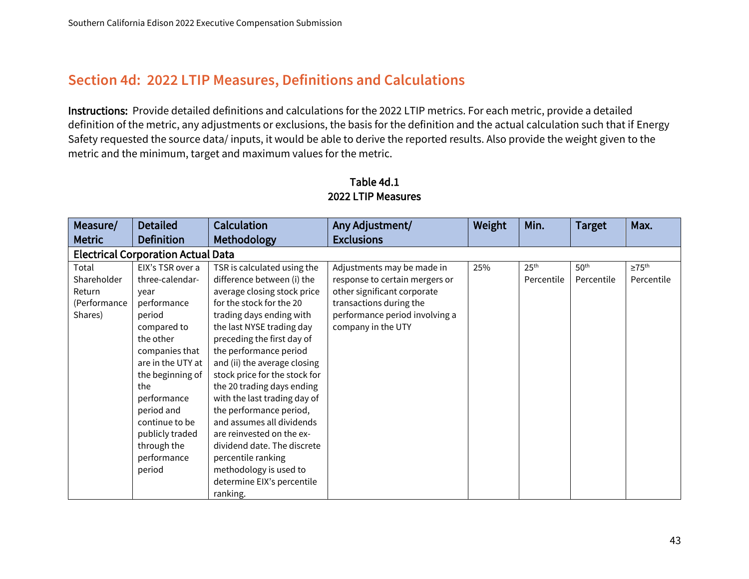## Section 4d: 2022 LTIP Measures, Definitions and Calculations

**Instructions:** Provide detailed definitions and calculations for the 2022 LTIP metrics. For each metric, provide a detailed definition of the metric, any adjustments or exclusions, the basis for the definition and the actual calculation such that if Energy Safety requested the source data/ inputs, it would be able to derive the reported results. Also provide the weight given to the metric and the minimum, target and maximum values for the metric.

**Table 4d.1**
**2022 LTIP Measures**

| Measure/ Metric | Detailed Definition | Calculation Methodology | Any Adjustment/ Exclusions | Weight | Min. | Target | Max. |
|---|---|---|---|---|---|---|---|
| **Electrical Corporation Actual Data** | | | | | | | |
| Total Shareholder Return (Performance Shares) | EIX's TSR over a three-calendar-year performance period compared to the other companies that are in the UTY at the beginning of the performance period and continue to be publicly traded through the performance period | TSR is calculated using the difference between (i) the average closing stock price for the stock for the 20 trading days ending with the last NYSE trading day preceding the first day of the performance period and (ii) the average closing stock price for the stock for the 20 trading days ending with the last trading day of the performance period, and assumes all dividends are reinvested on the ex-dividend date. The discrete percentile ranking methodology is used to determine EIX's percentile ranking. | Adjustments may be made in response to certain mergers or other significant corporate transactions during the performance period involving a company in the UTY | 25% | 25th Percentile | 50th Percentile | ≥75th Percentile |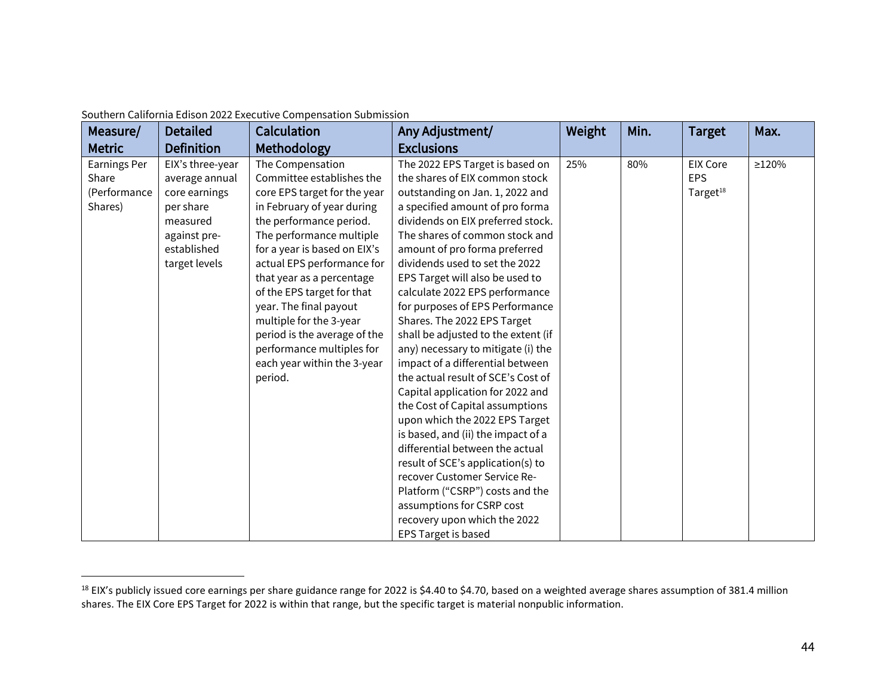Southern California Edison 2022 Executive Compensation Submission

| Measure/ Metric | Detailed Definition | Calculation Methodology | Any Adjustment/ Exclusions | Weight | Min. | Target | Max. |
|---|---|---|---|---|---|---|---|
| Earnings Per Share (Performance Shares) | EIX's three-year average annual core earnings per share measured against pre-established target levels | The Compensation Committee establishes the core EPS target for the year in February of year during the performance period. The performance multiple for a year is based on EIX's actual EPS performance for that year as a percentage of the EPS target for that year. The final payout multiple for the 3-year period is the average of the performance multiples for each year within the 3-year period. | The 2022 EPS Target is based on the shares of EIX common stock outstanding on Jan. 1, 2022 and a specified amount of pro forma dividends on EIX preferred stock. The shares of common stock and amount of pro forma preferred dividends used to set the 2022 EPS Target will also be used to calculate 2022 EPS performance for purposes of EPS Performance Shares. The 2022 EPS Target shall be adjusted to the extent (if any) necessary to mitigate (i) the impact of a differential between the actual result of SCE's Cost of Capital application for 2022 and the Cost of Capital assumptions upon which the 2022 EPS Target is based, and (ii) the impact of a differential between the actual result of SCE's application(s) to recover Customer Service Re-Platform ("CSRP") costs and the assumptions for CSRP cost recovery upon which the 2022 EPS Target is based | 25% | 80% | EIX Core EPS Target[18] | ≥120% |

[18] EIX's publicly issued core earnings per share guidance range for 2022 is $4.40 to $4.70, based on a weighted average shares assumption of 381.4 million shares. The EIX Core EPS Target for 2022 is within that range, but the specific target is material nonpublic information.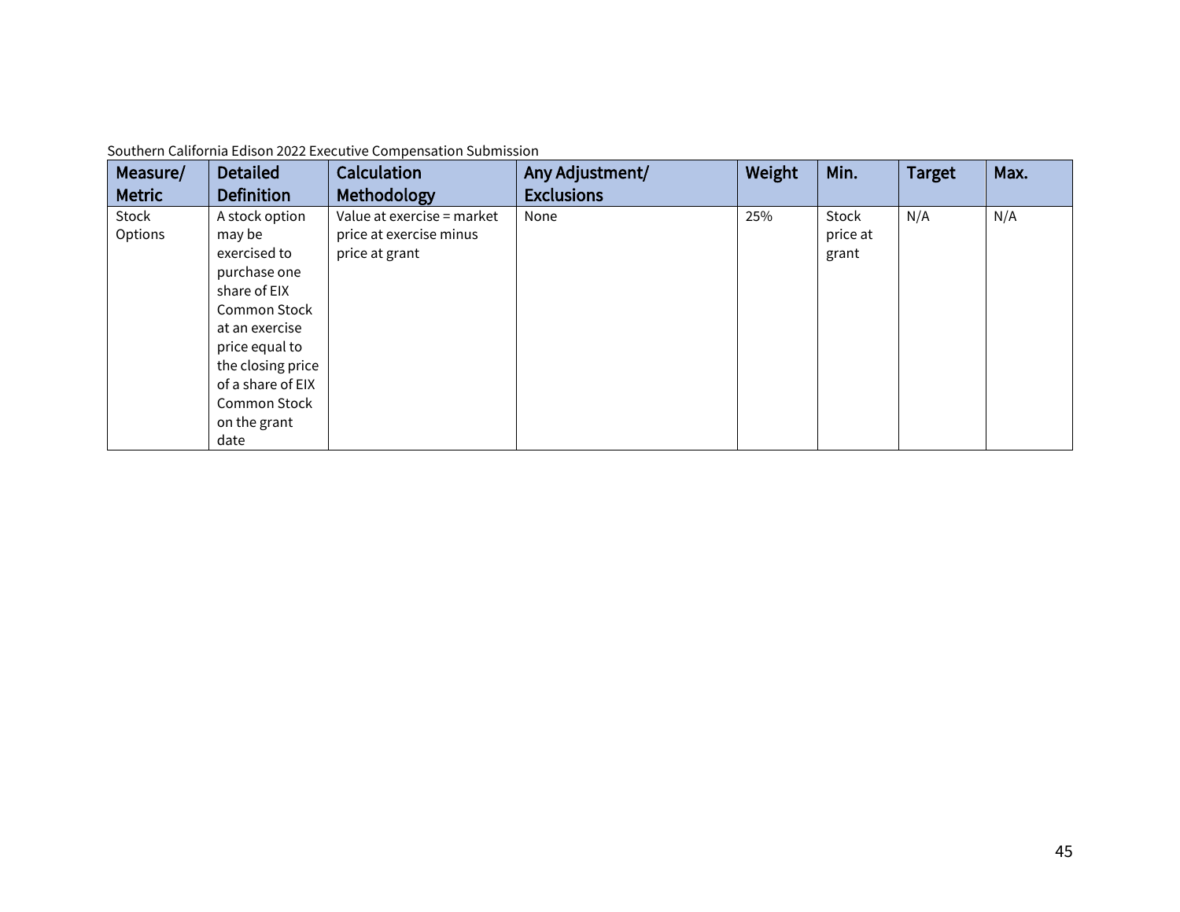Southern California Edison 2022 Executive Compensation Submission

| Measure/ Metric | Detailed Definition | Calculation Methodology | Any Adjustment/ Exclusions | Weight | Min. | Target | Max. |
|---|---|---|---|---|---|---|---|
| Stock Options | A stock option may be exercised to purchase one share of EIX Common Stock at an exercise price equal to the closing price of a share of EIX Common Stock on the grant date | Value at exercise = market price at exercise minus price at grant | None | 25% | Stock price at grant | N/A | N/A |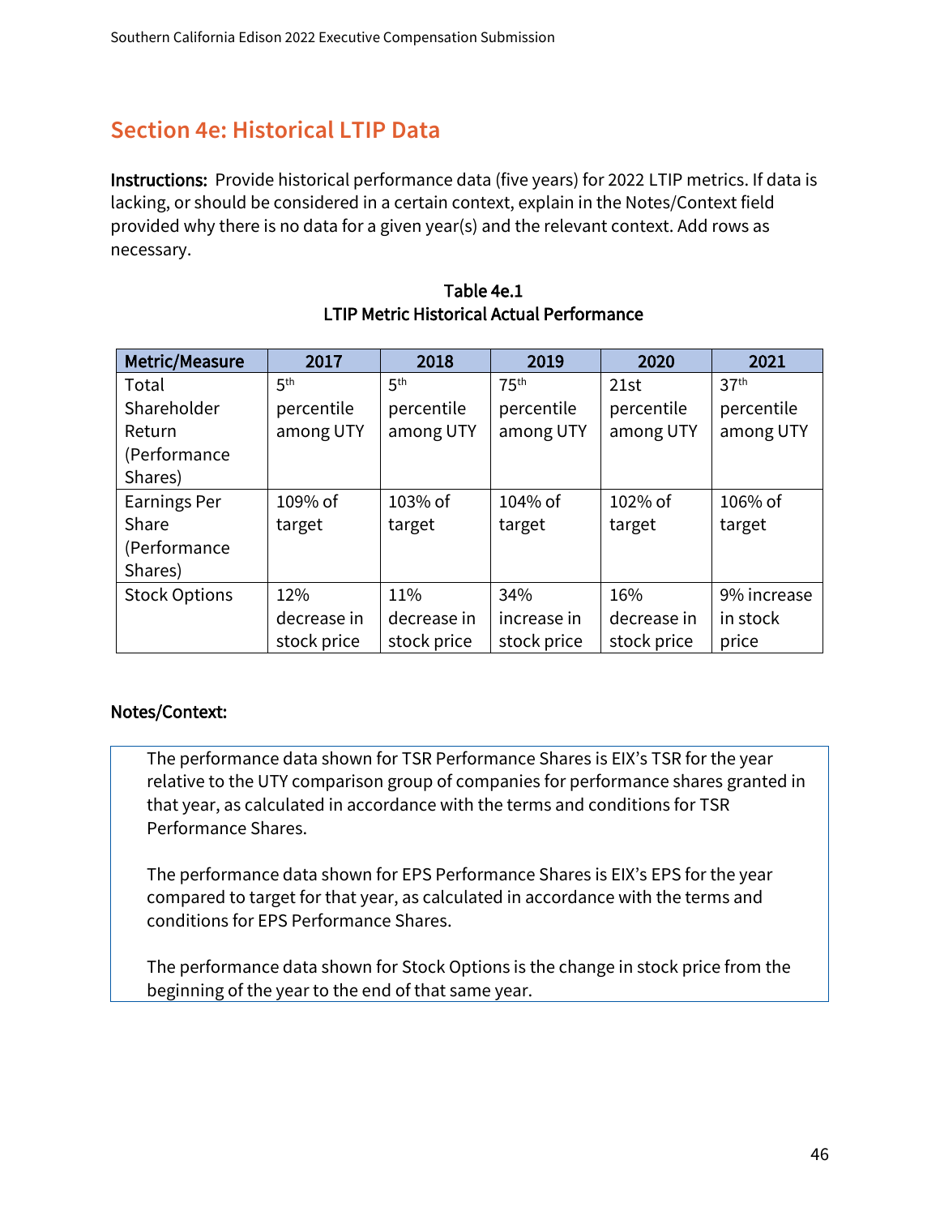## Section 4e: Historical LTIP Data

**Instructions:** Provide historical performance data (five years) for 2022 LTIP metrics. If data is lacking, or should be considered in a certain context, explain in the Notes/Context field provided why there is no data for a given year(s) and the relevant context. Add rows as necessary.

**Table 4e.1**
**LTIP Metric Historical Actual Performance**

| Metric/Measure | 2017 | 2018 | 2019 | 2020 | 2021 |
|---|---|---|---|---|---|
| Total Shareholder Return (Performance Shares) | 5th percentile among UTY | 5th percentile among UTY | 75th percentile among UTY | 21st percentile among UTY | 37th percentile among UTY |
| Earnings Per Share (Performance Shares) | 109% of target | 103% of target | 104% of target | 102% of target | 106% of target |
| Stock Options | 12% decrease in stock price | 11% decrease in stock price | 34% increase in stock price | 16% decrease in stock price | 9% increase in stock price |

**Notes/Context:**

The performance data shown for TSR Performance Shares is EIX's TSR for the year relative to the UTY comparison group of companies for performance shares granted in that year, as calculated in accordance with the terms and conditions for TSR Performance Shares.

The performance data shown for EPS Performance Shares is EIX's EPS for the year compared to target for that year, as calculated in accordance with the terms and conditions for EPS Performance Shares.

The performance data shown for Stock Options is the change in stock price from the beginning of the year to the end of that same year.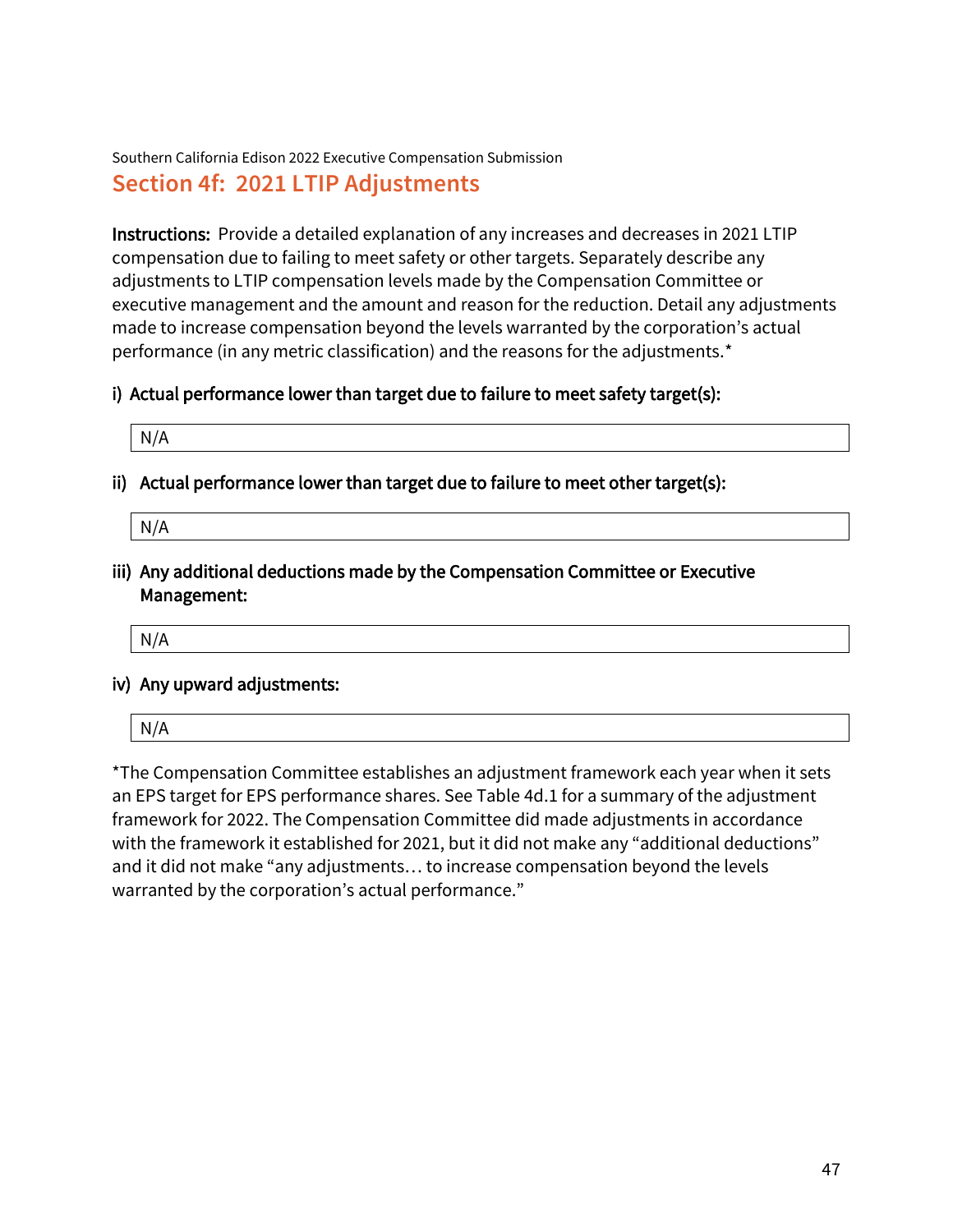Southern California Edison 2022 Executive Compensation Submission

## Section 4f: 2021 LTIP Adjustments

**Instructions:** Provide a detailed explanation of any increases and decreases in 2021 LTIP compensation due to failing to meet safety or other targets. Separately describe any adjustments to LTIP compensation levels made by the Compensation Committee or executive management and the amount and reason for the reduction. Detail any adjustments made to increase compensation beyond the levels warranted by the corporation's actual performance (in any metric classification) and the reasons for the adjustments.*

**i) Actual performance lower than target due to failure to meet safety target(s):**

N/A

**ii) Actual performance lower than target due to failure to meet other target(s):**

N/A

**iii) Any additional deductions made by the Compensation Committee or Executive Management:**

N/A

**iv) Any upward adjustments:**

N/A

*The Compensation Committee establishes an adjustment framework each year when it sets an EPS target for EPS performance shares. See Table 4d.1 for a summary of the adjustment framework for 2022. The Compensation Committee did made adjustments in accordance with the framework it established for 2021, but it did not make any "additional deductions" and it did not make "any adjustments… to increase compensation beyond the levels warranted by the corporation's actual performance."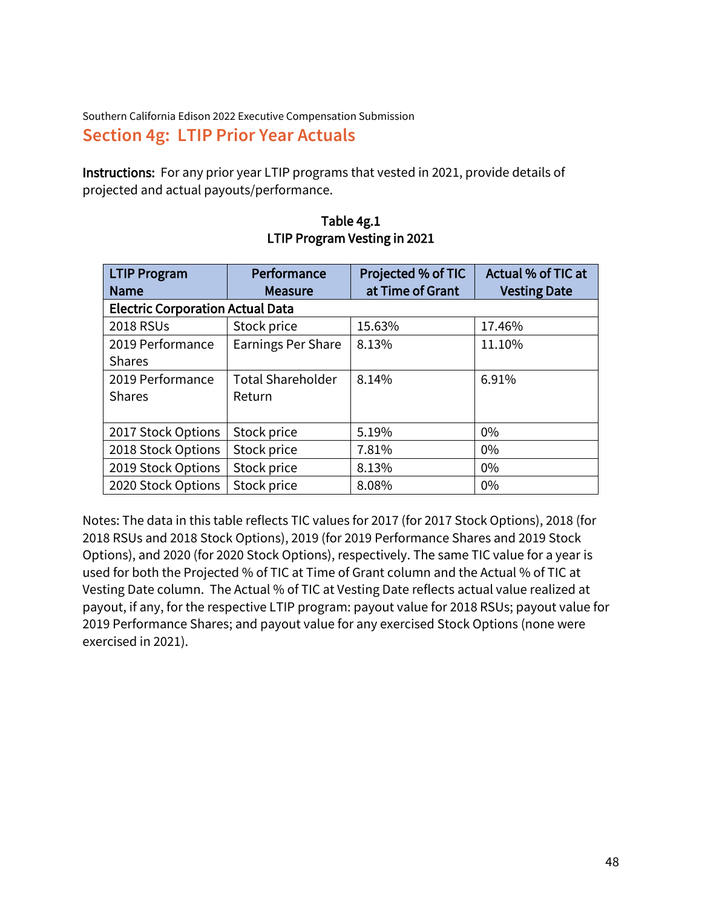Southern California Edison 2022 Executive Compensation Submission

## Section 4g: LTIP Prior Year Actuals

**Instructions:** For any prior year LTIP programs that vested in 2021, provide details of projected and actual payouts/performance.

**Table 4g.1**
**LTIP Program Vesting in 2021**

| LTIP Program Name | Performance Measure | Projected % of TIC at Time of Grant | Actual % of TIC at Vesting Date |
|---|---|---|---|
| **Electric Corporation Actual Data** | | | |
| 2018 RSUs | Stock price | 15.63% | 17.46% |
| 2019 Performance Shares | Earnings Per Share | 8.13% | 11.10% |
| 2019 Performance Shares | Total Shareholder Return | 8.14% | 6.91% |
| 2017 Stock Options | Stock price | 5.19% | 0% |
| 2018 Stock Options | Stock price | 7.81% | 0% |
| 2019 Stock Options | Stock price | 8.13% | 0% |
| 2020 Stock Options | Stock price | 8.08% | 0% |

Notes: The data in this table reflects TIC values for 2017 (for 2017 Stock Options), 2018 (for 2018 RSUs and 2018 Stock Options), 2019 (for 2019 Performance Shares and 2019 Stock Options), and 2020 (for 2020 Stock Options), respectively. The same TIC value for a year is used for both the Projected % of TIC at Time of Grant column and the Actual % of TIC at Vesting Date column. The Actual % of TIC at Vesting Date reflects actual value realized at payout, if any, for the respective LTIP program: payout value for 2018 RSUs; payout value for 2019 Performance Shares; and payout value for any exercised Stock Options (none were exercised in 2021).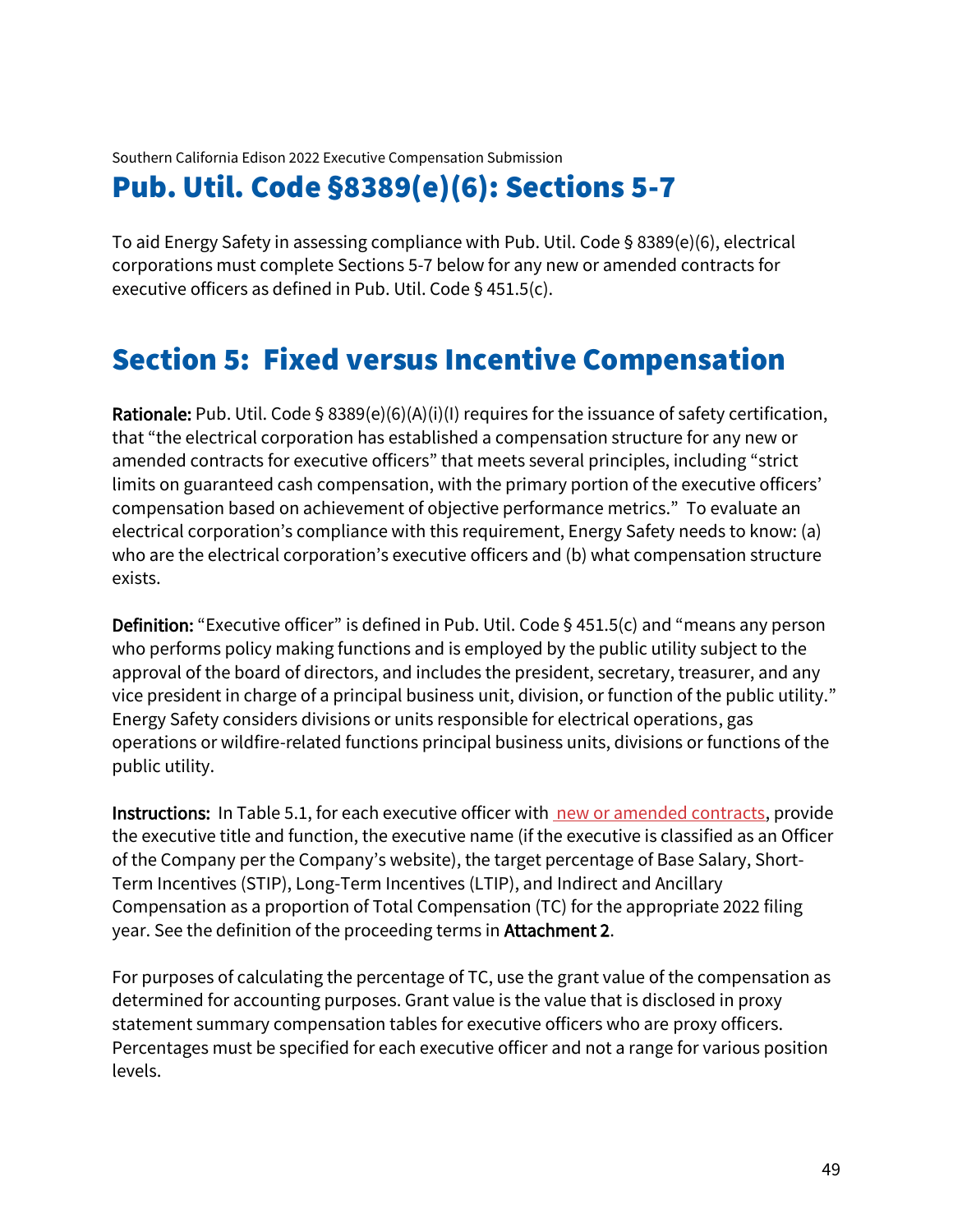Southern California Edison 2022 Executive Compensation Submission

# Pub. Util. Code §8389(e)(6): Sections 5-7

To aid Energy Safety in assessing compliance with Pub. Util. Code § 8389(e)(6), electrical corporations must complete Sections 5-7 below for any new or amended contracts for executive officers as defined in Pub. Util. Code § 451.5(c).

## Section 5: Fixed versus Incentive Compensation

**Rationale:** Pub. Util. Code § 8389(e)(6)(A)(i)(I) requires for the issuance of safety certification, that "the electrical corporation has established a compensation structure for any new or amended contracts for executive officers" that meets several principles, including "strict limits on guaranteed cash compensation, with the primary portion of the executive officers' compensation based on achievement of objective performance metrics." To evaluate an electrical corporation's compliance with this requirement, Energy Safety needs to know: (a) who are the electrical corporation's executive officers and (b) what compensation structure exists.

**Definition:** "Executive officer" is defined in Pub. Util. Code § 451.5(c) and "means any person who performs policy making functions and is employed by the public utility subject to the approval of the board of directors, and includes the president, secretary, treasurer, and any vice president in charge of a principal business unit, division, or function of the public utility." Energy Safety considers divisions or units responsible for electrical operations, gas operations or wildfire-related functions principal business units, divisions or functions of the public utility.

**Instructions:** In Table 5.1, for each executive officer with new or amended contracts, provide the executive title and function, the executive name (if the executive is classified as an Officer of the Company per the Company's website), the target percentage of Base Salary, Short-Term Incentives (STIP), Long-Term Incentives (LTIP), and Indirect and Ancillary Compensation as a proportion of Total Compensation (TC) for the appropriate 2022 filing year. See the definition of the proceeding terms in **Attachment 2**.

For purposes of calculating the percentage of TC, use the grant value of the compensation as determined for accounting purposes. Grant value is the value that is disclosed in proxy statement summary compensation tables for executive officers who are proxy officers. Percentages must be specified for each executive officer and not a range for various position levels.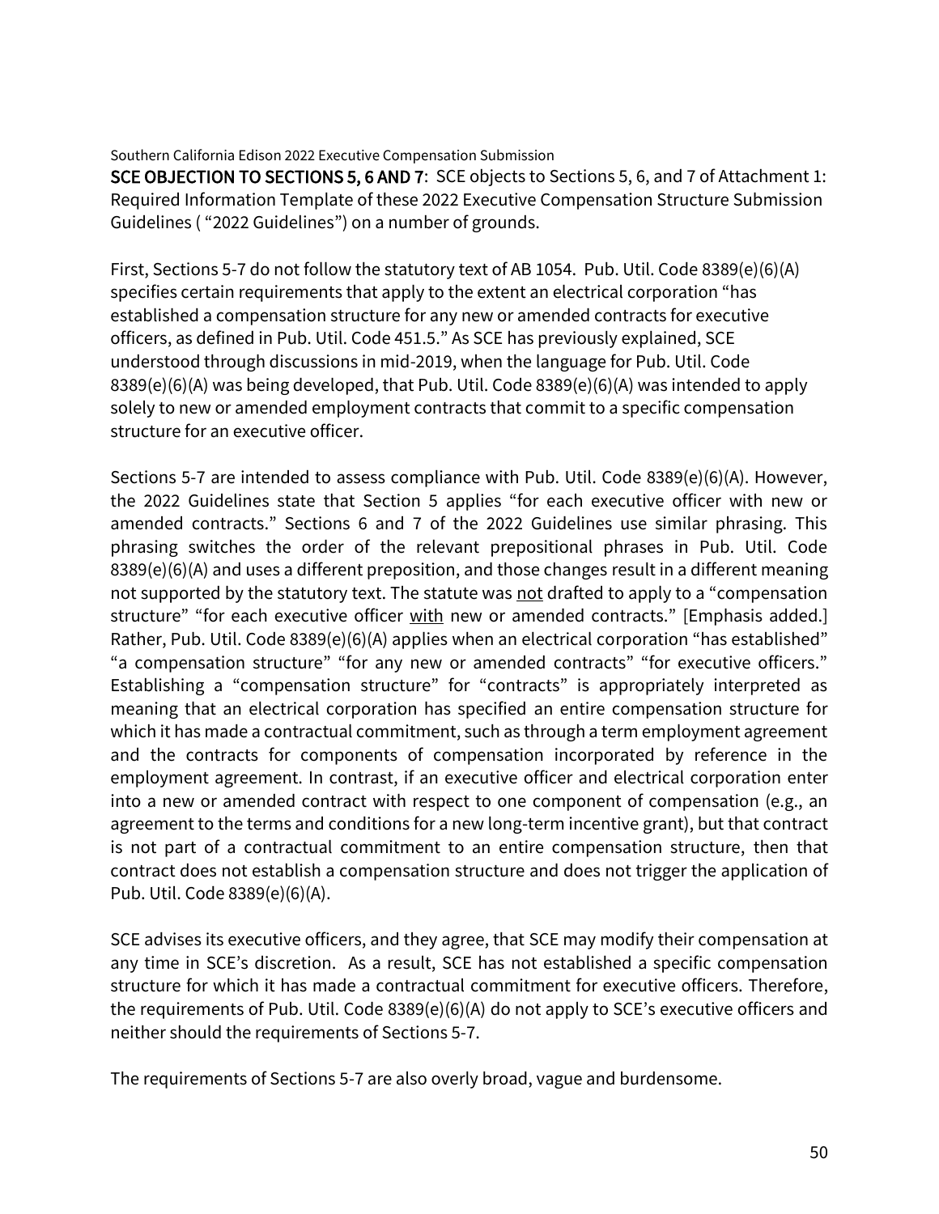Southern California Edison 2022 Executive Compensation Submission

**SCE OBJECTION TO SECTIONS 5, 6 AND 7**: SCE objects to Sections 5, 6, and 7 of Attachment 1: Required Information Template of these 2022 Executive Compensation Structure Submission Guidelines ( "2022 Guidelines") on a number of grounds.

First, Sections 5-7 do not follow the statutory text of AB 1054. Pub. Util. Code 8389(e)(6)(A) specifies certain requirements that apply to the extent an electrical corporation "has established a compensation structure for any new or amended contracts for executive officers, as defined in Pub. Util. Code 451.5." As SCE has previously explained, SCE understood through discussions in mid-2019, when the language for Pub. Util. Code 8389(e)(6)(A) was being developed, that Pub. Util. Code 8389(e)(6)(A) was intended to apply solely to new or amended employment contracts that commit to a specific compensation structure for an executive officer.

Sections 5-7 are intended to assess compliance with Pub. Util. Code 8389(e)(6)(A). However, the 2022 Guidelines state that Section 5 applies "for each executive officer with new or amended contracts." Sections 6 and 7 of the 2022 Guidelines use similar phrasing. This phrasing switches the order of the relevant prepositional phrases in Pub. Util. Code 8389(e)(6)(A) and uses a different preposition, and those changes result in a different meaning not supported by the statutory text. The statute was <u>not</u> drafted to apply to a "compensation structure" "for each executive officer <u>with</u> new or amended contracts." [Emphasis added.] Rather, Pub. Util. Code 8389(e)(6)(A) applies when an electrical corporation "has established" "a compensation structure" "for any new or amended contracts" "for executive officers." Establishing a "compensation structure" for "contracts" is appropriately interpreted as meaning that an electrical corporation has specified an entire compensation structure for which it has made a contractual commitment, such as through a term employment agreement and the contracts for components of compensation incorporated by reference in the employment agreement. In contrast, if an executive officer and electrical corporation enter into a new or amended contract with respect to one component of compensation (e.g., an agreement to the terms and conditions for a new long-term incentive grant), but that contract is not part of a contractual commitment to an entire compensation structure, then that contract does not establish a compensation structure and does not trigger the application of Pub. Util. Code 8389(e)(6)(A).

SCE advises its executive officers, and they agree, that SCE may modify their compensation at any time in SCE's discretion. As a result, SCE has not established a specific compensation structure for which it has made a contractual commitment for executive officers. Therefore, the requirements of Pub. Util. Code 8389(e)(6)(A) do not apply to SCE's executive officers and neither should the requirements of Sections 5-7.

The requirements of Sections 5-7 are also overly broad, vague and burdensome.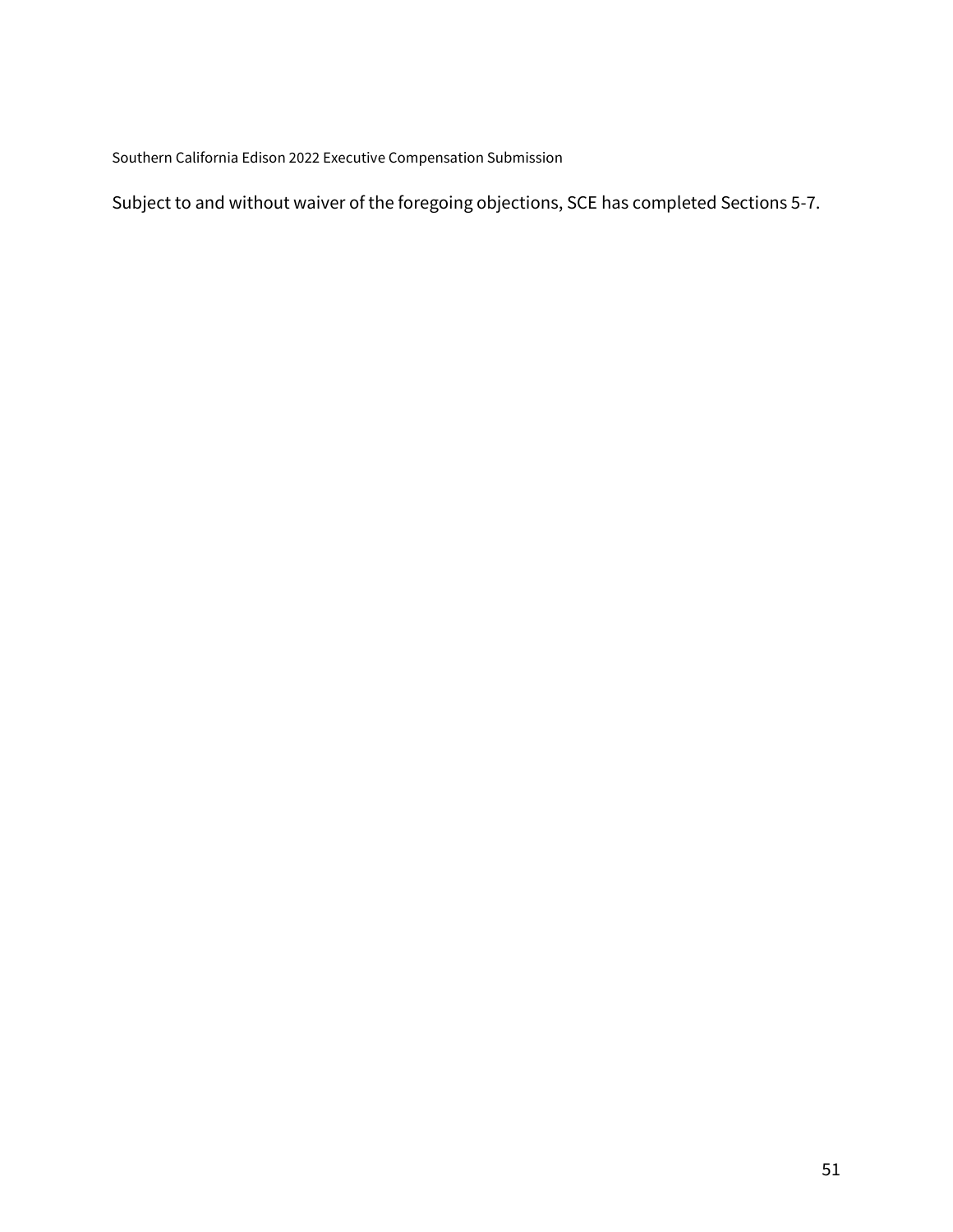Subject to and without waiver of the foregoing objections, SCE has completed Sections 5-7.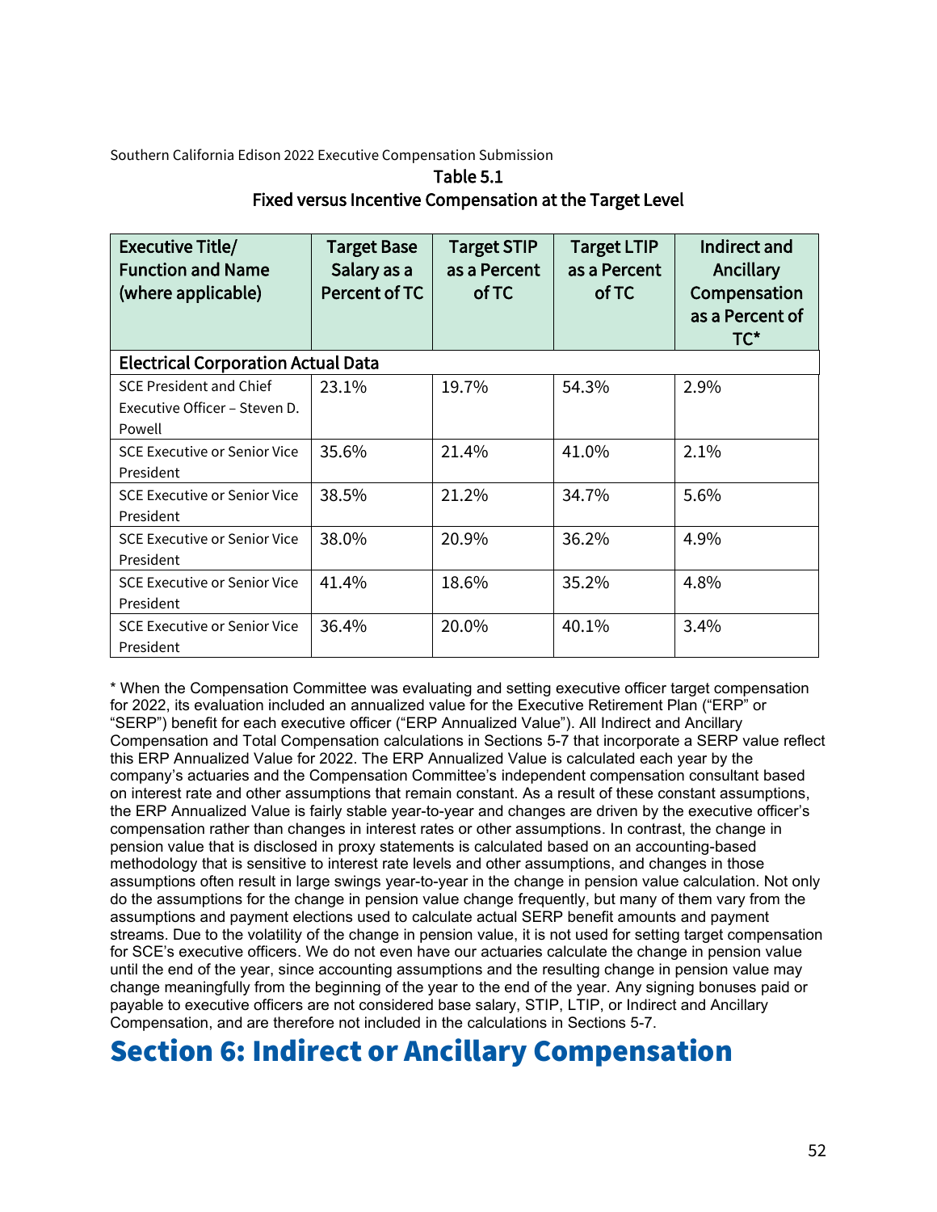Southern California Edison 2022 Executive Compensation Submission

**Table 5.1**

**Fixed versus Incentive Compensation at the Target Level**

| Executive Title/ Function and Name (where applicable) | Target Base Salary as a Percent of TC | Target STIP as a Percent of TC | Target LTIP as a Percent of TC | Indirect and Ancillary Compensation as a Percent of TC* |
|---|---|---|---|---|
| **Electrical Corporation Actual Data** | | | | |
| SCE President and Chief Executive Officer – Steven D. Powell | 23.1% | 19.7% | 54.3% | 2.9% |
| SCE Executive or Senior Vice President | 35.6% | 21.4% | 41.0% | 2.1% |
| SCE Executive or Senior Vice President | 38.5% | 21.2% | 34.7% | 5.6% |
| SCE Executive or Senior Vice President | 38.0% | 20.9% | 36.2% | 4.9% |
| SCE Executive or Senior Vice President | 41.4% | 18.6% | 35.2% | 4.8% |
| SCE Executive or Senior Vice President | 36.4% | 20.0% | 40.1% | 3.4% |

* When the Compensation Committee was evaluating and setting executive officer target compensation for 2022, its evaluation included an annualized value for the Executive Retirement Plan ("ERP" or "SERP") benefit for each executive officer ("ERP Annualized Value"). All Indirect and Ancillary Compensation and Total Compensation calculations in Sections 5-7 that incorporate a SERP value reflect this ERP Annualized Value for 2022. The ERP Annualized Value is calculated each year by the company's actuaries and the Compensation Committee's independent compensation consultant based on interest rate and other assumptions that remain constant. As a result of these constant assumptions, the ERP Annualized Value is fairly stable year-to-year and changes are driven by the executive officer's compensation rather than changes in interest rates or other assumptions. In contrast, the change in pension value that is disclosed in proxy statements is calculated based on an accounting-based methodology that is sensitive to interest rate levels and other assumptions, and changes in those assumptions often result in large swings year-to-year in the change in pension value calculation. Not only do the assumptions for the change in pension value change frequently, but many of them vary from the assumptions and payment elections used to calculate actual SERP benefit amounts and payment streams. Due to the volatility of the change in pension value, it is not used for setting target compensation for SCE's executive officers. We do not even have our actuaries calculate the change in pension value until the end of the year, since accounting assumptions and the resulting change in pension value may change meaningfully from the beginning of the year to the end of the year. Any signing bonuses paid or payable to executive officers are not considered base salary, STIP, LTIP, or Indirect and Ancillary Compensation, and are therefore not included in the calculations in Sections 5-7.

# Section 6: Indirect or Ancillary Compensation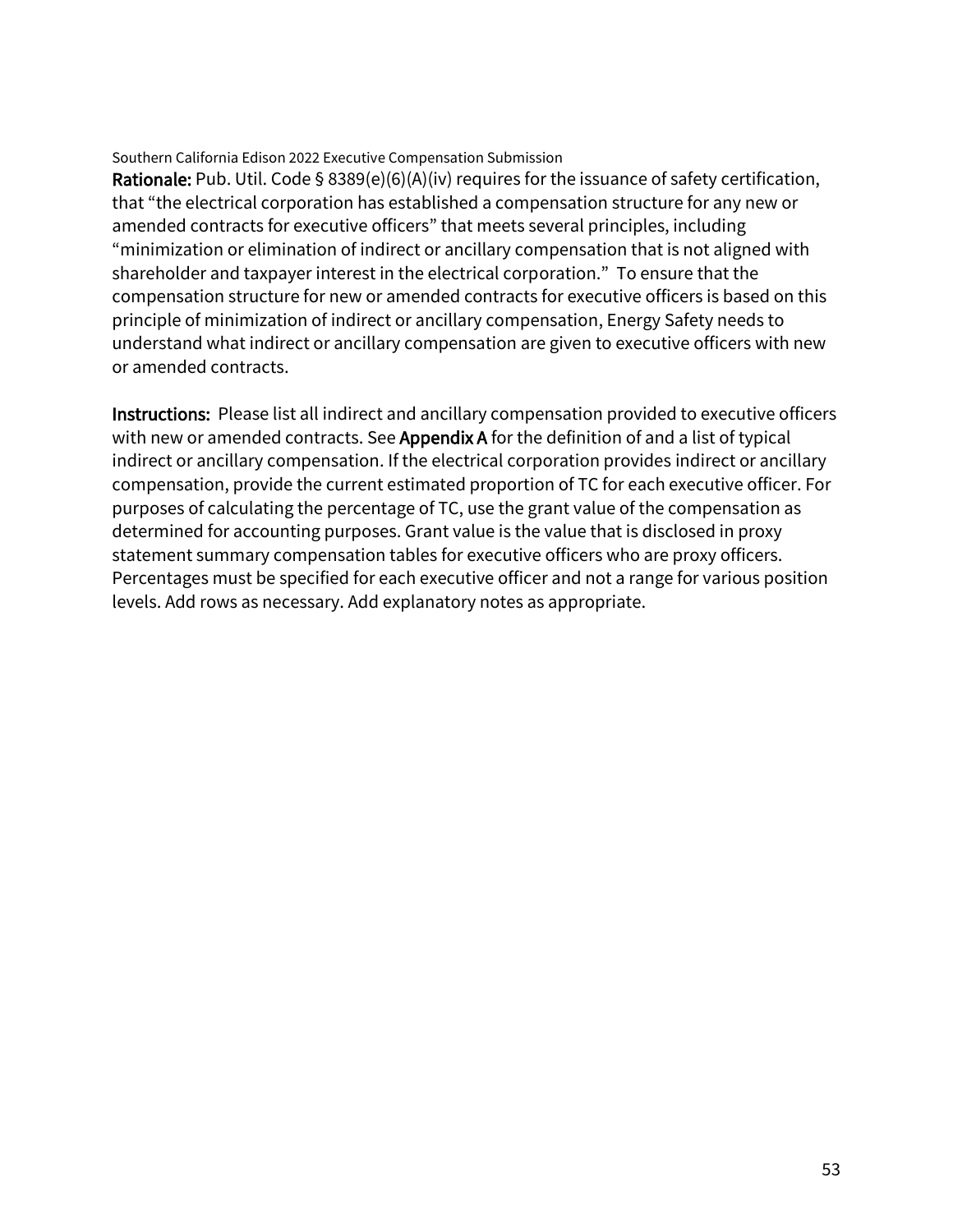**Rationale:** Pub. Util. Code § 8389(e)(6)(A)(iv) requires for the issuance of safety certification, that "the electrical corporation has established a compensation structure for any new or amended contracts for executive officers" that meets several principles, including "minimization or elimination of indirect or ancillary compensation that is not aligned with shareholder and taxpayer interest in the electrical corporation." To ensure that the compensation structure for new or amended contracts for executive officers is based on this principle of minimization of indirect or ancillary compensation, Energy Safety needs to understand what indirect or ancillary compensation are given to executive officers with new or amended contracts.

**Instructions:** Please list all indirect and ancillary compensation provided to executive officers with new or amended contracts. See **Appendix A** for the definition of and a list of typical indirect or ancillary compensation. If the electrical corporation provides indirect or ancillary compensation, provide the current estimated proportion of TC for each executive officer. For purposes of calculating the percentage of TC, use the grant value of the compensation as determined for accounting purposes. Grant value is the value that is disclosed in proxy statement summary compensation tables for executive officers who are proxy officers. Percentages must be specified for each executive officer and not a range for various position levels. Add rows as necessary. Add explanatory notes as appropriate.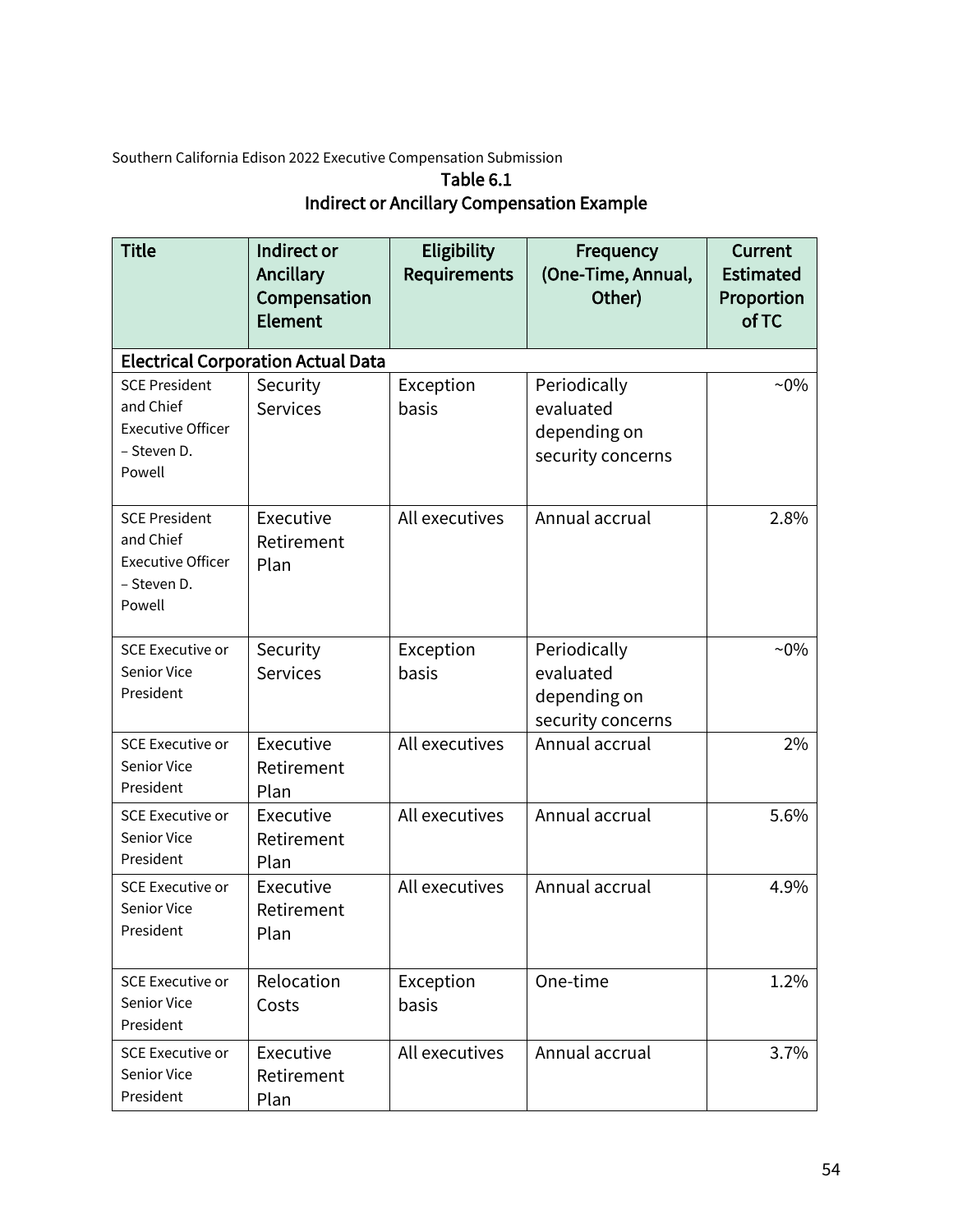Southern California Edison 2022 Executive Compensation Submission

**Table 6.1**
**Indirect or Ancillary Compensation Example**

| Title | Indirect or Ancillary Compensation Element | Eligibility Requirements | Frequency (One-Time, Annual, Other) | Current Estimated Proportion of TC |
|---|---|---|---|---|
| **Electrical Corporation Actual Data** | | | | |
| SCE President and Chief Executive Officer – Steven D. Powell | Security Services | Exception basis | Periodically evaluated depending on security concerns | ~0% |
| SCE President and Chief Executive Officer – Steven D. Powell | Executive Retirement Plan | All executives | Annual accrual | 2.8% |
| SCE Executive or Senior Vice President | Security Services | Exception basis | Periodically evaluated depending on security concerns | ~0% |
| SCE Executive or Senior Vice President | Executive Retirement Plan | All executives | Annual accrual | 2% |
| SCE Executive or Senior Vice President | Executive Retirement Plan | All executives | Annual accrual | 5.6% |
| SCE Executive or Senior Vice President | Executive Retirement Plan | All executives | Annual accrual | 4.9% |
| SCE Executive or Senior Vice President | Relocation Costs | Exception basis | One-time | 1.2% |
| SCE Executive or Senior Vice President | Executive Retirement Plan | All executives | Annual accrual | 3.7% |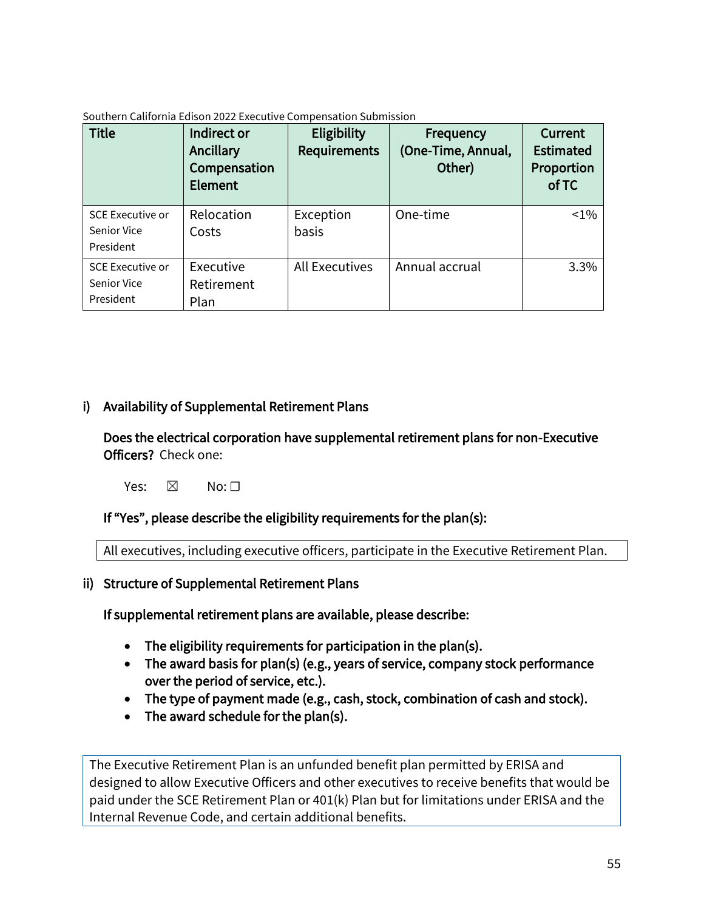Southern California Edison 2022 Executive Compensation Submission

| Title | Indirect or Ancillary Compensation Element | Eligibility Requirements | Frequency (One-Time, Annual, Other) | Current Estimated Proportion of TC |
|---|---|---|---|---|
| SCE Executive or Senior Vice President | Relocation Costs | Exception basis | One-time | <1% |
| SCE Executive or Senior Vice President | Executive Retirement Plan | All Executives | Annual accrual | 3.3% |

### i) Availability of Supplemental Retirement Plans

**Does the electrical corporation have supplemental retirement plans for non-Executive Officers?** Check one:

Yes: ☒ No: ☐

**If "Yes", please describe the eligibility requirements for the plan(s):**

All executives, including executive officers, participate in the Executive Retirement Plan.

### ii) Structure of Supplemental Retirement Plans

**If supplemental retirement plans are available, please describe:**

- **The eligibility requirements for participation in the plan(s).**
- **The award basis for plan(s) (e.g., years of service, company stock performance over the period of service, etc.).**
- **The type of payment made (e.g., cash, stock, combination of cash and stock).**
- **The award schedule for the plan(s).**

The Executive Retirement Plan is an unfunded benefit plan permitted by ERISA and designed to allow Executive Officers and other executives to receive benefits that would be paid under the SCE Retirement Plan or 401(k) Plan but for limitations under ERISA and the Internal Revenue Code, and certain additional benefits.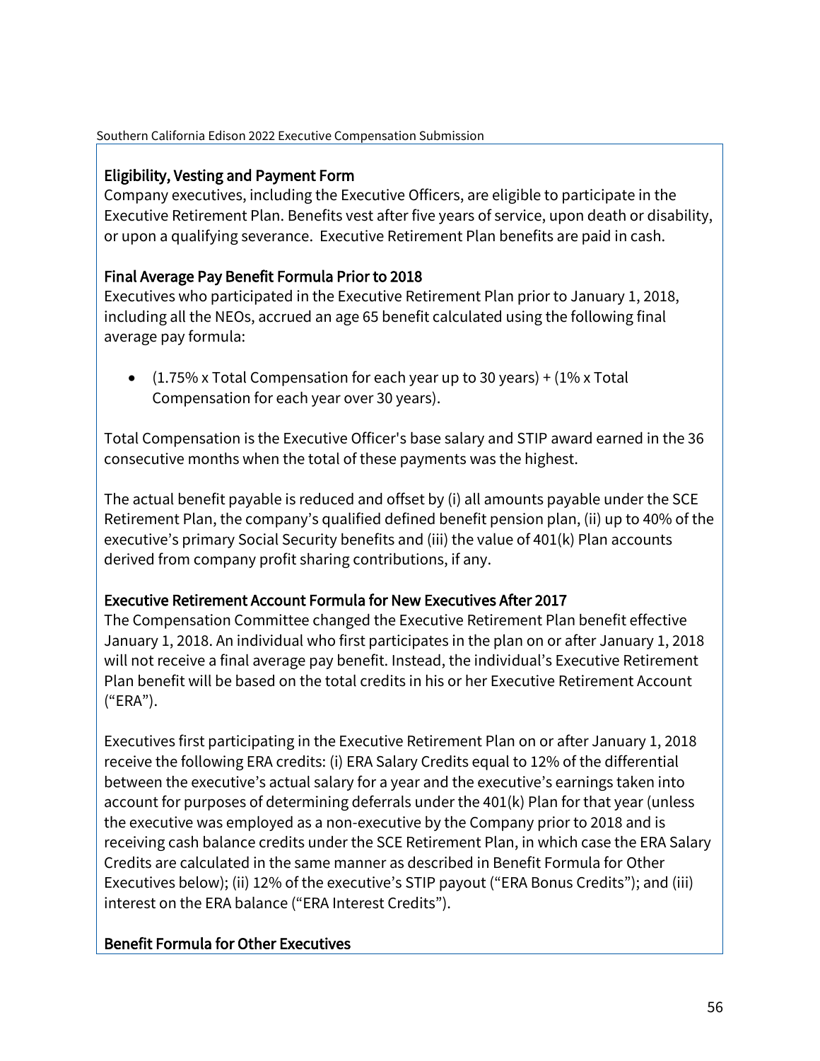### Eligibility, Vesting and Payment Form

Company executives, including the Executive Officers, are eligible to participate in the Executive Retirement Plan. Benefits vest after five years of service, upon death or disability, or upon a qualifying severance. Executive Retirement Plan benefits are paid in cash.

### Final Average Pay Benefit Formula Prior to 2018

Executives who participated in the Executive Retirement Plan prior to January 1, 2018, including all the NEOs, accrued an age 65 benefit calculated using the following final average pay formula:

- (1.75% x Total Compensation for each year up to 30 years) + (1% x Total Compensation for each year over 30 years).

Total Compensation is the Executive Officer's base salary and STIP award earned in the 36 consecutive months when the total of these payments was the highest.

The actual benefit payable is reduced and offset by (i) all amounts payable under the SCE Retirement Plan, the company's qualified defined benefit pension plan, (ii) up to 40% of the executive's primary Social Security benefits and (iii) the value of 401(k) Plan accounts derived from company profit sharing contributions, if any.

### Executive Retirement Account Formula for New Executives After 2017

The Compensation Committee changed the Executive Retirement Plan benefit effective January 1, 2018. An individual who first participates in the plan on or after January 1, 2018 will not receive a final average pay benefit. Instead, the individual's Executive Retirement Plan benefit will be based on the total credits in his or her Executive Retirement Account ("ERA").

Executives first participating in the Executive Retirement Plan on or after January 1, 2018 receive the following ERA credits: (i) ERA Salary Credits equal to 12% of the differential between the executive's actual salary for a year and the executive's earnings taken into account for purposes of determining deferrals under the 401(k) Plan for that year (unless the executive was employed as a non-executive by the Company prior to 2018 and is receiving cash balance credits under the SCE Retirement Plan, in which case the ERA Salary Credits are calculated in the same manner as described in Benefit Formula for Other Executives below); (ii) 12% of the executive's STIP payout ("ERA Bonus Credits"); and (iii) interest on the ERA balance ("ERA Interest Credits").

### Benefit Formula for Other Executives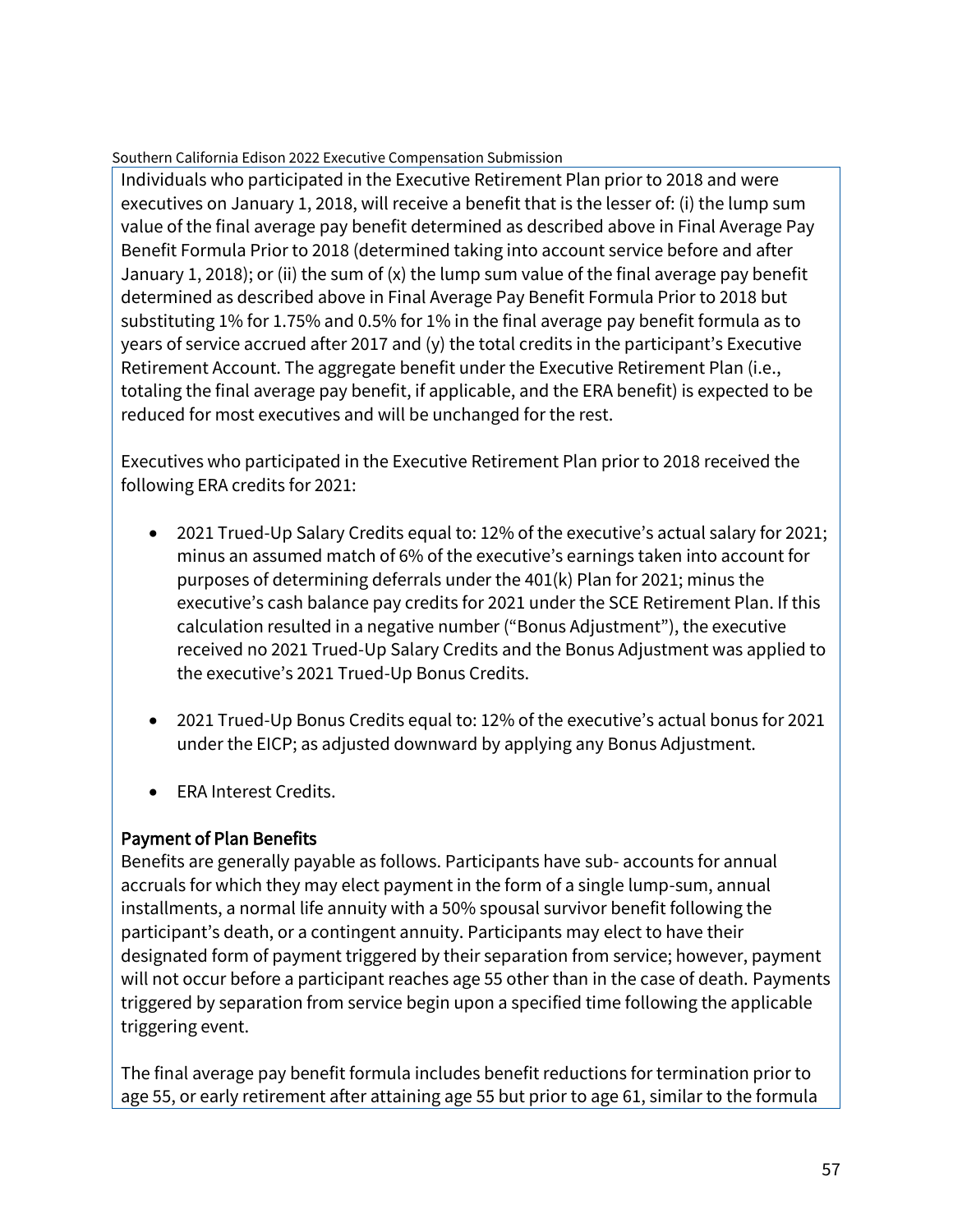Individuals who participated in the Executive Retirement Plan prior to 2018 and were executives on January 1, 2018, will receive a benefit that is the lesser of: (i) the lump sum value of the final average pay benefit determined as described above in Final Average Pay Benefit Formula Prior to 2018 (determined taking into account service before and after January 1, 2018); or (ii) the sum of (x) the lump sum value of the final average pay benefit determined as described above in Final Average Pay Benefit Formula Prior to 2018 but substituting 1% for 1.75% and 0.5% for 1% in the final average pay benefit formula as to years of service accrued after 2017 and (y) the total credits in the participant's Executive Retirement Account. The aggregate benefit under the Executive Retirement Plan (i.e., totaling the final average pay benefit, if applicable, and the ERA benefit) is expected to be reduced for most executives and will be unchanged for the rest.

Executives who participated in the Executive Retirement Plan prior to 2018 received the following ERA credits for 2021:

- 2021 Trued-Up Salary Credits equal to: 12% of the executive's actual salary for 2021; minus an assumed match of 6% of the executive's earnings taken into account for purposes of determining deferrals under the 401(k) Plan for 2021; minus the executive's cash balance pay credits for 2021 under the SCE Retirement Plan. If this calculation resulted in a negative number ("Bonus Adjustment"), the executive received no 2021 Trued-Up Salary Credits and the Bonus Adjustment was applied to the executive's 2021 Trued-Up Bonus Credits.

- 2021 Trued-Up Bonus Credits equal to: 12% of the executive's actual bonus for 2021 under the EICP; as adjusted downward by applying any Bonus Adjustment.

- ERA Interest Credits.

### Payment of Plan Benefits

Benefits are generally payable as follows. Participants have sub- accounts for annual accruals for which they may elect payment in the form of a single lump-sum, annual installments, a normal life annuity with a 50% spousal survivor benefit following the participant's death, or a contingent annuity. Participants may elect to have their designated form of payment triggered by their separation from service; however, payment will not occur before a participant reaches age 55 other than in the case of death. Payments triggered by separation from service begin upon a specified time following the applicable triggering event.

The final average pay benefit formula includes benefit reductions for termination prior to age 55, or early retirement after attaining age 55 but prior to age 61, similar to the formula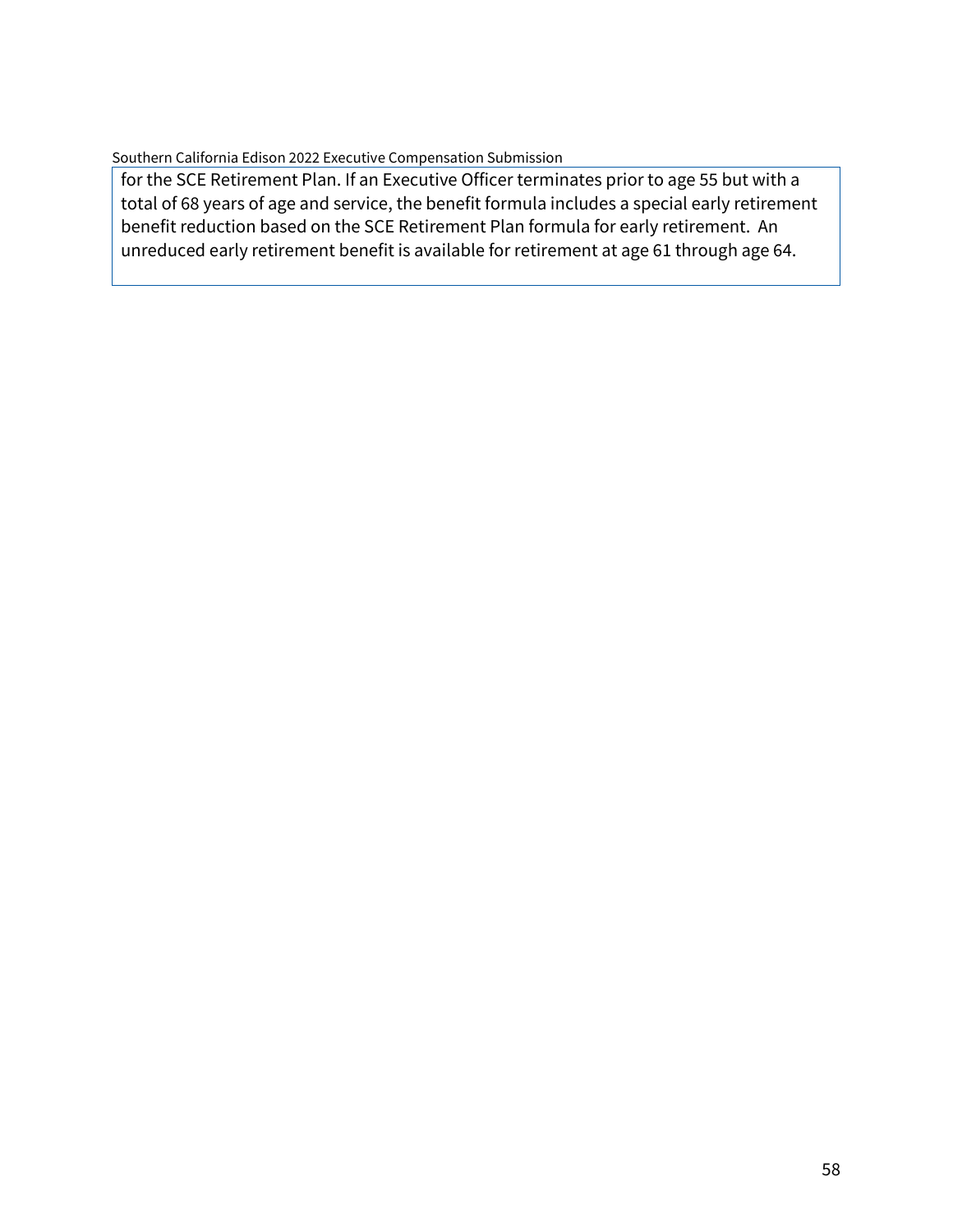for the SCE Retirement Plan. If an Executive Officer terminates prior to age 55 but with a total of 68 years of age and service, the benefit formula includes a special early retirement benefit reduction based on the SCE Retirement Plan formula for early retirement. An unreduced early retirement benefit is available for retirement at age 61 through age 64.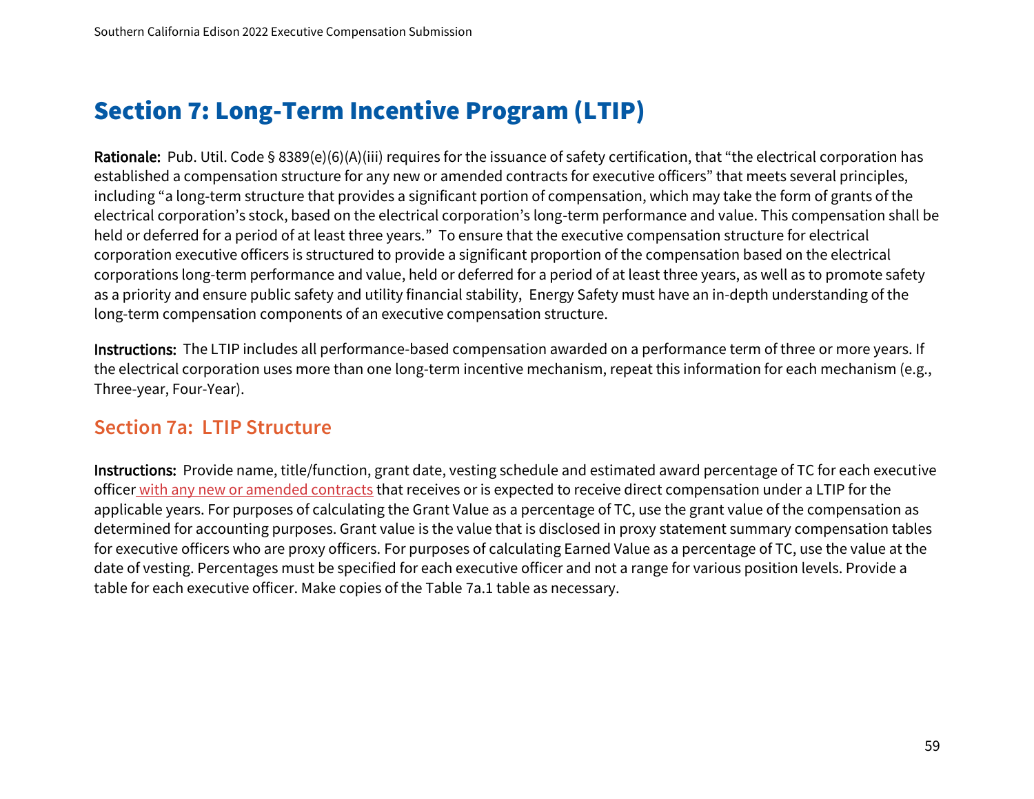# Section 7: Long-Term Incentive Program (LTIP)

**Rationale:** Pub. Util. Code § 8389(e)(6)(A)(iii) requires for the issuance of safety certification, that "the electrical corporation has established a compensation structure for any new or amended contracts for executive officers" that meets several principles, including "a long-term structure that provides a significant portion of compensation, which may take the form of grants of the electrical corporation's stock, based on the electrical corporation's long-term performance and value. This compensation shall be held or deferred for a period of at least three years." To ensure that the executive compensation structure for electrical corporation executive officers is structured to provide a significant proportion of the compensation based on the electrical corporations long-term performance and value, held or deferred for a period of at least three years, as well as to promote safety as a priority and ensure public safety and utility financial stability, Energy Safety must have an in-depth understanding of the long-term compensation components of an executive compensation structure.

**Instructions:** The LTIP includes all performance-based compensation awarded on a performance term of three or more years. If the electrical corporation uses more than one long-term incentive mechanism, repeat this information for each mechanism (e.g., Three-year, Four-Year).

## Section 7a: LTIP Structure

**Instructions:** Provide name, title/function, grant date, vesting schedule and estimated award percentage of TC for each executive officer with any new or amended contracts that receives or is expected to receive direct compensation under a LTIP for the applicable years. For purposes of calculating the Grant Value as a percentage of TC, use the grant value of the compensation as determined for accounting purposes. Grant value is the value that is disclosed in proxy statement summary compensation tables for executive officers who are proxy officers. For purposes of calculating Earned Value as a percentage of TC, use the value at the date of vesting. Percentages must be specified for each executive officer and not a range for various position levels. Provide a table for each executive officer. Make copies of the Table 7a.1 table as necessary.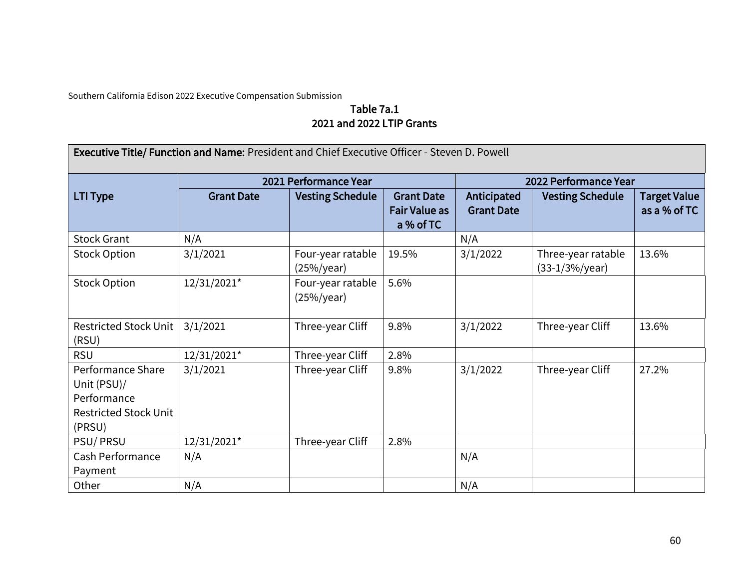Southern California Edison 2022 Executive Compensation Submission

**Table 7a.1**
**2021 and 2022 LTIP Grants**

**Executive Title/ Function and Name:** President and Chief Executive Officer - Steven D. Powell

| LTI Type | 2021 Performance Year | | | 2022 Performance Year | | |
|---|---|---|---|---|---|---|
| | Grant Date | Vesting Schedule | Grant Date Fair Value as a % of TC | Anticipated Grant Date | Vesting Schedule | Target Value as a % of TC |
| Stock Grant | N/A | | | N/A | | |
| Stock Option | 3/1/2021 | Four-year ratable (25%/year) | 19.5% | 3/1/2022 | Three-year ratable (33-1/3%/year) | 13.6% |
| Stock Option | 12/31/2021* | Four-year ratable (25%/year) | 5.6% | | | |
| Restricted Stock Unit (RSU) | 3/1/2021 | Three-year Cliff | 9.8% | 3/1/2022 | Three-year Cliff | 13.6% |
| RSU | 12/31/2021* | Three-year Cliff | 2.8% | | | |
| Performance Share Unit (PSU)/ Performance Restricted Stock Unit (PRSU) | 3/1/2021 | Three-year Cliff | 9.8% | 3/1/2022 | Three-year Cliff | 27.2% |
| PSU/ PRSU | 12/31/2021* | Three-year Cliff | 2.8% | | | |
| Cash Performance Payment | N/A | | | N/A | | |
| Other | N/A | | | N/A | | |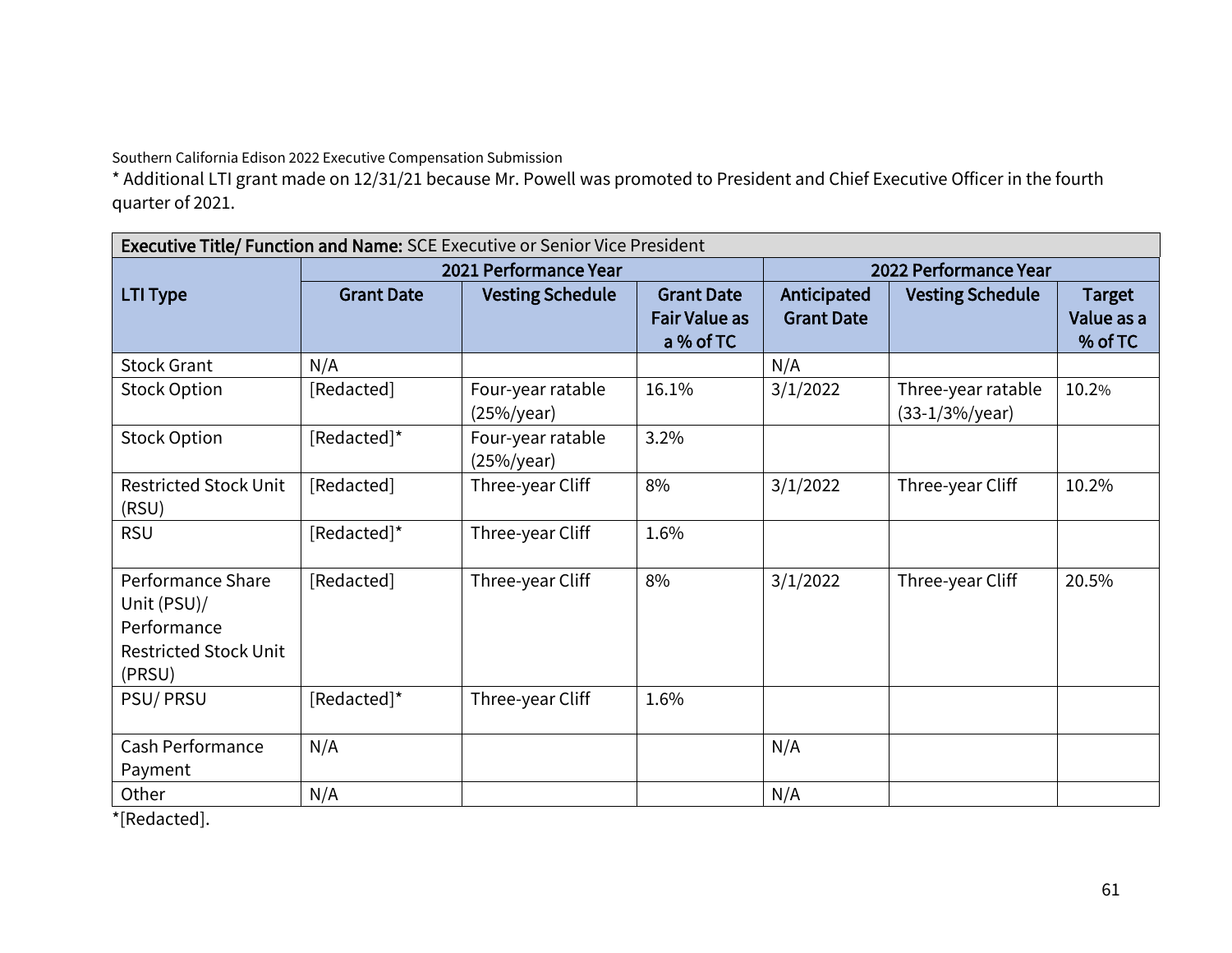Southern California Edison 2022 Executive Compensation Submission

* Additional LTI grant made on 12/31/21 because Mr. Powell was promoted to President and Chief Executive Officer in the fourth quarter of 2021.

| **Executive Title/ Function and Name:** SCE Executive or Senior Vice President | | | | | | |
|---|---|---|---|---|---|---|
| **LTI Type** | **2021 Performance Year** | | | **2022 Performance Year** | | |
| | **Grant Date** | **Vesting Schedule** | **Grant Date Fair Value as a % of TC** | **Anticipated Grant Date** | **Vesting Schedule** | **Target Value as a % of TC** |
| Stock Grant | N/A | | | N/A | | |
| Stock Option | [Redacted] | Four-year ratable (25%/year) | 16.1% | 3/1/2022 | Three-year ratable (33-1/3%/year) | 10.2% |
| Stock Option | [Redacted]* | Four-year ratable (25%/year) | 3.2% | | | |
| Restricted Stock Unit (RSU) | [Redacted] | Three-year Cliff | 8% | 3/1/2022 | Three-year Cliff | 10.2% |
| RSU | [Redacted]* | Three-year Cliff | 1.6% | | | |
| Performance Share Unit (PSU)/ Performance Restricted Stock Unit (PRSU) | [Redacted] | Three-year Cliff | 8% | 3/1/2022 | Three-year Cliff | 20.5% |
| PSU/ PRSU | [Redacted]* | Three-year Cliff | 1.6% | | | |
| Cash Performance Payment | N/A | | | N/A | | |
| Other | N/A | | | N/A | | |

*[Redacted].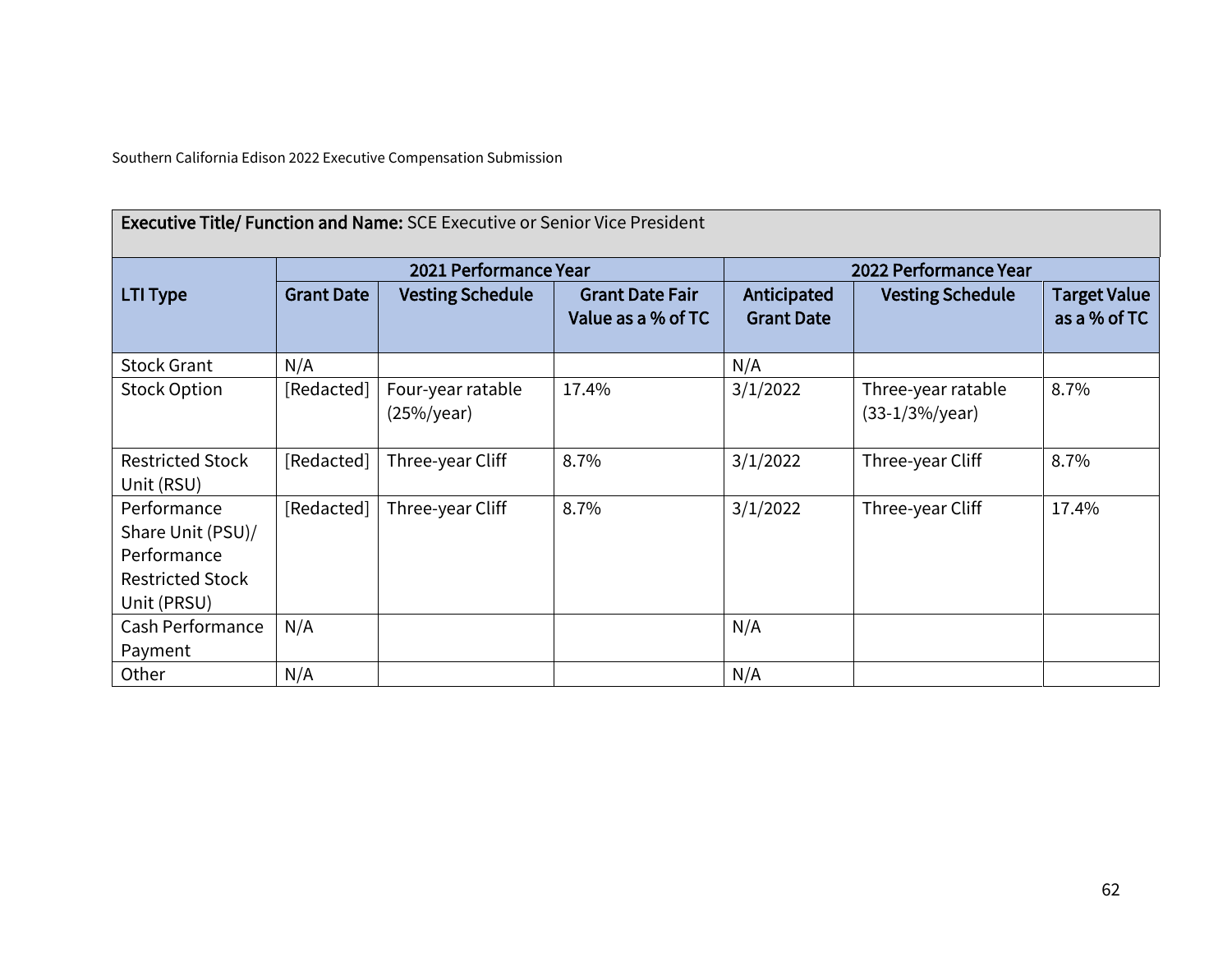Southern California Edison 2022 Executive Compensation Submission

| **Executive Title/ Function and Name:** SCE Executive or Senior Vice President | | | | | | |
|---|---|---|---|---|---|---|
| **LTI Type** | **2021 Performance Year** | | | **2022 Performance Year** | | |
| | **Grant Date** | **Vesting Schedule** | **Grant Date Fair Value as a % of TC** | **Anticipated Grant Date** | **Vesting Schedule** | **Target Value as a % of TC** |
| Stock Grant | N/A | | | N/A | | |
| Stock Option | [Redacted] | Four-year ratable (25%/year) | 17.4% | 3/1/2022 | Three-year ratable (33-1/3%/year) | 8.7% |
| Restricted Stock Unit (RSU) | [Redacted] | Three-year Cliff | 8.7% | 3/1/2022 | Three-year Cliff | 8.7% |
| Performance Share Unit (PSU)/ Performance Restricted Stock Unit (PRSU) | [Redacted] | Three-year Cliff | 8.7% | 3/1/2022 | Three-year Cliff | 17.4% |
| Cash Performance Payment | N/A | | | N/A | | |
| Other | N/A | | | N/A | | |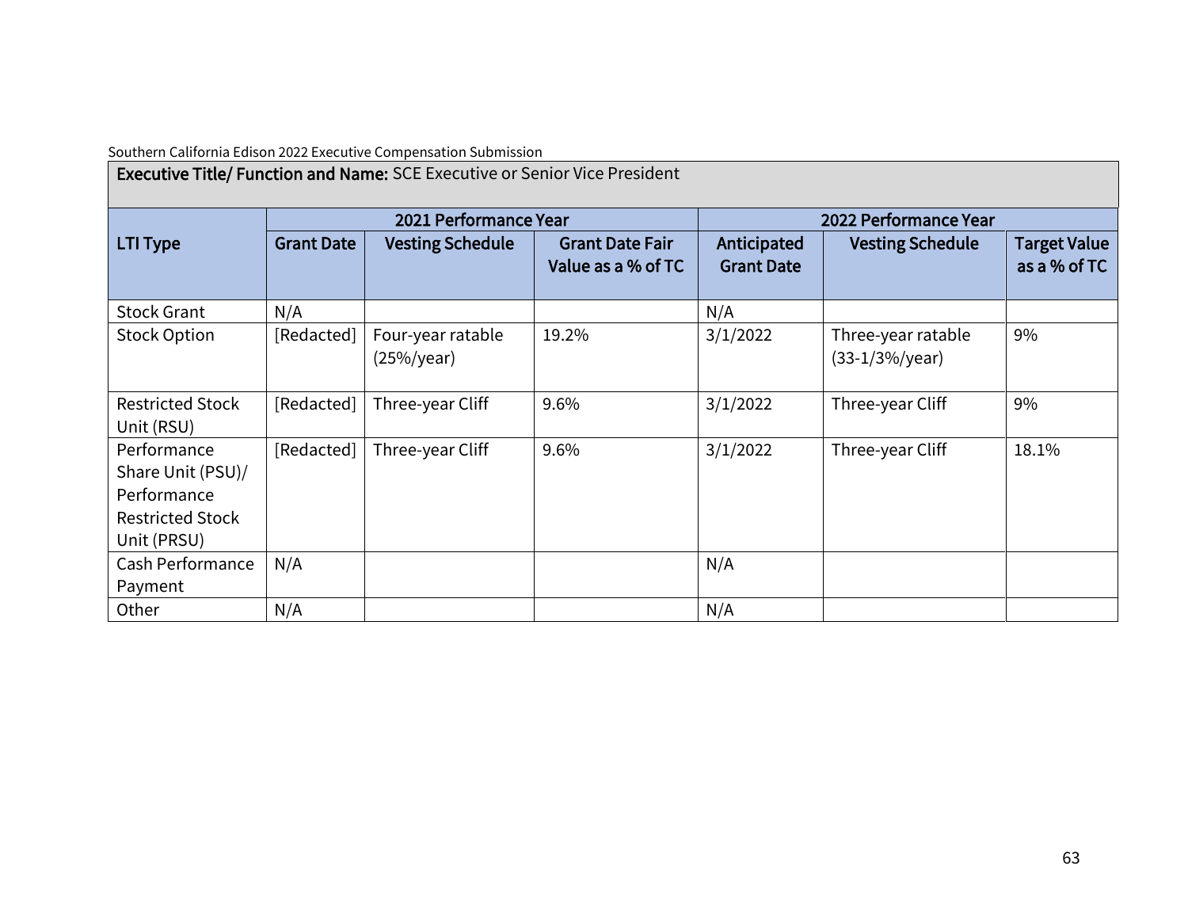Southern California Edison 2022 Executive Compensation Submission

**Executive Title/ Function and Name:** SCE Executive or Senior Vice President

| LTI Type | 2021 Performance Year | | | 2022 Performance Year | | |
|---|---|---|---|---|---|---|
| | **Grant Date** | **Vesting Schedule** | **Grant Date Fair Value as a % of TC** | **Anticipated Grant Date** | **Vesting Schedule** | **Target Value as a % of TC** |
| Stock Grant | N/A | | | N/A | | |
| Stock Option | [Redacted] | Four-year ratable (25%/year) | 19.2% | 3/1/2022 | Three-year ratable (33-1/3%/year) | 9% |
| Restricted Stock Unit (RSU) | [Redacted] | Three-year Cliff | 9.6% | 3/1/2022 | Three-year Cliff | 9% |
| Performance Share Unit (PSU)/ Performance Restricted Stock Unit (PRSU) | [Redacted] | Three-year Cliff | 9.6% | 3/1/2022 | Three-year Cliff | 18.1% |
| Cash Performance Payment | N/A | | | N/A | | |
| Other | N/A | | | N/A | | |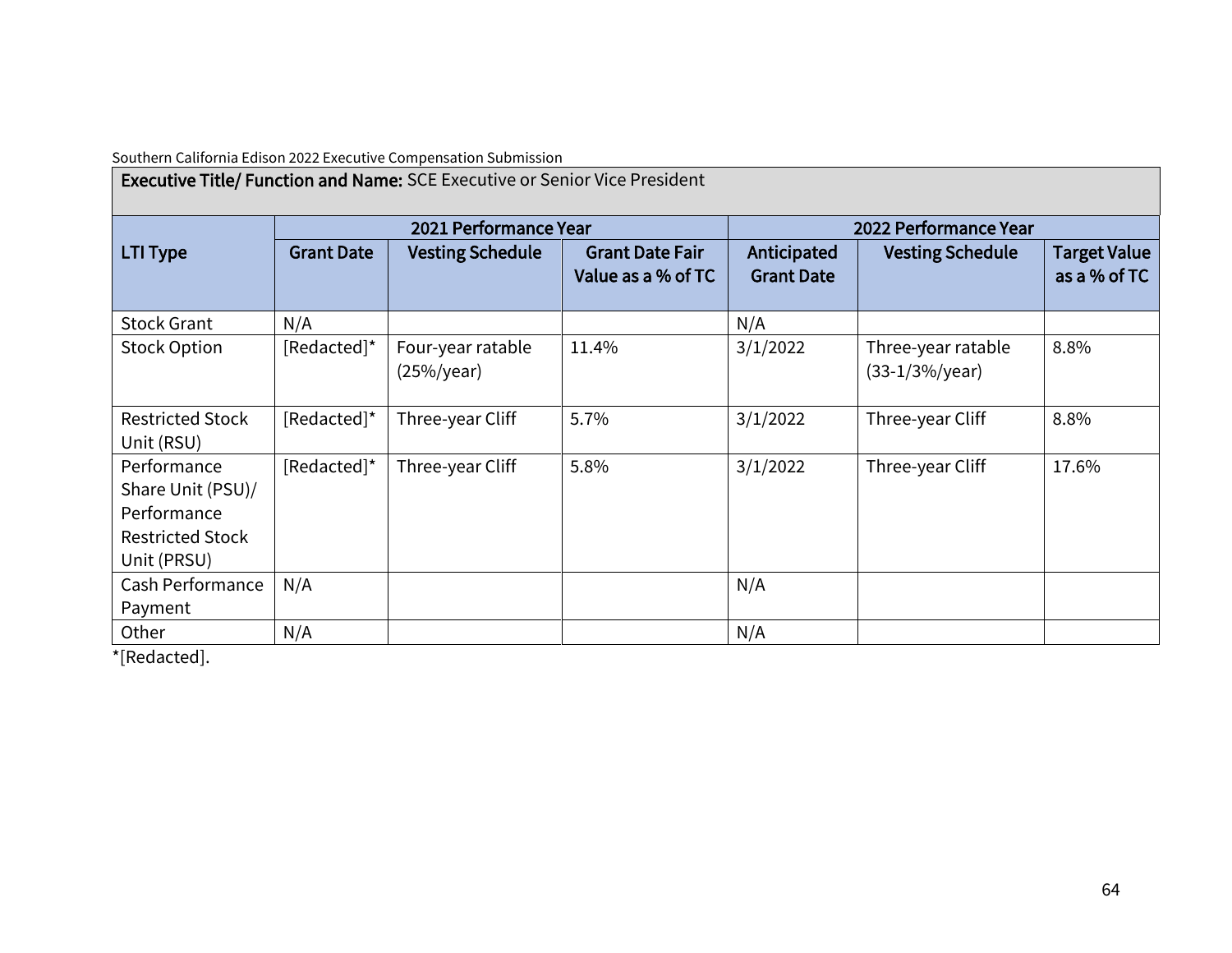Southern California Edison 2022 Executive Compensation Submission

**Executive Title/ Function and Name:** SCE Executive or Senior Vice President

| LTI Type | 2021 Performance Year | | | 2022 Performance Year | | |
|---|---|---|---|---|---|---|
| | Grant Date | Vesting Schedule | Grant Date Fair Value as a % of TC | Anticipated Grant Date | Vesting Schedule | Target Value as a % of TC |
| Stock Grant | N/A | | | N/A | | |
| Stock Option | [Redacted]* | Four-year ratable (25%/year) | 11.4% | 3/1/2022 | Three-year ratable (33-1/3%/year) | 8.8% |
| Restricted Stock Unit (RSU) | [Redacted]* | Three-year Cliff | 5.7% | 3/1/2022 | Three-year Cliff | 8.8% |
| Performance Share Unit (PSU)/ Performance Restricted Stock Unit (PRSU) | [Redacted]* | Three-year Cliff | 5.8% | 3/1/2022 | Three-year Cliff | 17.6% |
| Cash Performance Payment | N/A | | | N/A | | |
| Other | N/A | | | N/A | | |

*[Redacted].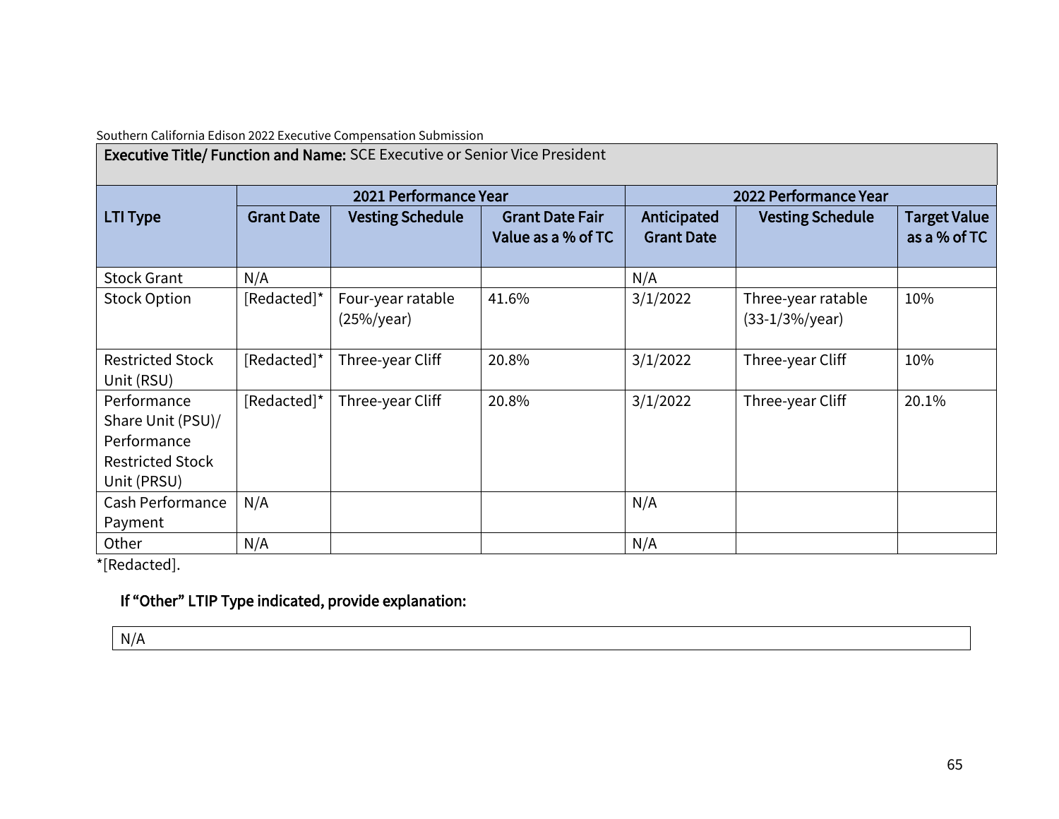Southern California Edison 2022 Executive Compensation Submission

**Executive Title/ Function and Name:** SCE Executive or Senior Vice President

| LTI Type | 2021 Performance Year | | | 2022 Performance Year | | |
|---|---|---|---|---|---|---|
| | Grant Date | Vesting Schedule | Grant Date Fair Value as a % of TC | Anticipated Grant Date | Vesting Schedule | Target Value as a % of TC |
| Stock Grant | N/A | | | N/A | | |
| Stock Option | [Redacted]* | Four-year ratable (25%/year) | 41.6% | 3/1/2022 | Three-year ratable (33-1/3%/year) | 10% |
| Restricted Stock Unit (RSU) | [Redacted]* | Three-year Cliff | 20.8% | 3/1/2022 | Three-year Cliff | 10% |
| Performance Share Unit (PSU)/ Performance Restricted Stock Unit (PRSU) | [Redacted]* | Three-year Cliff | 20.8% | 3/1/2022 | Three-year Cliff | 20.1% |
| Cash Performance Payment | N/A | | | N/A | | |
| Other | N/A | | | N/A | | |

*[Redacted].

### If "Other" LTIP Type indicated, provide explanation:

N/A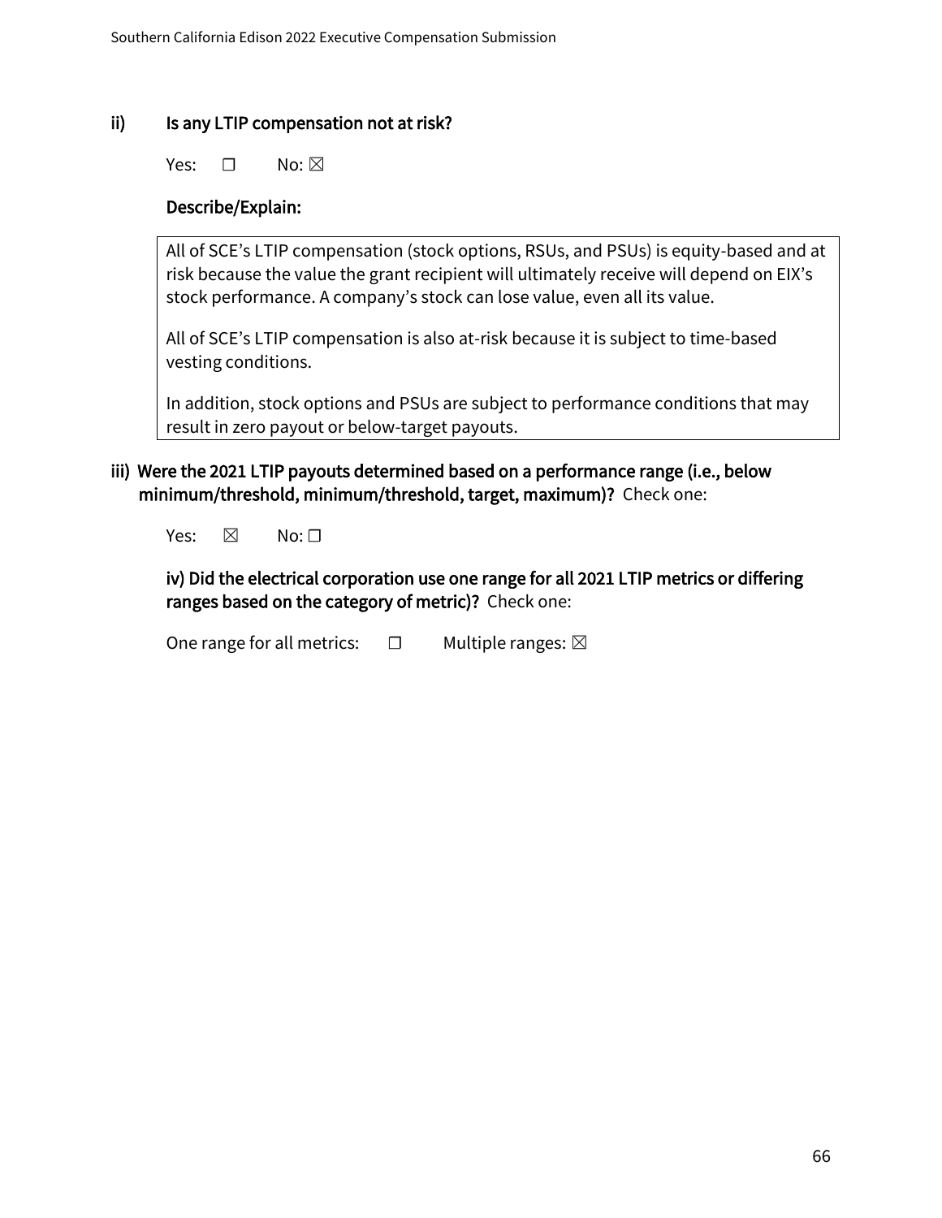**ii) Is any LTIP compensation not at risk?**

Yes: ☐ No: ☒

**Describe/Explain:**

All of SCE's LTIP compensation (stock options, RSUs, and PSUs) is equity-based and at risk because the value the grant recipient will ultimately receive will depend on EIX's stock performance. A company's stock can lose value, even all its value.

All of SCE's LTIP compensation is also at-risk because it is subject to time-based vesting conditions.

In addition, stock options and PSUs are subject to performance conditions that may result in zero payout or below-target payouts.

**iii) Were the 2021 LTIP payouts determined based on a performance range (i.e., below minimum/threshold, minimum/threshold, target, maximum)?** Check one:

Yes: ☒ No: ☐

**iv) Did the electrical corporation use one range for all 2021 LTIP metrics or differing ranges based on the category of metric)?** Check one:

One range for all metrics: ☐ Multiple ranges: ☒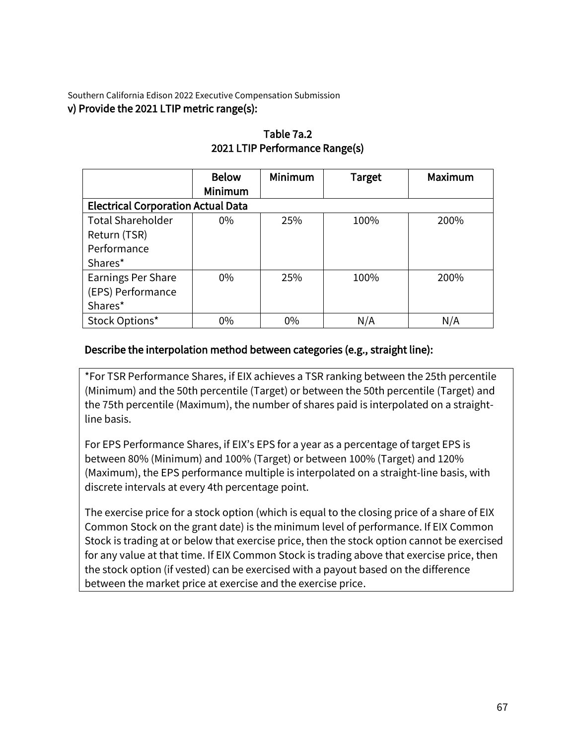Southern California Edison 2022 Executive Compensation Submission

### v) Provide the 2021 LTIP metric range(s):

Table 7a.2
2021 LTIP Performance Range(s)

| | Below Minimum | Minimum | Target | Maximum |
|---|---|---|---|---|
| **Electrical Corporation Actual Data** | | | | |
| Total Shareholder Return (TSR) Performance Shares* | 0% | 25% | 100% | 200% |
| Earnings Per Share (EPS) Performance Shares* | 0% | 25% | 100% | 200% |
| Stock Options* | 0% | 0% | N/A | N/A |

### Describe the interpolation method between categories (e.g., straight line):

*For TSR Performance Shares, if EIX achieves a TSR ranking between the 25th percentile (Minimum) and the 50th percentile (Target) or between the 50th percentile (Target) and the 75th percentile (Maximum), the number of shares paid is interpolated on a straight-line basis.

For EPS Performance Shares, if EIX's EPS for a year as a percentage of target EPS is between 80% (Minimum) and 100% (Target) or between 100% (Target) and 120% (Maximum), the EPS performance multiple is interpolated on a straight-line basis, with discrete intervals at every 4th percentage point.

The exercise price for a stock option (which is equal to the closing price of a share of EIX Common Stock on the grant date) is the minimum level of performance. If EIX Common Stock is trading at or below that exercise price, then the stock option cannot be exercised for any value at that time. If EIX Common Stock is trading above that exercise price, then the stock option (if vested) can be exercised with a payout based on the difference between the market price at exercise and the exercise price.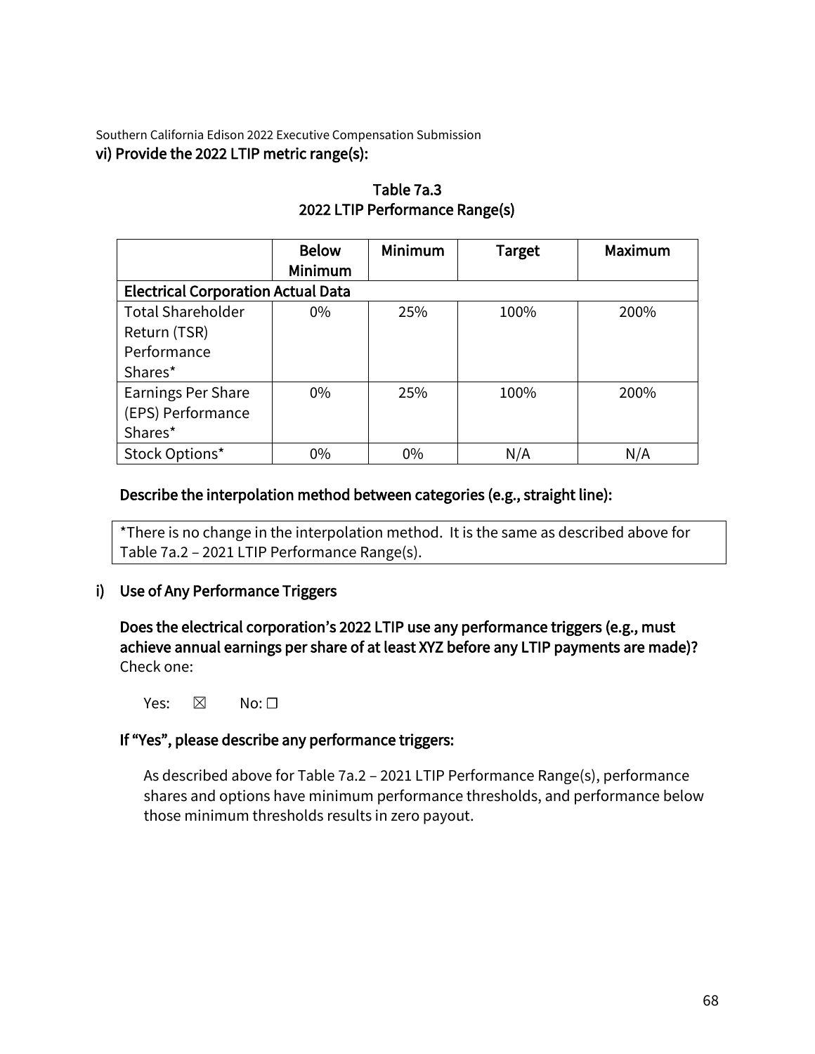vi) Provide the 2022 LTIP metric range(s):

**Table 7a.3**
**2022 LTIP Performance Range(s)**

| | Below Minimum | Minimum | Target | Maximum |
|---|---|---|---|---|
| **Electrical Corporation Actual Data** | | | | |
| Total Shareholder Return (TSR) Performance Shares* | 0% | 25% | 100% | 200% |
| Earnings Per Share (EPS) Performance Shares* | 0% | 25% | 100% | 200% |
| Stock Options* | 0% | 0% | N/A | N/A |

**Describe the interpolation method between categories (e.g., straight line):**

*There is no change in the interpolation method. It is the same as described above for Table 7a.2 – 2021 LTIP Performance Range(s).

**i) Use of Any Performance Triggers**

**Does the electrical corporation's 2022 LTIP use any performance triggers (e.g., must achieve annual earnings per share of at least XYZ before any LTIP payments are made)?** Check one:

Yes: ☒ No: ☐

**If "Yes", please describe any performance triggers:**

As described above for Table 7a.2 – 2021 LTIP Performance Range(s), performance shares and options have minimum performance thresholds, and performance below those minimum thresholds results in zero payout.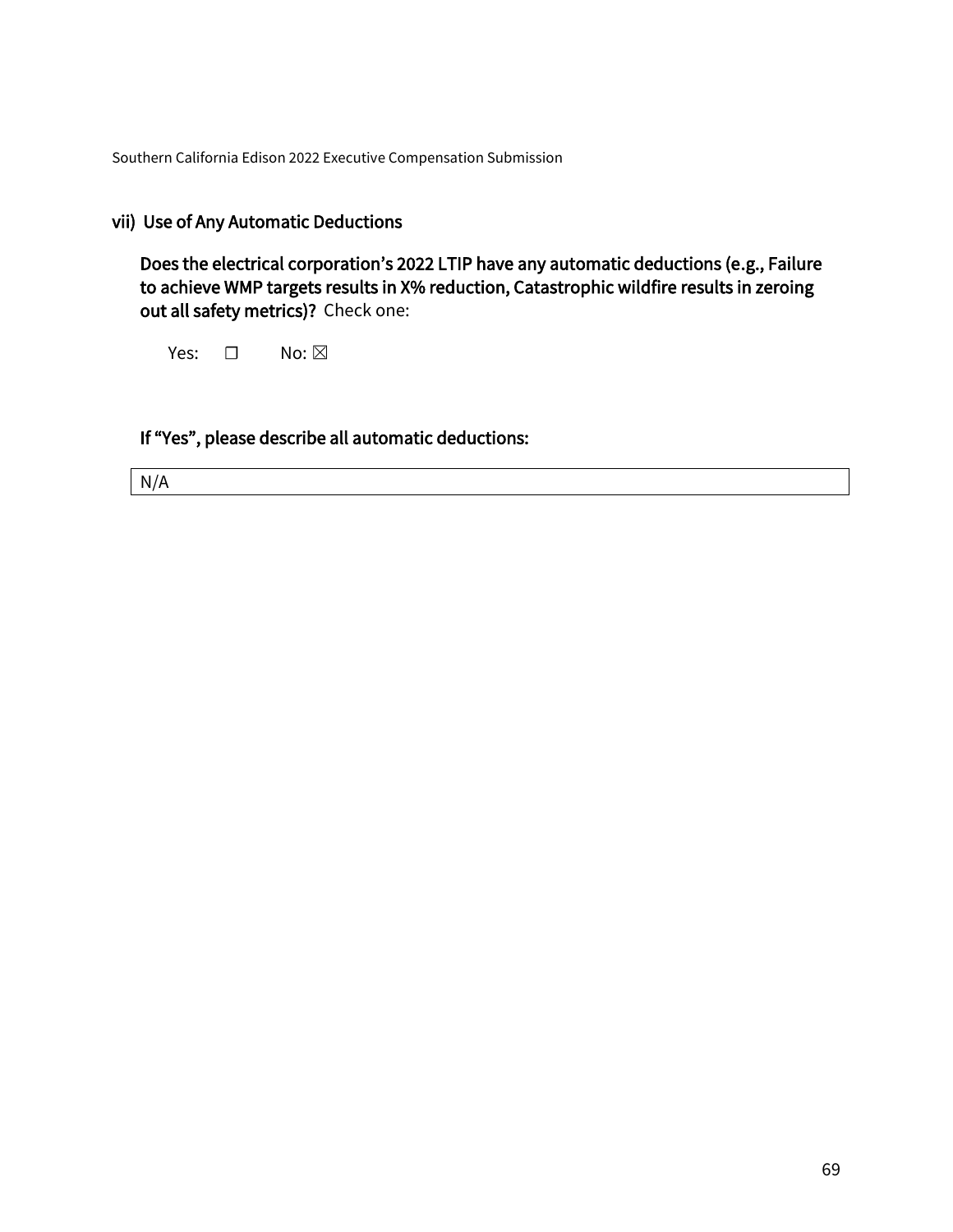## vii) Use of Any Automatic Deductions

**Does the electrical corporation's 2022 LTIP have any automatic deductions (e.g., Failure to achieve WMP targets results in X% reduction, Catastrophic wildfire results in zeroing out all safety metrics)?** Check one:

Yes: ☐ No: ☒

**If "Yes", please describe all automatic deductions:**

| N/A |
|---|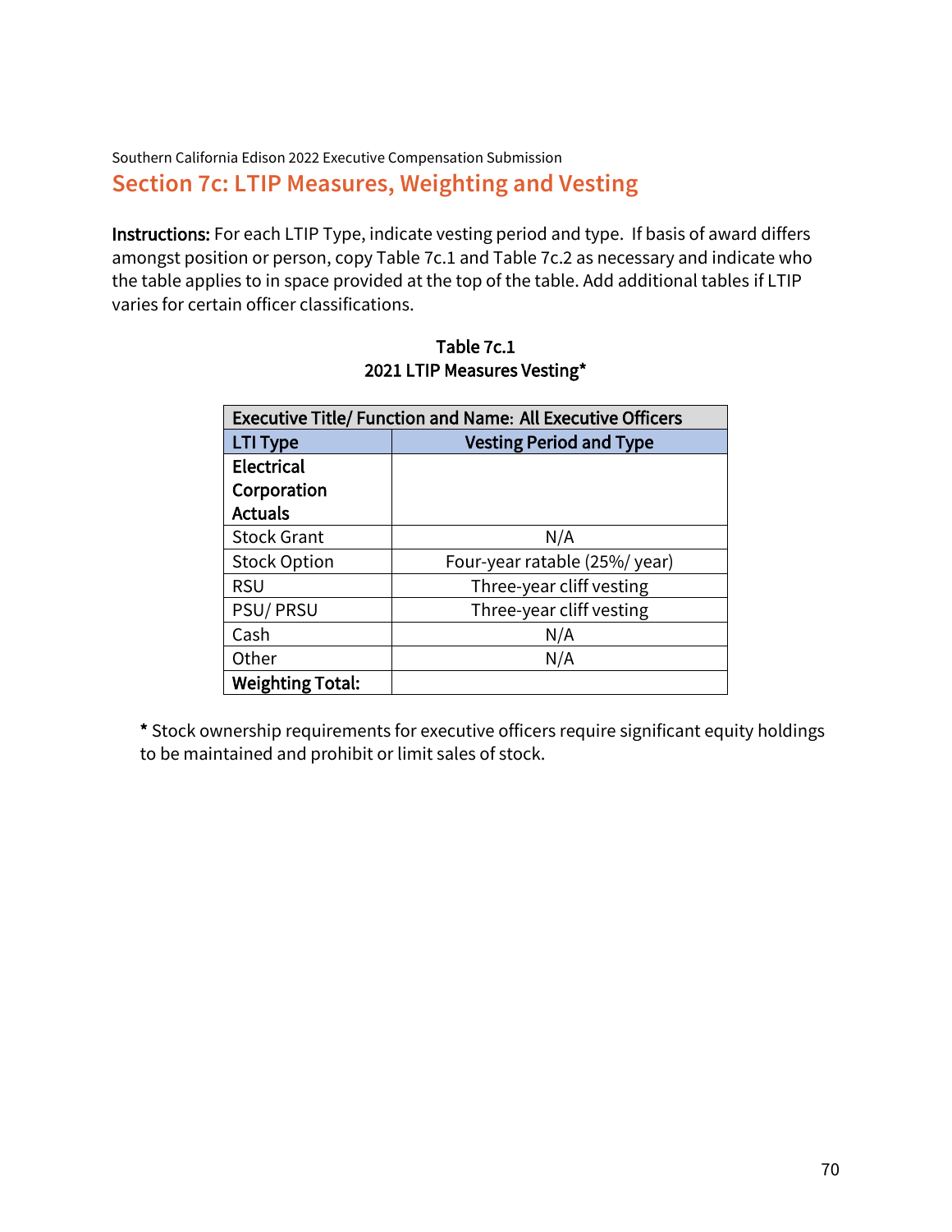Southern California Edison 2022 Executive Compensation Submission

## Section 7c: LTIP Measures, Weighting and Vesting

**Instructions:** For each LTIP Type, indicate vesting period and type. If basis of award differs amongst position or person, copy Table 7c.1 and Table 7c.2 as necessary and indicate who the table applies to in space provided at the top of the table. Add additional tables if LTIP varies for certain officer classifications.

**Table 7c.1**
**2021 LTIP Measures Vesting***

| **Executive Title/ Function and Name: All Executive Officers** | |
|---|---|
| **LTI Type** | **Vesting Period and Type** |
| **Electrical Corporation Actuals** | |
| Stock Grant | N/A |
| Stock Option | Four-year ratable (25%/ year) |
| RSU | Three-year cliff vesting |
| PSU/ PRSU | Three-year cliff vesting |
| Cash | N/A |
| Other | N/A |
| **Weighting Total:** | |

**\*** Stock ownership requirements for executive officers require significant equity holdings to be maintained and prohibit or limit sales of stock.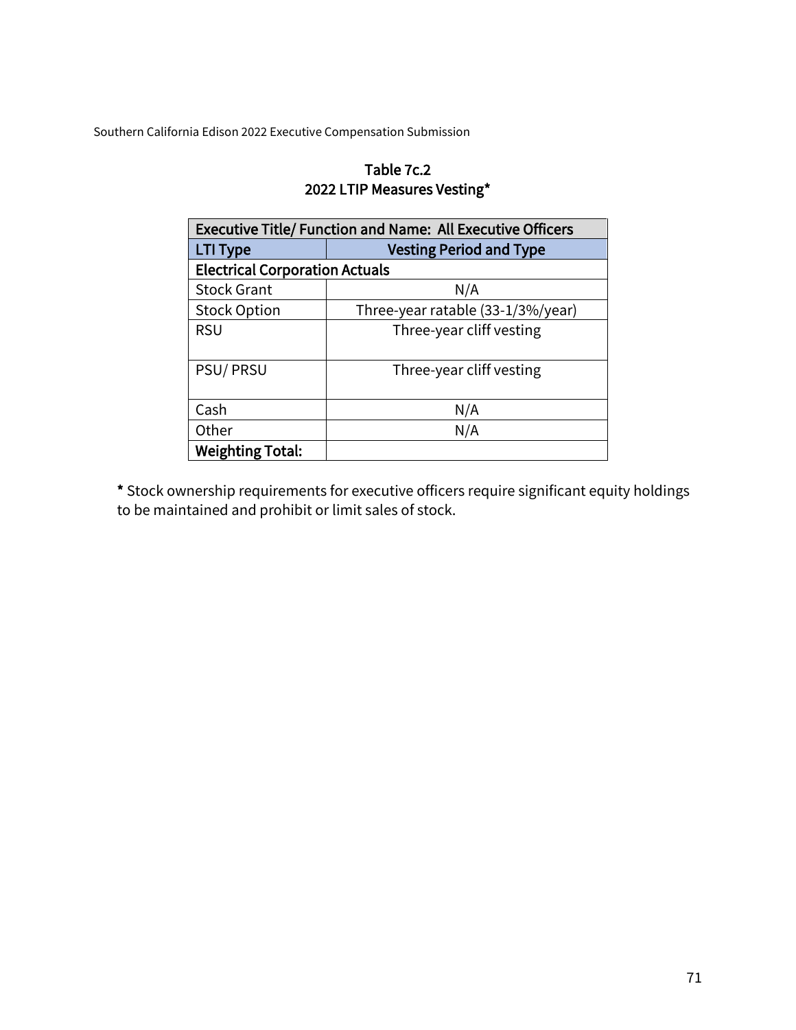Table 7c.2
2022 LTIP Measures Vesting*

| Executive Title/ Function and Name: All Executive Officers | |
|---|---|
| **LTI Type** | **Vesting Period and Type** |
| **Electrical Corporation Actuals** | |
| Stock Grant | N/A |
| Stock Option | Three-year ratable (33-1/3%/year) |
| RSU | Three-year cliff vesting |
| PSU/ PRSU | Three-year cliff vesting |
| Cash | N/A |
| Other | N/A |
| **Weighting Total:** | |

**\*** Stock ownership requirements for executive officers require significant equity holdings to be maintained and prohibit or limit sales of stock.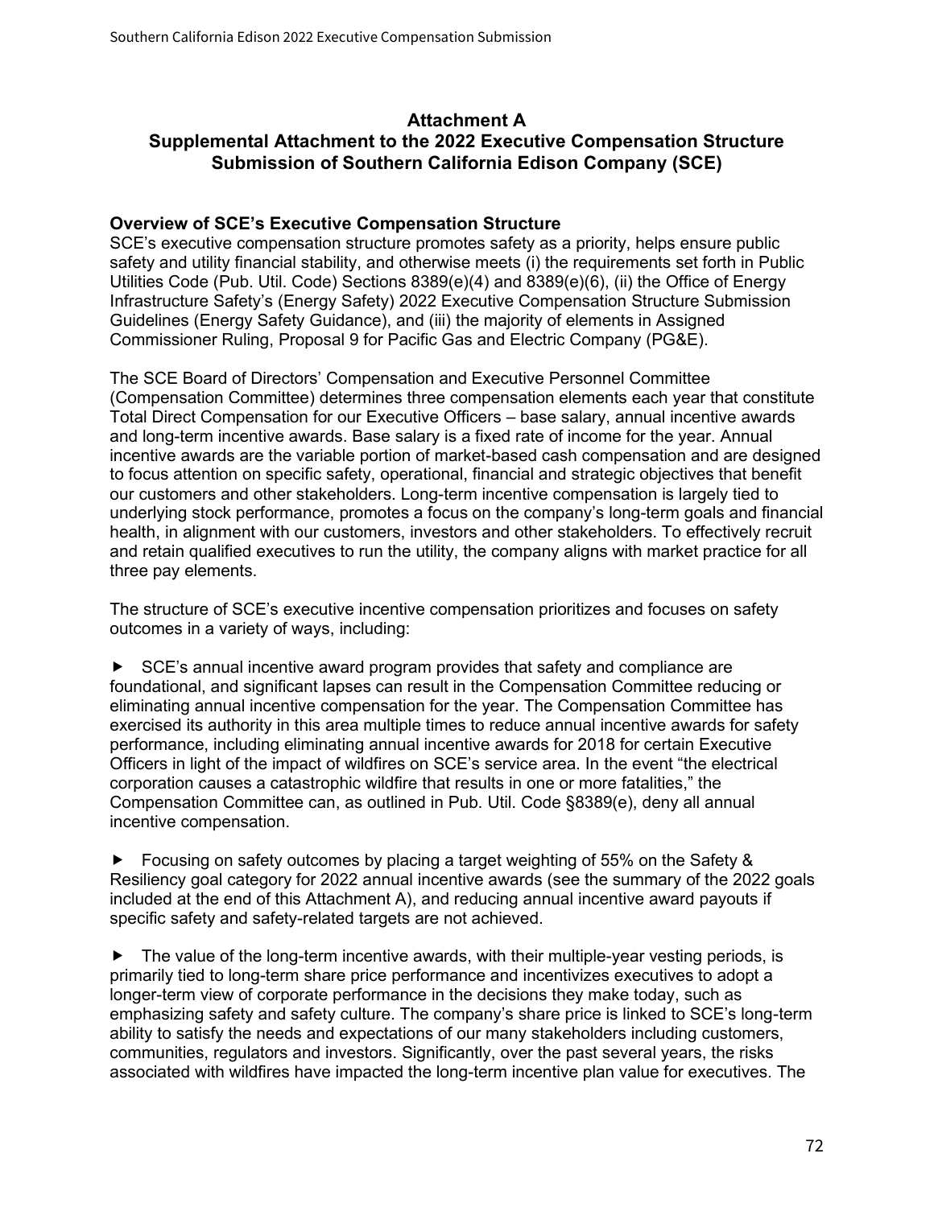## Attachment A
## Supplemental Attachment to the 2022 Executive Compensation Structure Submission of Southern California Edison Company (SCE)

### Overview of SCE's Executive Compensation Structure

SCE's executive compensation structure promotes safety as a priority, helps ensure public safety and utility financial stability, and otherwise meets (i) the requirements set forth in Public Utilities Code (Pub. Util. Code) Sections 8389(e)(4) and 8389(e)(6), (ii) the Office of Energy Infrastructure Safety's (Energy Safety) 2022 Executive Compensation Structure Submission Guidelines (Energy Safety Guidance), and (iii) the majority of elements in Assigned Commissioner Ruling, Proposal 9 for Pacific Gas and Electric Company (PG&E).

The SCE Board of Directors' Compensation and Executive Personnel Committee (Compensation Committee) determines three compensation elements each year that constitute Total Direct Compensation for our Executive Officers – base salary, annual incentive awards and long-term incentive awards. Base salary is a fixed rate of income for the year. Annual incentive awards are the variable portion of market-based cash compensation and are designed to focus attention on specific safety, operational, financial and strategic objectives that benefit our customers and other stakeholders. Long-term incentive compensation is largely tied to underlying stock performance, promotes a focus on the company's long-term goals and financial health, in alignment with our customers, investors and other stakeholders. To effectively recruit and retain qualified executives to run the utility, the company aligns with market practice for all three pay elements.

The structure of SCE's executive incentive compensation prioritizes and focuses on safety outcomes in a variety of ways, including:

- SCE's annual incentive award program provides that safety and compliance are foundational, and significant lapses can result in the Compensation Committee reducing or eliminating annual incentive compensation for the year. The Compensation Committee has exercised its authority in this area multiple times to reduce annual incentive awards for safety performance, including eliminating annual incentive awards for 2018 for certain Executive Officers in light of the impact of wildfires on SCE's service area. In the event "the electrical corporation causes a catastrophic wildfire that results in one or more fatalities," the Compensation Committee can, as outlined in Pub. Util. Code §8389(e), deny all annual incentive compensation.

- Focusing on safety outcomes by placing a target weighting of 55% on the Safety & Resiliency goal category for 2022 annual incentive awards (see the summary of the 2022 goals included at the end of this Attachment A), and reducing annual incentive award payouts if specific safety and safety-related targets are not achieved.

- The value of the long-term incentive awards, with their multiple-year vesting periods, is primarily tied to long-term share price performance and incentivizes executives to adopt a longer-term view of corporate performance in the decisions they make today, such as emphasizing safety and safety culture. The company's share price is linked to SCE's long-term ability to satisfy the needs and expectations of our many stakeholders including customers, communities, regulators and investors. Significantly, over the past several years, the risks associated with wildfires have impacted the long-term incentive plan value for executives. The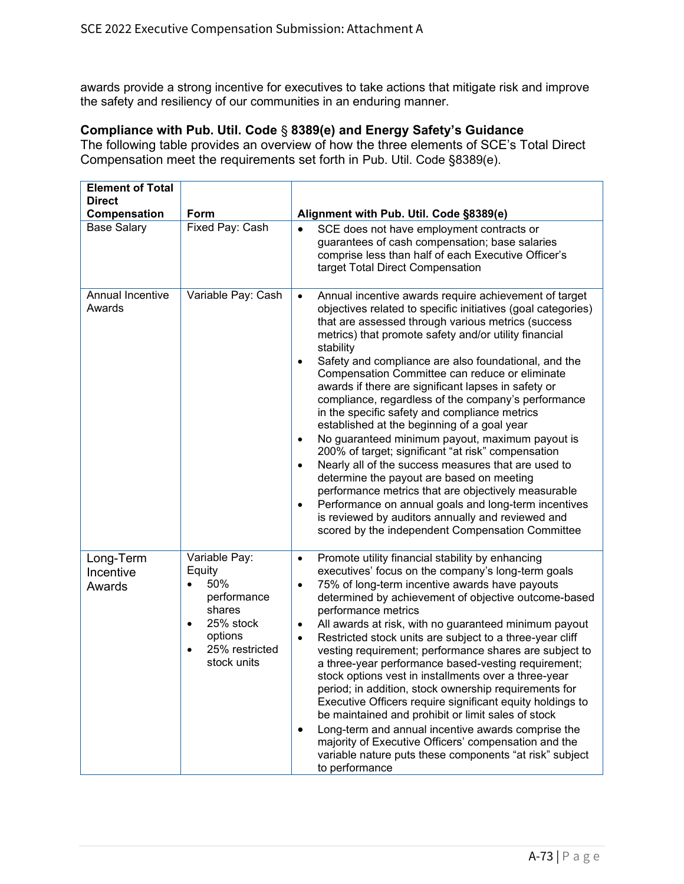awards provide a strong incentive for executives to take actions that mitigate risk and improve the safety and resiliency of our communities in an enduring manner.

### Compliance with Pub. Util. Code § 8389(e) and Energy Safety's Guidance

The following table provides an overview of how the three elements of SCE's Total Direct Compensation meet the requirements set forth in Pub. Util. Code §8389(e).

| Element of Total Direct Compensation | Form | Alignment with Pub. Util. Code §8389(e) |
|---|---|---|
| Base Salary | Fixed Pay: Cash | • SCE does not have employment contracts or guarantees of cash compensation; base salaries comprise less than half of each Executive Officer's target Total Direct Compensation |
| Annual Incentive Awards | Variable Pay: Cash | • Annual incentive awards require achievement of target objectives related to specific initiatives (goal categories) that are assessed through various metrics (success metrics) that promote safety and/or utility financial stability<br>• Safety and compliance are also foundational, and the Compensation Committee can reduce or eliminate awards if there are significant lapses in safety or compliance, regardless of the company's performance in the specific safety and compliance metrics established at the beginning of a goal year<br>• No guaranteed minimum payout, maximum payout is 200% of target; significant "at risk" compensation<br>• Nearly all of the success measures that are used to determine the payout are based on meeting performance metrics that are objectively measurable<br>• Performance on annual goals and long-term incentives is reviewed by auditors annually and reviewed and scored by the independent Compensation Committee |
| Long-Term Incentive Awards | Variable Pay: Equity<br>• 50% performance shares<br>• 25% stock options<br>• 25% restricted stock units | • Promote utility financial stability by enhancing executives' focus on the company's long-term goals<br>• 75% of long-term incentive awards have payouts determined by achievement of objective outcome-based performance metrics<br>• All awards at risk, with no guaranteed minimum payout<br>• Restricted stock units are subject to a three-year cliff vesting requirement; performance shares are subject to a three-year performance based-vesting requirement; stock options vest in installments over a three-year period; in addition, stock ownership requirements for Executive Officers require significant equity holdings to be maintained and prohibit or limit sales of stock<br>• Long-term and annual incentive awards comprise the majority of Executive Officers' compensation and the variable nature puts these components "at risk" subject to performance |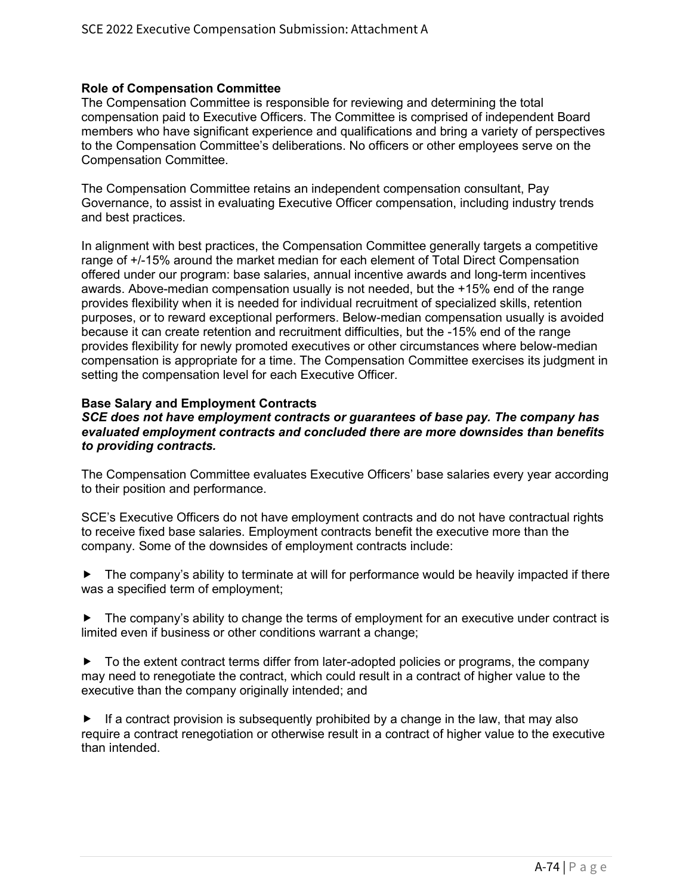**Role of Compensation Committee**

The Compensation Committee is responsible for reviewing and determining the total compensation paid to Executive Officers. The Committee is comprised of independent Board members who have significant experience and qualifications and bring a variety of perspectives to the Compensation Committee's deliberations. No officers or other employees serve on the Compensation Committee.

The Compensation Committee retains an independent compensation consultant, Pay Governance, to assist in evaluating Executive Officer compensation, including industry trends and best practices.

In alignment with best practices, the Compensation Committee generally targets a competitive range of +/-15% around the market median for each element of Total Direct Compensation offered under our program: base salaries, annual incentive awards and long-term incentives awards. Above-median compensation usually is not needed, but the +15% end of the range provides flexibility when it is needed for individual recruitment of specialized skills, retention purposes, or to reward exceptional performers. Below-median compensation usually is avoided because it can create retention and recruitment difficulties, but the -15% end of the range provides flexibility for newly promoted executives or other circumstances where below-median compensation is appropriate for a time. The Compensation Committee exercises its judgment in setting the compensation level for each Executive Officer.

**Base Salary and Employment Contracts**

***SCE does not have employment contracts or guarantees of base pay. The company has evaluated employment contracts and concluded there are more downsides than benefits to providing contracts.***

The Compensation Committee evaluates Executive Officers' base salaries every year according to their position and performance.

SCE's Executive Officers do not have employment contracts and do not have contractual rights to receive fixed base salaries. Employment contracts benefit the executive more than the company. Some of the downsides of employment contracts include:

- The company's ability to terminate at will for performance would be heavily impacted if there was a specified term of employment;
- The company's ability to change the terms of employment for an executive under contract is limited even if business or other conditions warrant a change;
- To the extent contract terms differ from later-adopted policies or programs, the company may need to renegotiate the contract, which could result in a contract of higher value to the executive than the company originally intended; and
- If a contract provision is subsequently prohibited by a change in the law, that may also require a contract renegotiation or otherwise result in a contract of higher value to the executive than intended.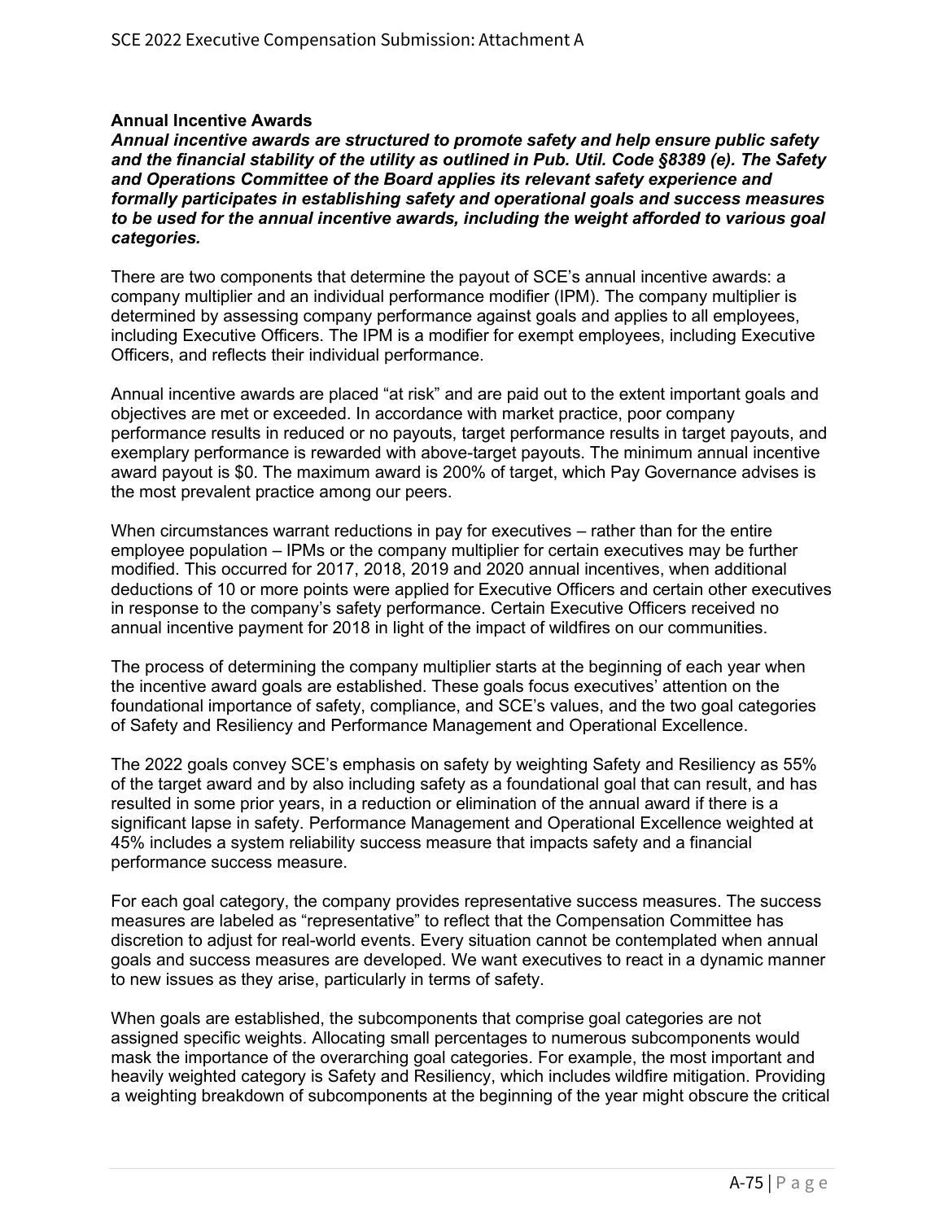**Annual Incentive Awards**

***Annual incentive awards are structured to promote safety and help ensure public safety and the financial stability of the utility as outlined in Pub. Util. Code §8389 (e). The Safety and Operations Committee of the Board applies its relevant safety experience and formally participates in establishing safety and operational goals and success measures to be used for the annual incentive awards, including the weight afforded to various goal categories.***

There are two components that determine the payout of SCE's annual incentive awards: a company multiplier and an individual performance modifier (IPM). The company multiplier is determined by assessing company performance against goals and applies to all employees, including Executive Officers. The IPM is a modifier for exempt employees, including Executive Officers, and reflects their individual performance.

Annual incentive awards are placed "at risk" and are paid out to the extent important goals and objectives are met or exceeded. In accordance with market practice, poor company performance results in reduced or no payouts, target performance results in target payouts, and exemplary performance is rewarded with above-target payouts. The minimum annual incentive award payout is $0. The maximum award is 200% of target, which Pay Governance advises is the most prevalent practice among our peers.

When circumstances warrant reductions in pay for executives – rather than for the entire employee population – IPMs or the company multiplier for certain executives may be further modified. This occurred for 2017, 2018, 2019 and 2020 annual incentives, when additional deductions of 10 or more points were applied for Executive Officers and certain other executives in response to the company's safety performance. Certain Executive Officers received no annual incentive payment for 2018 in light of the impact of wildfires on our communities.

The process of determining the company multiplier starts at the beginning of each year when the incentive award goals are established. These goals focus executives' attention on the foundational importance of safety, compliance, and SCE's values, and the two goal categories of Safety and Resiliency and Performance Management and Operational Excellence.

The 2022 goals convey SCE's emphasis on safety by weighting Safety and Resiliency as 55% of the target award and by also including safety as a foundational goal that can result, and has resulted in some prior years, in a reduction or elimination of the annual award if there is a significant lapse in safety. Performance Management and Operational Excellence weighted at 45% includes a system reliability success measure that impacts safety and a financial performance success measure.

For each goal category, the company provides representative success measures. The success measures are labeled as "representative" to reflect that the Compensation Committee has discretion to adjust for real-world events. Every situation cannot be contemplated when annual goals and success measures are developed. We want executives to react in a dynamic manner to new issues as they arise, particularly in terms of safety.

When goals are established, the subcomponents that comprise goal categories are not assigned specific weights. Allocating small percentages to numerous subcomponents would mask the importance of the overarching goal categories. For example, the most important and heavily weighted category is Safety and Resiliency, which includes wildfire mitigation. Providing a weighting breakdown of subcomponents at the beginning of the year might obscure the critical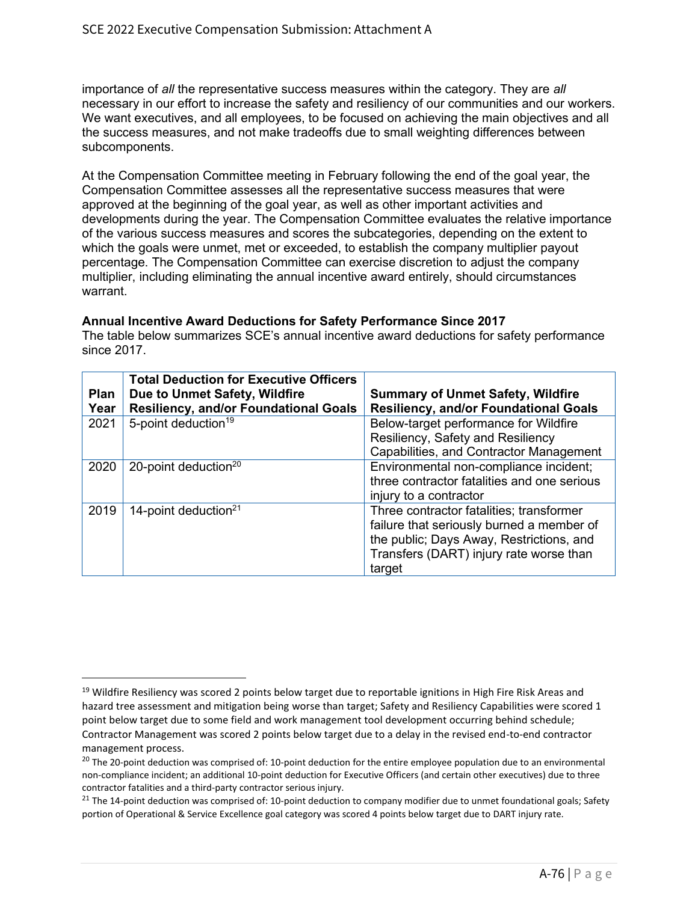importance of *all* the representative success measures within the category. They are *all* necessary in our effort to increase the safety and resiliency of our communities and our workers. We want executives, and all employees, to be focused on achieving the main objectives and all the success measures, and not make tradeoffs due to small weighting differences between subcomponents.

At the Compensation Committee meeting in February following the end of the goal year, the Compensation Committee assesses all the representative success measures that were approved at the beginning of the goal year, as well as other important activities and developments during the year. The Compensation Committee evaluates the relative importance of the various success measures and scores the subcategories, depending on the extent to which the goals were unmet, met or exceeded, to establish the company multiplier payout percentage. The Compensation Committee can exercise discretion to adjust the company multiplier, including eliminating the annual incentive award entirely, should circumstances warrant.

**Annual Incentive Award Deductions for Safety Performance Since 2017**

The table below summarizes SCE's annual incentive award deductions for safety performance since 2017.

| Plan Year | Total Deduction for Executive Officers Due to Unmet Safety, Wildfire Resiliency, and/or Foundational Goals | Summary of Unmet Safety, Wildfire Resiliency, and/or Foundational Goals |
|---|---|---|
| 2021 | 5-point deduction[19] | Below-target performance for Wildfire Resiliency, Safety and Resiliency Capabilities, and Contractor Management |
| 2020 | 20-point deduction[20] | Environmental non-compliance incident; three contractor fatalities and one serious injury to a contractor |
| 2019 | 14-point deduction[21] | Three contractor fatalities; transformer failure that seriously burned a member of the public; Days Away, Restrictions, and Transfers (DART) injury rate worse than target |

[19] Wildfire Resiliency was scored 2 points below target due to reportable ignitions in High Fire Risk Areas and hazard tree assessment and mitigation being worse than target; Safety and Resiliency Capabilities were scored 1 point below target due to some field and work management tool development occurring behind schedule; Contractor Management was scored 2 points below target due to a delay in the revised end-to-end contractor management process.

[20] The 20-point deduction was comprised of: 10-point deduction for the entire employee population due to an environmental non-compliance incident; an additional 10-point deduction for Executive Officers (and certain other executives) due to three contractor fatalities and a third-party contractor serious injury.

[21] The 14-point deduction was comprised of: 10-point deduction to company modifier due to unmet foundational goals; Safety portion of Operational & Service Excellence goal category was scored 4 points below target due to DART injury rate.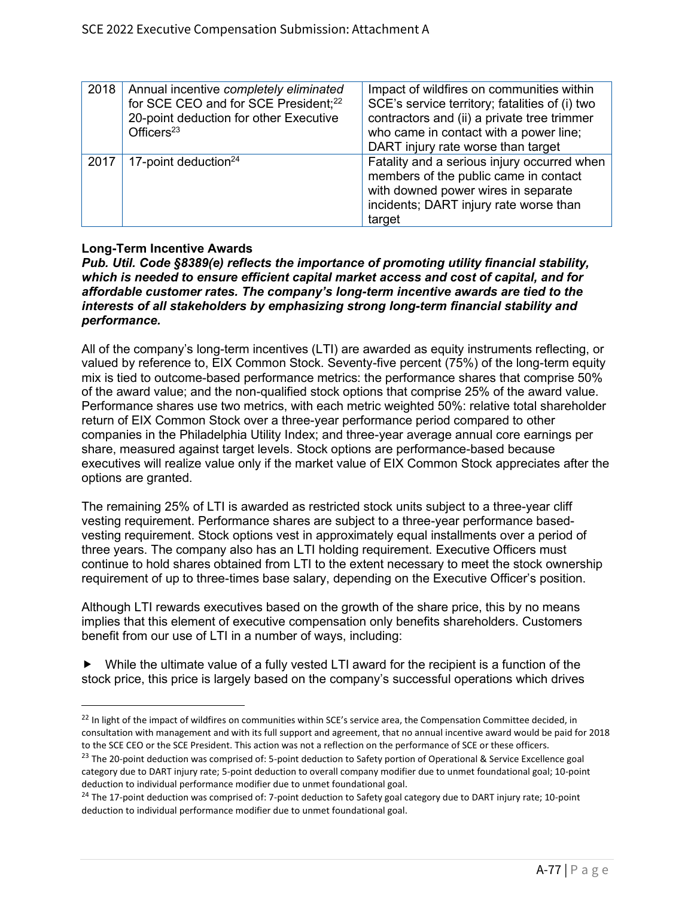| 2018 | Annual incentive *completely eliminated* for SCE CEO and for SCE President;[22] 20-point deduction for other Executive Officers[23] | Impact of wildfires on communities within SCE's service territory; fatalities of (i) two contractors and (ii) a private tree trimmer who came in contact with a power line; DART injury rate worse than target |
|---|---|---|
| 2017 | 17-point deduction[24] | Fatality and a serious injury occurred when members of the public came in contact with downed power wires in separate incidents; DART injury rate worse than target |

**Long-Term Incentive Awards**

***Pub. Util. Code §8389(e) reflects the importance of promoting utility financial stability, which is needed to ensure efficient capital market access and cost of capital, and for affordable customer rates. The company's long-term incentive awards are tied to the interests of all stakeholders by emphasizing strong long-term financial stability and performance.***

All of the company's long-term incentives (LTI) are awarded as equity instruments reflecting, or valued by reference to, EIX Common Stock. Seventy-five percent (75%) of the long-term equity mix is tied to outcome-based performance metrics: the performance shares that comprise 50% of the award value; and the non-qualified stock options that comprise 25% of the award value. Performance shares use two metrics, with each metric weighted 50%: relative total shareholder return of EIX Common Stock over a three-year performance period compared to other companies in the Philadelphia Utility Index; and three-year average annual core earnings per share, measured against target levels. Stock options are performance-based because executives will realize value only if the market value of EIX Common Stock appreciates after the options are granted.

The remaining 25% of LTI is awarded as restricted stock units subject to a three-year cliff vesting requirement. Performance shares are subject to a three-year performance based-vesting requirement. Stock options vest in approximately equal installments over a period of three years. The company also has an LTI holding requirement. Executive Officers must continue to hold shares obtained from LTI to the extent necessary to meet the stock ownership requirement of up to three-times base salary, depending on the Executive Officer's position.

Although LTI rewards executives based on the growth of the share price, this by no means implies that this element of executive compensation only benefits shareholders. Customers benefit from our use of LTI in a number of ways, including:

- While the ultimate value of a fully vested LTI award for the recipient is a function of the stock price, this price is largely based on the company's successful operations which drives

[22] In light of the impact of wildfires on communities within SCE's service area, the Compensation Committee decided, in consultation with management and with its full support and agreement, that no annual incentive award would be paid for 2018 to the SCE CEO or the SCE President. This action was not a reflection on the performance of SCE or these officers.

[23] The 20-point deduction was comprised of: 5-point deduction to Safety portion of Operational & Service Excellence goal category due to DART injury rate; 5-point deduction to overall company modifier due to unmet foundational goal; 10-point deduction to individual performance modifier due to unmet foundational goal.

[24] The 17-point deduction was comprised of: 7-point deduction to Safety goal category due to DART injury rate; 10-point deduction to individual performance modifier due to unmet foundational goal.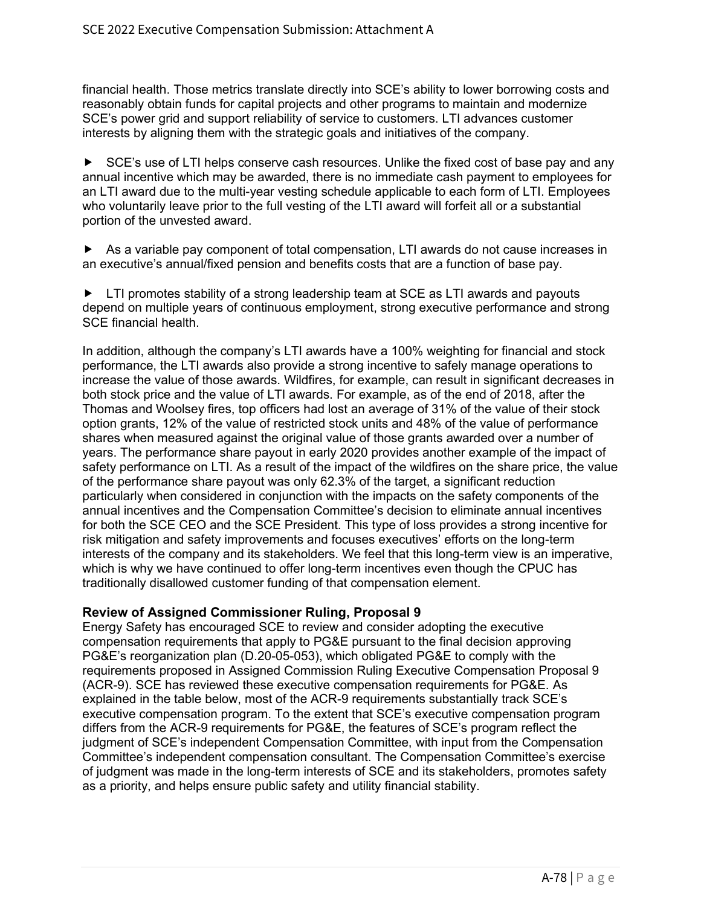financial health. Those metrics translate directly into SCE's ability to lower borrowing costs and reasonably obtain funds for capital projects and other programs to maintain and modernize SCE's power grid and support reliability of service to customers. LTI advances customer interests by aligning them with the strategic goals and initiatives of the company.

- SCE's use of LTI helps conserve cash resources. Unlike the fixed cost of base pay and any annual incentive which may be awarded, there is no immediate cash payment to employees for an LTI award due to the multi-year vesting schedule applicable to each form of LTI. Employees who voluntarily leave prior to the full vesting of the LTI award will forfeit all or a substantial portion of the unvested award.

- As a variable pay component of total compensation, LTI awards do not cause increases in an executive's annual/fixed pension and benefits costs that are a function of base pay.

- LTI promotes stability of a strong leadership team at SCE as LTI awards and payouts depend on multiple years of continuous employment, strong executive performance and strong SCE financial health.

In addition, although the company's LTI awards have a 100% weighting for financial and stock performance, the LTI awards also provide a strong incentive to safely manage operations to increase the value of those awards. Wildfires, for example, can result in significant decreases in both stock price and the value of LTI awards. For example, as of the end of 2018, after the Thomas and Woolsey fires, top officers had lost an average of 31% of the value of their stock option grants, 12% of the value of restricted stock units and 48% of the value of performance shares when measured against the original value of those grants awarded over a number of years. The performance share payout in early 2020 provides another example of the impact of safety performance on LTI. As a result of the impact of the wildfires on the share price, the value of the performance share payout was only 62.3% of the target, a significant reduction particularly when considered in conjunction with the impacts on the safety components of the annual incentives and the Compensation Committee's decision to eliminate annual incentives for both the SCE CEO and the SCE President. This type of loss provides a strong incentive for risk mitigation and safety improvements and focuses executives' efforts on the long-term interests of the company and its stakeholders. We feel that this long-term view is an imperative, which is why we have continued to offer long-term incentives even though the CPUC has traditionally disallowed customer funding of that compensation element.

**Review of Assigned Commissioner Ruling, Proposal 9**

Energy Safety has encouraged SCE to review and consider adopting the executive compensation requirements that apply to PG&E pursuant to the final decision approving PG&E's reorganization plan (D.20-05-053), which obligated PG&E to comply with the requirements proposed in Assigned Commission Ruling Executive Compensation Proposal 9 (ACR-9). SCE has reviewed these executive compensation requirements for PG&E. As explained in the table below, most of the ACR-9 requirements substantially track SCE's executive compensation program. To the extent that SCE's executive compensation program differs from the ACR-9 requirements for PG&E, the features of SCE's program reflect the judgment of SCE's independent Compensation Committee, with input from the Compensation Committee's independent compensation consultant. The Compensation Committee's exercise of judgment was made in the long-term interests of SCE and its stakeholders, promotes safety as a priority, and helps ensure public safety and utility financial stability.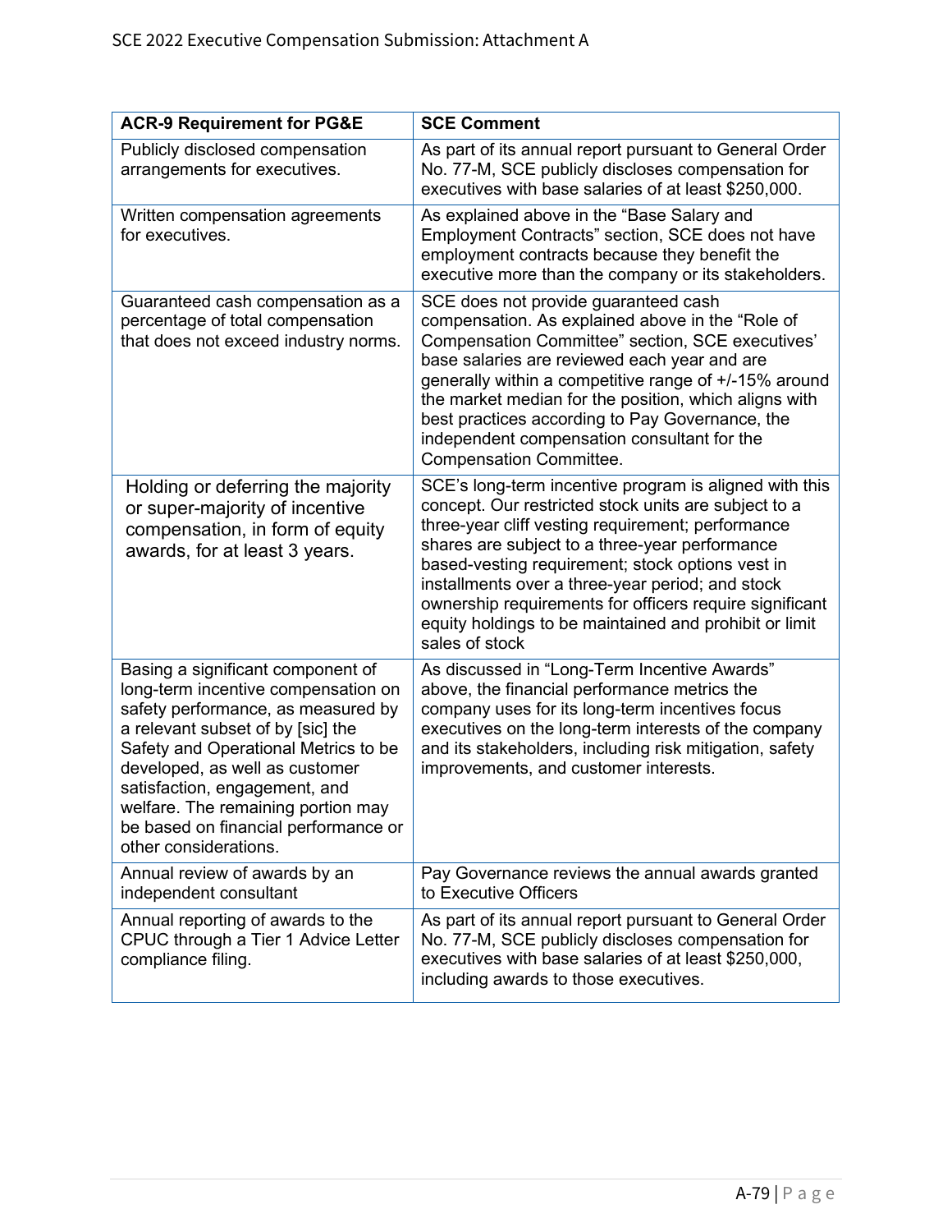| ACR-9 Requirement for PG&E | SCE Comment |
|---|---|
| Publicly disclosed compensation arrangements for executives. | As part of its annual report pursuant to General Order No. 77-M, SCE publicly discloses compensation for executives with base salaries of at least $250,000. |
| Written compensation agreements for executives. | As explained above in the "Base Salary and Employment Contracts" section, SCE does not have employment contracts because they benefit the executive more than the company or its stakeholders. |
| Guaranteed cash compensation as a percentage of total compensation that does not exceed industry norms. | SCE does not provide guaranteed cash compensation. As explained above in the "Role of Compensation Committee" section, SCE executives' base salaries are reviewed each year and are generally within a competitive range of +/-15% around the market median for the position, which aligns with best practices according to Pay Governance, the independent compensation consultant for the Compensation Committee. |
| Holding or deferring the majority or super-majority of incentive compensation, in form of equity awards, for at least 3 years. | SCE's long-term incentive program is aligned with this concept. Our restricted stock units are subject to a three-year cliff vesting requirement; performance shares are subject to a three-year performance based-vesting requirement; stock options vest in installments over a three-year period; and stock ownership requirements for officers require significant equity holdings to be maintained and prohibit or limit sales of stock |
| Basing a significant component of long-term incentive compensation on safety performance, as measured by a relevant subset of by [sic] the Safety and Operational Metrics to be developed, as well as customer satisfaction, engagement, and welfare. The remaining portion may be based on financial performance or other considerations. | As discussed in "Long-Term Incentive Awards" above, the financial performance metrics the company uses for its long-term incentives focus executives on the long-term interests of the company and its stakeholders, including risk mitigation, safety improvements, and customer interests. |
| Annual review of awards by an independent consultant | Pay Governance reviews the annual awards granted to Executive Officers |
| Annual reporting of awards to the CPUC through a Tier 1 Advice Letter compliance filing. | As part of its annual report pursuant to General Order No. 77-M, SCE publicly discloses compensation for executives with base salaries of at least $250,000, including awards to those executives. |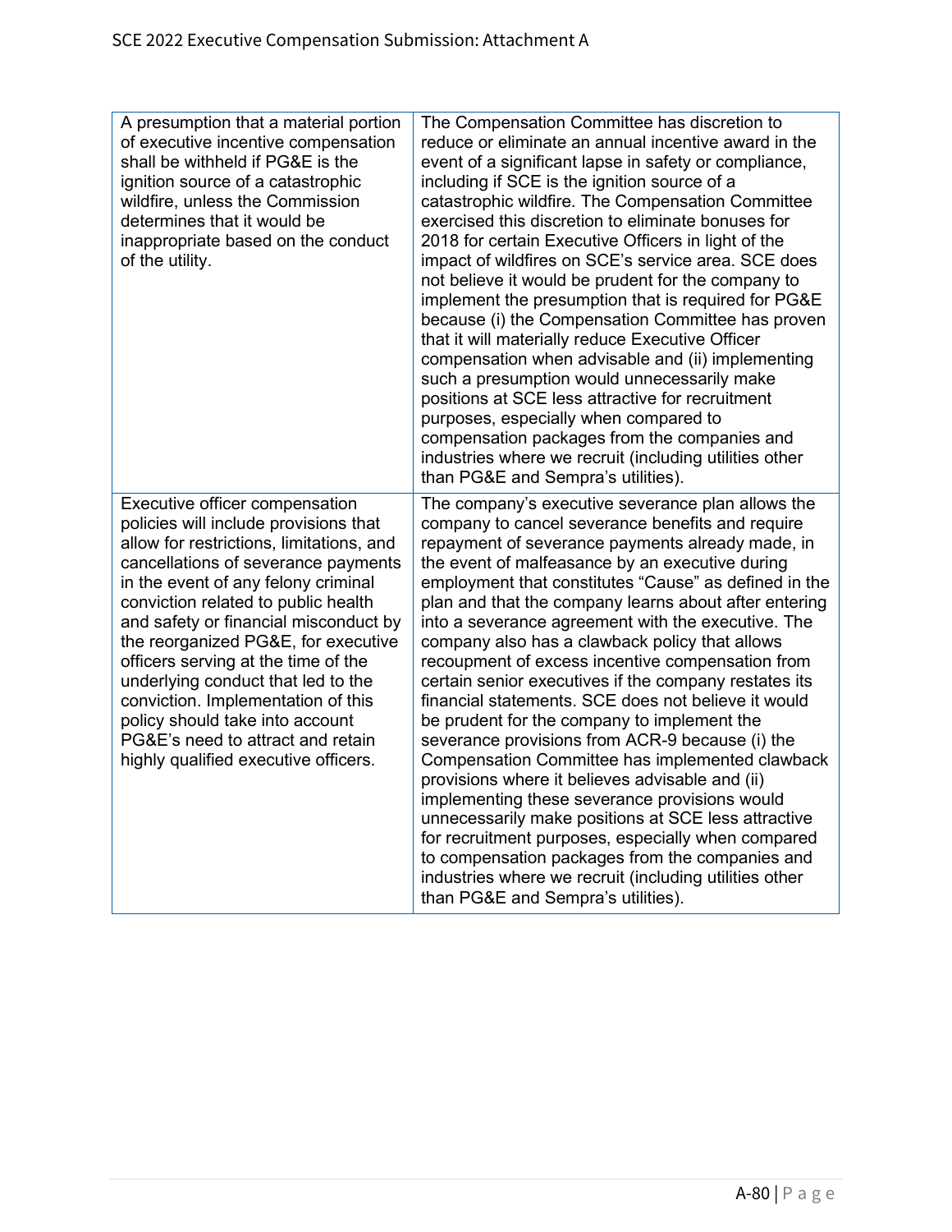| | |
|---|---|
| A presumption that a material portion of executive incentive compensation shall be withheld if PG&E is the ignition source of a catastrophic wildfire, unless the Commission determines that it would be inappropriate based on the conduct of the utility. | The Compensation Committee has discretion to reduce or eliminate an annual incentive award in the event of a significant lapse in safety or compliance, including if SCE is the ignition source of a catastrophic wildfire. The Compensation Committee exercised this discretion to eliminate bonuses for 2018 for certain Executive Officers in light of the impact of wildfires on SCE's service area. SCE does not believe it would be prudent for the company to implement the presumption that is required for PG&E because (i) the Compensation Committee has proven that it will materially reduce Executive Officer compensation when advisable and (ii) implementing such a presumption would unnecessarily make positions at SCE less attractive for recruitment purposes, especially when compared to compensation packages from the companies and industries where we recruit (including utilities other than PG&E and Sempra's utilities). |
| Executive officer compensation policies will include provisions that allow for restrictions, limitations, and cancellations of severance payments in the event of any felony criminal conviction related to public health and safety or financial misconduct by the reorganized PG&E, for executive officers serving at the time of the underlying conduct that led to the conviction. Implementation of this policy should take into account PG&E's need to attract and retain highly qualified executive officers. | The company's executive severance plan allows the company to cancel severance benefits and require repayment of severance payments already made, in the event of malfeasance by an executive during employment that constitutes "Cause" as defined in the plan and that the company learns about after entering into a severance agreement with the executive. The company also has a clawback policy that allows recoupment of excess incentive compensation from certain senior executives if the company restates its financial statements. SCE does not believe it would be prudent for the company to implement the severance provisions from ACR-9 because (i) the Compensation Committee has implemented clawback provisions where it believes advisable and (ii) implementing these severance provisions would unnecessarily make positions at SCE less attractive for recruitment purposes, especially when compared to compensation packages from the companies and industries where we recruit (including utilities other than PG&E and Sempra's utilities). |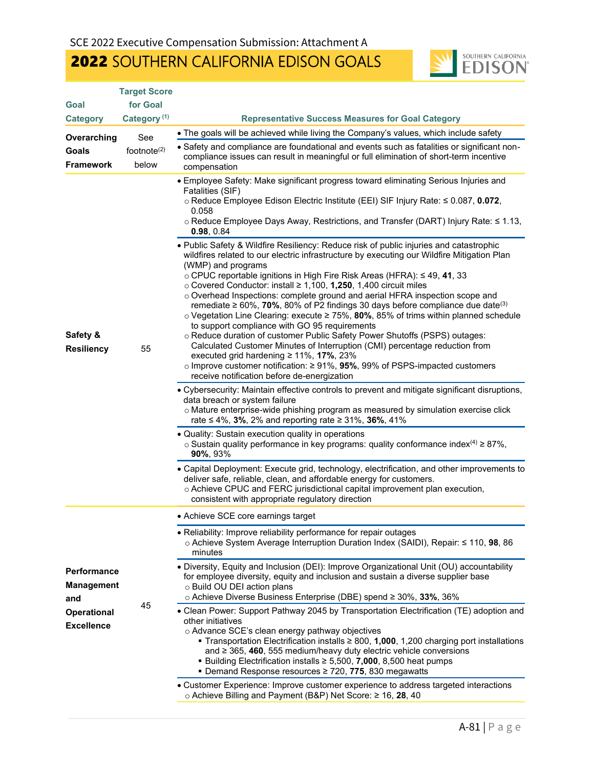SCE 2022 Executive Compensation Submission: Attachment A

# 2022 SOUTHERN CALIFORNIA EDISON GOALS

| Goal Category | Target Score for Goal Category [(1)] | Representative Success Measures for Goal Category |
|---|---|---|
| **Overarching Goals Framework** | See footnote[(2)] below | • The goals will be achieved while living the Company's values, which include safety<br>• Safety and compliance are foundational and events such as fatalities or significant non-compliance issues can result in meaningful or full elimination of short-term incentive compensation |
| **Safety & Resiliency** | 55 | • Employee Safety: Make significant progress toward eliminating Serious Injuries and Fatalities (SIF)<br>○ Reduce Employee Edison Electric Institute (EEI) SIF Injury Rate: ≤ 0.087, **0.072**, 0.058<br>○ Reduce Employee Days Away, Restrictions, and Transfer (DART) Injury Rate: ≤ 1.13, **0.98**, 0.84<br><br>• Public Safety & Wildfire Resiliency: Reduce risk of public injuries and catastrophic wildfires related to our electric infrastructure by executing our Wildfire Mitigation Plan (WMP) and programs<br>○ CPUC reportable ignitions in High Fire Risk Areas (HFRA): ≤ 49, **41**, 33<br>○ Covered Conductor: install ≥ 1,100, **1,250**, 1,400 circuit miles<br>○ Overhead Inspections: complete ground and aerial HFRA inspection scope and remediate ≥ 60%, **70%**, 80% of P2 findings 30 days before compliance due date[(3)]<br>○ Vegetation Line Clearing: execute ≥ 75%, **80%**, 85% of trims within planned schedule to support compliance with GO 95 requirements<br>○ Reduce duration of customer Public Safety Power Shutoffs (PSPS) outages: Calculated Customer Minutes of Interruption (CMI) percentage reduction from executed grid hardening ≥ 11%, **17%**, 23%<br>○ Improve customer notification: ≥ 91%, **95%**, 99% of PSPS-impacted customers receive notification before de-energization<br><br>• Cybersecurity: Maintain effective controls to prevent and mitigate significant disruptions, data breach or system failure<br>○ Mature enterprise-wide phishing program as measured by simulation exercise click rate ≤ 4%, **3%**, 2% and reporting rate ≥ 31%, **36%**, 41%<br><br>• Quality: Sustain execution quality in operations<br>○ Sustain quality performance in key programs: quality conformance index[(4)] ≥ 87%, **90%**, 93%<br><br>• Capital Deployment: Execute grid, technology, electrification, and other improvements to deliver safe, reliable, clean, and affordable energy for customers.<br>○ Achieve CPUC and FERC jurisdictional capital improvement plan execution, consistent with appropriate regulatory direction |
| **Performance Management and Operational Excellence** | 45 | • Achieve SCE core earnings target<br><br>• Reliability: Improve reliability performance for repair outages<br>○ Achieve System Average Interruption Duration Index (SAIDI), Repair: ≤ 110, **98**, 86 minutes<br><br>• Diversity, Equity and Inclusion (DEI): Improve Organizational Unit (OU) accountability for employee diversity, equity and inclusion and sustain a diverse supplier base<br>○ Build OU DEI action plans<br>○ Achieve Diverse Business Enterprise (DBE) spend ≥ 30%, **33%**, 36%<br><br>• Clean Power: Support Pathway 2045 by Transportation Electrification (TE) adoption and other initiatives<br>○ Advance SCE's clean energy pathway objectives<br>▪ Transportation Electrification installs ≥ 800, **1,000**, 1,200 charging port installations and ≥ 365, **460**, 555 medium/heavy duty electric vehicle conversions<br>▪ Building Electrification installs ≥ 5,500, **7,000**, 8,500 heat pumps<br>▪ Demand Response resources ≥ 720, **775**, 830 megawatts<br><br>• Customer Experience: Improve customer experience to address targeted interactions<br>○ Achieve Billing and Payment (B&P) Net Score: ≥ 16, **28**, 40 |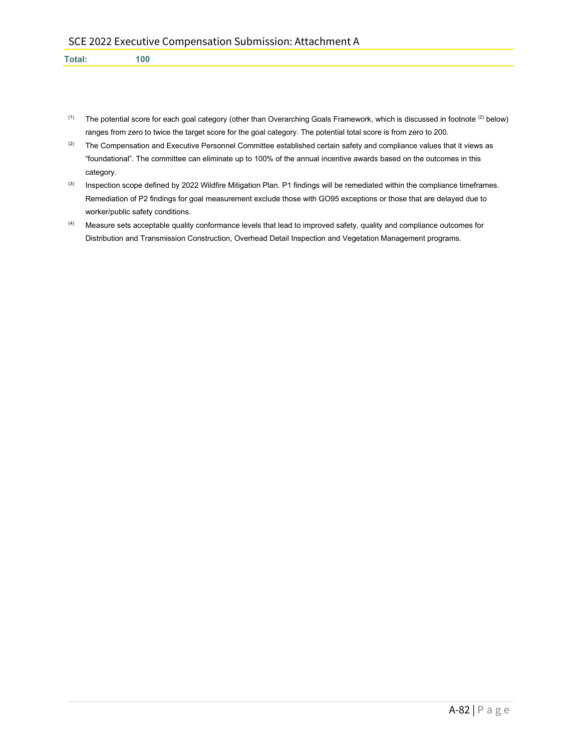| **Total:** | **100** |
| --- | --- |

(1) The potential score for each goal category (other than Overarching Goals Framework, which is discussed in footnote (2) below) ranges from zero to twice the target score for the goal category. The potential total score is from zero to 200.

(2) The Compensation and Executive Personnel Committee established certain safety and compliance values that it views as "foundational". The committee can eliminate up to 100% of the annual incentive awards based on the outcomes in this category.

(3) Inspection scope defined by 2022 Wildfire Mitigation Plan. P1 findings will be remediated within the compliance timeframes. Remediation of P2 findings for goal measurement exclude those with GO95 exceptions or those that are delayed due to worker/public safety conditions.

(4) Measure sets acceptable quality conformance levels that lead to improved safety, quality and compliance outcomes for Distribution and Transmission Construction, Overhead Detail Inspection and Vegetation Management programs.